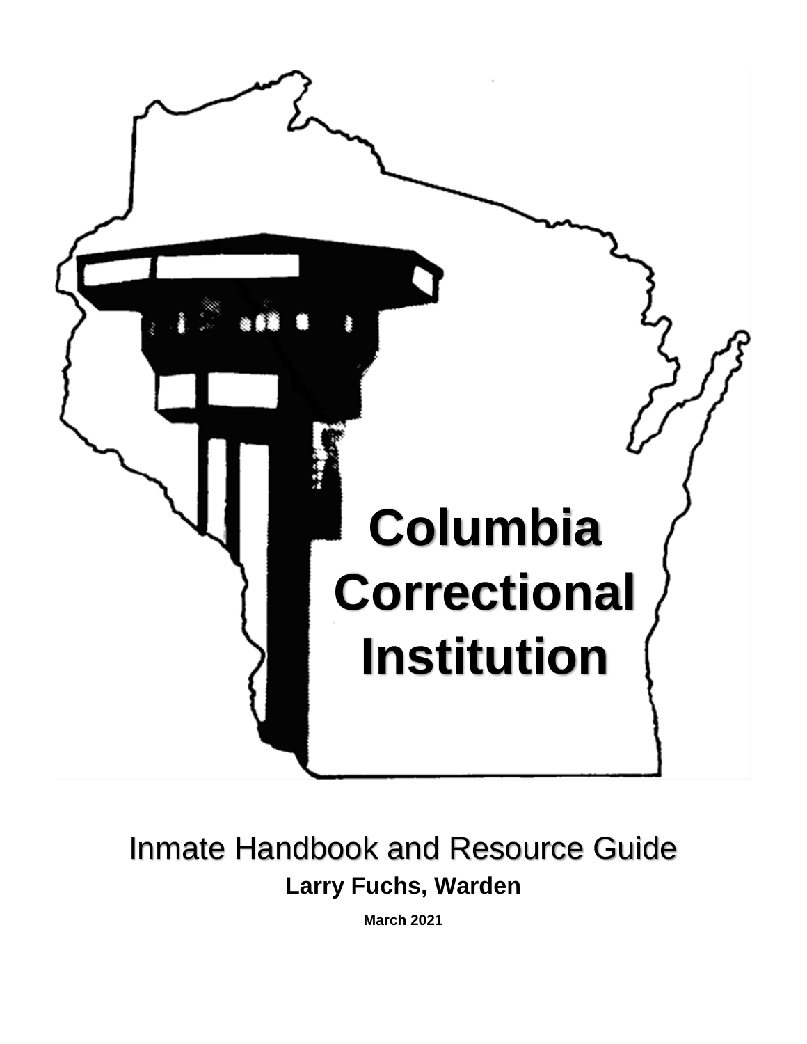# Columbia Correctional Institution

## Inmate Handbook and Resource Guide

**Larry Fuchs, Warden**

**March 2021**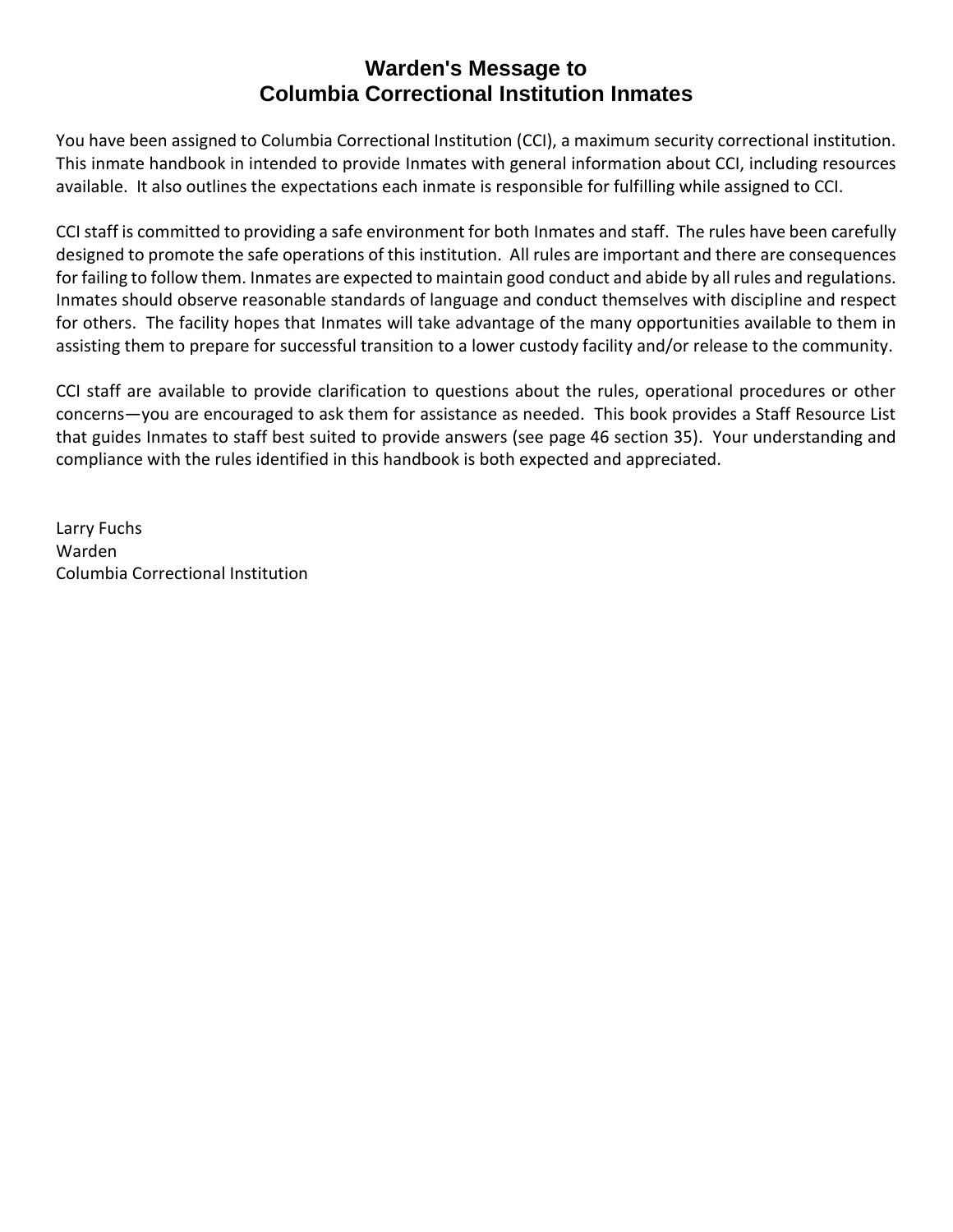# Warden's Message to
# Columbia Correctional Institution Inmates

You have been assigned to Columbia Correctional Institution (CCI), a maximum security correctional institution. This inmate handbook in intended to provide Inmates with general information about CCI, including resources available. It also outlines the expectations each inmate is responsible for fulfilling while assigned to CCI.

CCI staff is committed to providing a safe environment for both Inmates and staff. The rules have been carefully designed to promote the safe operations of this institution. All rules are important and there are consequences for failing to follow them. Inmates are expected to maintain good conduct and abide by all rules and regulations. Inmates should observe reasonable standards of language and conduct themselves with discipline and respect for others. The facility hopes that Inmates will take advantage of the many opportunities available to them in assisting them to prepare for successful transition to a lower custody facility and/or release to the community.

CCI staff are available to provide clarification to questions about the rules, operational procedures or other concerns—you are encouraged to ask them for assistance as needed. This book provides a Staff Resource List that guides Inmates to staff best suited to provide answers (see page 46 section 35). Your understanding and compliance with the rules identified in this handbook is both expected and appreciated.

Larry Fuchs
Warden
Columbia Correctional Institution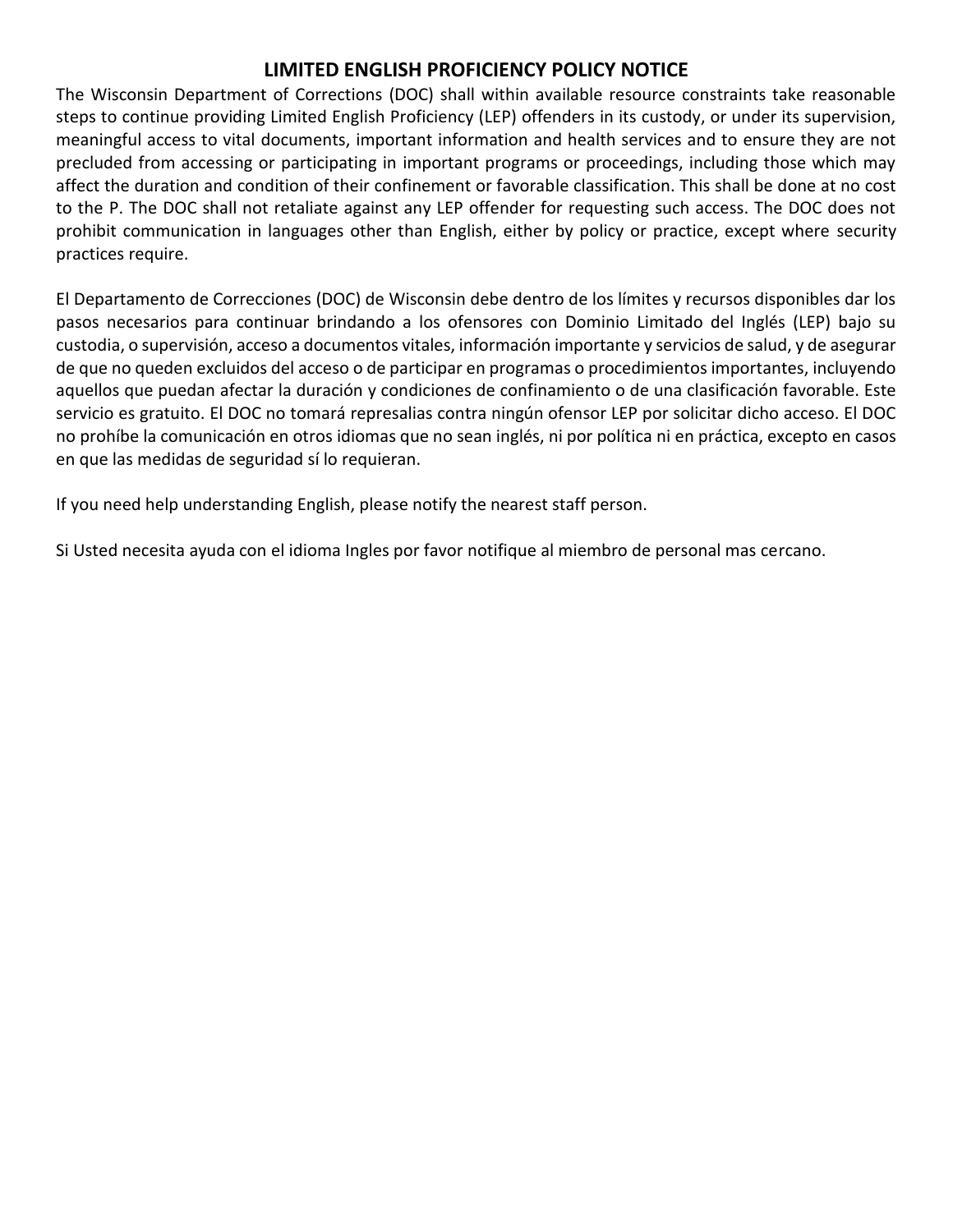# LIMITED ENGLISH PROFICIENCY POLICY NOTICE

The Wisconsin Department of Corrections (DOC) shall within available resource constraints take reasonable steps to continue providing Limited English Proficiency (LEP) offenders in its custody, or under its supervision, meaningful access to vital documents, important information and health services and to ensure they are not precluded from accessing or participating in important programs or proceedings, including those which may affect the duration and condition of their confinement or favorable classification. This shall be done at no cost to the P. The DOC shall not retaliate against any LEP offender for requesting such access. The DOC does not prohibit communication in languages other than English, either by policy or practice, except where security practices require.

El Departamento de Correcciones (DOC) de Wisconsin debe dentro de los límites y recursos disponibles dar los pasos necesarios para continuar brindando a los ofensores con Dominio Limitado del Inglés (LEP) bajo su custodia, o supervisión, acceso a documentos vitales, información importante y servicios de salud, y de asegurar de que no queden excluidos del acceso o de participar en programas o procedimientos importantes, incluyendo aquellos que puedan afectar la duración y condiciones de confinamiento o de una clasificación favorable. Este servicio es gratuito. El DOC no tomará represalias contra ningún ofensor LEP por solicitar dicho acceso. El DOC no prohíbe la comunicación en otros idiomas que no sean inglés, ni por política ni en práctica, excepto en casos en que las medidas de seguridad sí lo requieran.

If you need help understanding English, please notify the nearest staff person.

Si Usted necesita ayuda con el idioma Ingles por favor notifique al miembro de personal mas cercano.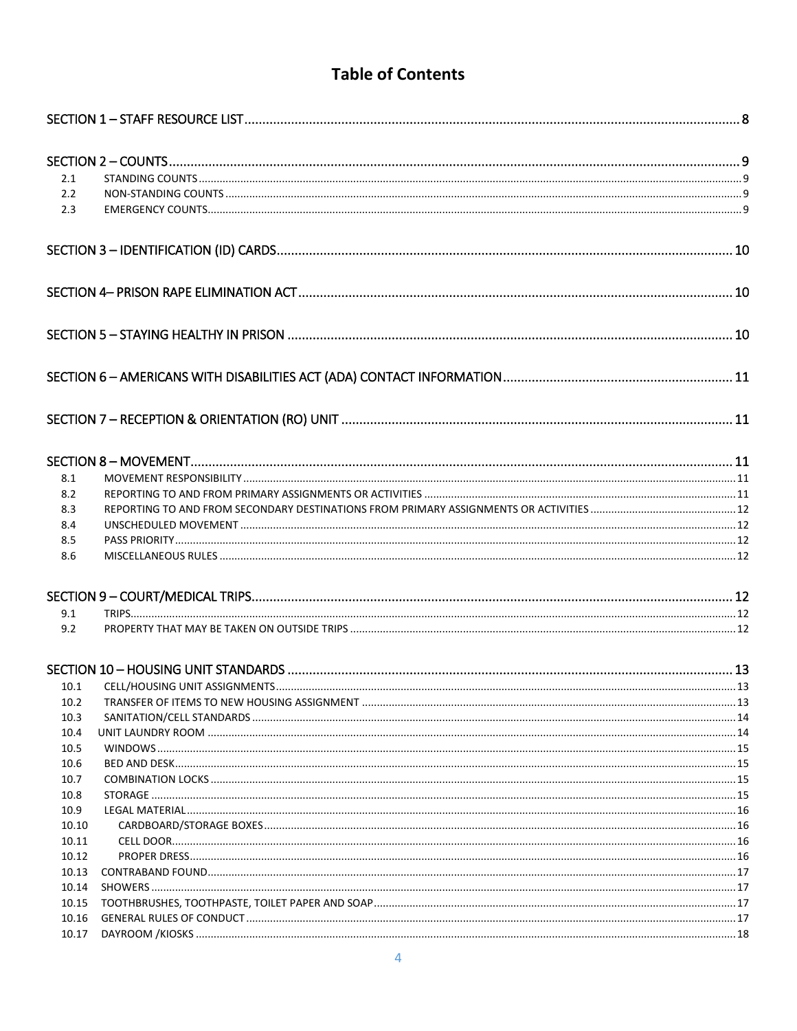# Table of Contents

SECTION 1 – STAFF RESOURCE LIST ........ 8

SECTION 2 – COUNTS ........ 9

- 2.1 STANDING COUNTS ........ 9
- 2.2 NON-STANDING COUNTS ........ 9
- 2.3 EMERGENCY COUNTS ........ 9

SECTION 3 – IDENTIFICATION (ID) CARDS ........ 10

SECTION 4– PRISON RAPE ELIMINATION ACT ........ 10

SECTION 5 – STAYING HEALTHY IN PRISON ........ 10

SECTION 6 – AMERICANS WITH DISABILITIES ACT (ADA) CONTACT INFORMATION ........ 11

SECTION 7 – RECEPTION & ORIENTATION (RO) UNIT ........ 11

SECTION 8 – MOVEMENT ........ 11

- 8.1 MOVEMENT RESPONSIBILITY ........ 11
- 8.2 REPORTING TO AND FROM PRIMARY ASSIGNMENTS OR ACTIVITIES ........ 11
- 8.3 REPORTING TO AND FROM SECONDARY DESTINATIONS FROM PRIMARY ASSIGNMENTS OR ACTIVITIES ........ 12
- 8.4 UNSCHEDULED MOVEMENT ........ 12
- 8.5 PASS PRIORITY ........ 12
- 8.6 MISCELLANEOUS RULES ........ 12

SECTION 9 – COURT/MEDICAL TRIPS ........ 12

- 9.1 TRIPS ........ 12
- 9.2 PROPERTY THAT MAY BE TAKEN ON OUTSIDE TRIPS ........ 12

SECTION 10 – HOUSING UNIT STANDARDS ........ 13

- 10.1 CELL/HOUSING UNIT ASSIGNMENTS ........ 13
- 10.2 TRANSFER OF ITEMS TO NEW HOUSING ASSIGNMENT ........ 13
- 10.3 SANITATION/CELL STANDARDS ........ 14
- 10.4 UNIT LAUNDRY ROOM ........ 14
- 10.5 WINDOWS ........ 15
- 10.6 BED AND DESK ........ 15
- 10.7 COMBINATION LOCKS ........ 15
- 10.8 STORAGE ........ 15
- 10.9 LEGAL MATERIAL ........ 16
- 10.10 CARDBOARD/STORAGE BOXES ........ 16
- 10.11 CELL DOOR ........ 16
- 10.12 PROPER DRESS ........ 16
- 10.13 CONTRABAND FOUND ........ 17
- 10.14 SHOWERS ........ 17
- 10.15 TOOTHBRUSHES, TOOTHPASTE, TOILET PAPER AND SOAP ........ 17
- 10.16 GENERAL RULES OF CONDUCT ........ 17
- 10.17 DAYROOM /KIOSKS ........ 18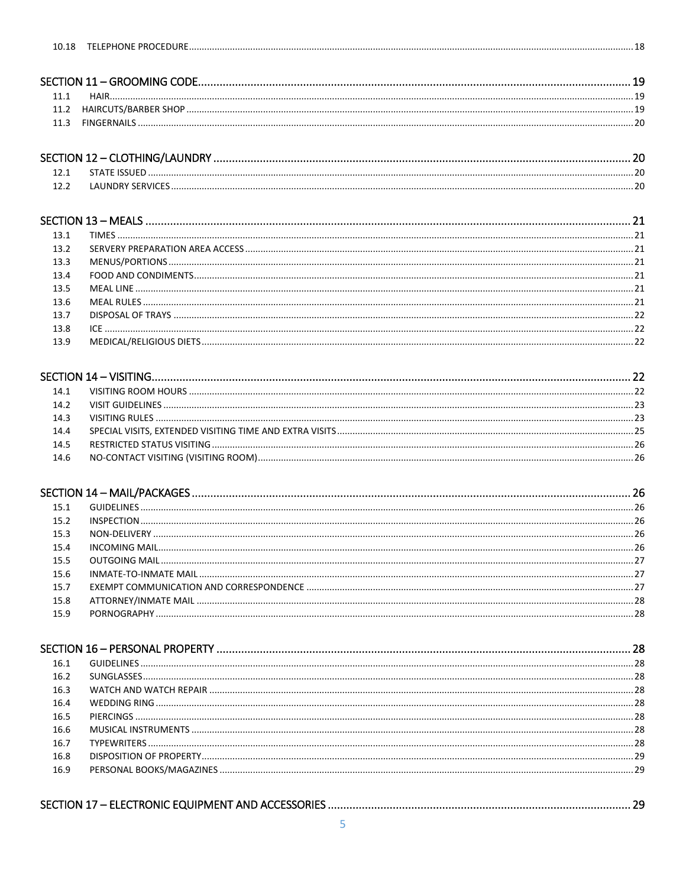10.18 TELEPHONE PROCEDURE ........ 18

SECTION 11 – GROOMING CODE ........ 19
- 11.1 HAIR ........ 19
- 11.2 HAIRCUTS/BARBER SHOP ........ 19
- 11.3 FINGERNAILS ........ 20

SECTION 12 – CLOTHING/LAUNDRY ........ 20
- 12.1 STATE ISSUED ........ 20
- 12.2 LAUNDRY SERVICES ........ 20

SECTION 13 – MEALS ........ 21
- 13.1 TIMES ........ 21
- 13.2 SERVERY PREPARATION AREA ACCESS ........ 21
- 13.3 MENUS/PORTIONS ........ 21
- 13.4 FOOD AND CONDIMENTS ........ 21
- 13.5 MEAL LINE ........ 21
- 13.6 MEAL RULES ........ 21
- 13.7 DISPOSAL OF TRAYS ........ 22
- 13.8 ICE ........ 22
- 13.9 MEDICAL/RELIGIOUS DIETS ........ 22

SECTION 14 – VISITING ........ 22
- 14.1 VISITING ROOM HOURS ........ 22
- 14.2 VISIT GUIDELINES ........ 23
- 14.3 VISITING RULES ........ 23
- 14.4 SPECIAL VISITS, EXTENDED VISITING TIME AND EXTRA VISITS ........ 25
- 14.5 RESTRICTED STATUS VISITING ........ 26
- 14.6 NO-CONTACT VISITING (VISITING ROOM) ........ 26

SECTION 14 – MAIL/PACKAGES ........ 26
- 15.1 GUIDELINES ........ 26
- 15.2 INSPECTION ........ 26
- 15.3 NON-DELIVERY ........ 26
- 15.4 INCOMING MAIL ........ 26
- 15.5 OUTGOING MAIL ........ 27
- 15.6 INMATE-TO-INMATE MAIL ........ 27
- 15.7 EXEMPT COMMUNICATION AND CORRESPONDENCE ........ 27
- 15.8 ATTORNEY/INMATE MAIL ........ 28
- 15.9 PORNOGRAPHY ........ 28

SECTION 16 – PERSONAL PROPERTY ........ 28
- 16.1 GUIDELINES ........ 28
- 16.2 SUNGLASSES ........ 28
- 16.3 WATCH AND WATCH REPAIR ........ 28
- 16.4 WEDDING RING ........ 28
- 16.5 PIERCINGS ........ 28
- 16.6 MUSICAL INSTRUMENTS ........ 28
- 16.7 TYPEWRITERS ........ 28
- 16.8 DISPOSITION OF PROPERTY ........ 29
- 16.9 PERSONAL BOOKS/MAGAZINES ........ 29

SECTION 17 – ELECTRONIC EQUIPMENT AND ACCESSORIES ........ 29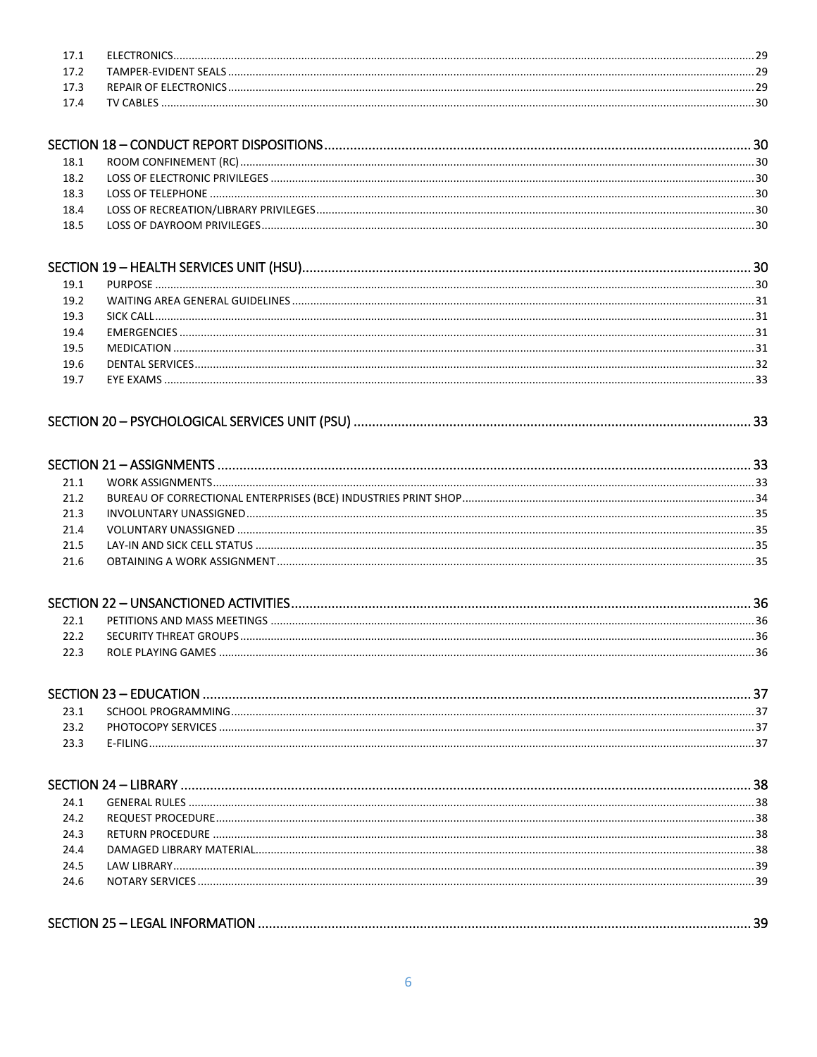17.1 ELECTRONICS ... 29
17.2 TAMPER-EVIDENT SEALS ... 29
17.3 REPAIR OF ELECTRONICS ... 29
17.4 TV CABLES ... 30

SECTION 18 – CONDUCT REPORT DISPOSITIONS ... 30
18.1 ROOM CONFINEMENT (RC) ... 30
18.2 LOSS OF ELECTRONIC PRIVILEGES ... 30
18.3 LOSS OF TELEPHONE ... 30
18.4 LOSS OF RECREATION/LIBRARY PRIVILEGES ... 30
18.5 LOSS OF DAYROOM PRIVILEGES ... 30

SECTION 19 – HEALTH SERVICES UNIT (HSU) ... 30
19.1 PURPOSE ... 30
19.2 WAITING AREA GENERAL GUIDELINES ... 31
19.3 SICK CALL ... 31
19.4 EMERGENCIES ... 31
19.5 MEDICATION ... 31
19.6 DENTAL SERVICES ... 32
19.7 EYE EXAMS ... 33

SECTION 20 – PSYCHOLOGICAL SERVICES UNIT (PSU) ... 33

SECTION 21 – ASSIGNMENTS ... 33
21.1 WORK ASSIGNMENTS ... 33
21.2 BUREAU OF CORRECTIONAL ENTERPRISES (BCE) INDUSTRIES PRINT SHOP ... 34
21.3 INVOLUNTARY UNASSIGNED ... 35
21.4 VOLUNTARY UNASSIGNED ... 35
21.5 LAY-IN AND SICK CELL STATUS ... 35
21.6 OBTAINING A WORK ASSIGNMENT ... 35

SECTION 22 – UNSANCTIONED ACTIVITIES ... 36
22.1 PETITIONS AND MASS MEETINGS ... 36
22.2 SECURITY THREAT GROUPS ... 36
22.3 ROLE PLAYING GAMES ... 36

SECTION 23 – EDUCATION ... 37
23.1 SCHOOL PROGRAMMING ... 37
23.2 PHOTOCOPY SERVICES ... 37
23.3 E-FILING ... 37

SECTION 24 – LIBRARY ... 38
24.1 GENERAL RULES ... 38
24.2 REQUEST PROCEDURE ... 38
24.3 RETURN PROCEDURE ... 38
24.4 DAMAGED LIBRARY MATERIAL ... 38
24.5 LAW LIBRARY ... 39
24.6 NOTARY SERVICES ... 39

SECTION 25 – LEGAL INFORMATION ... 39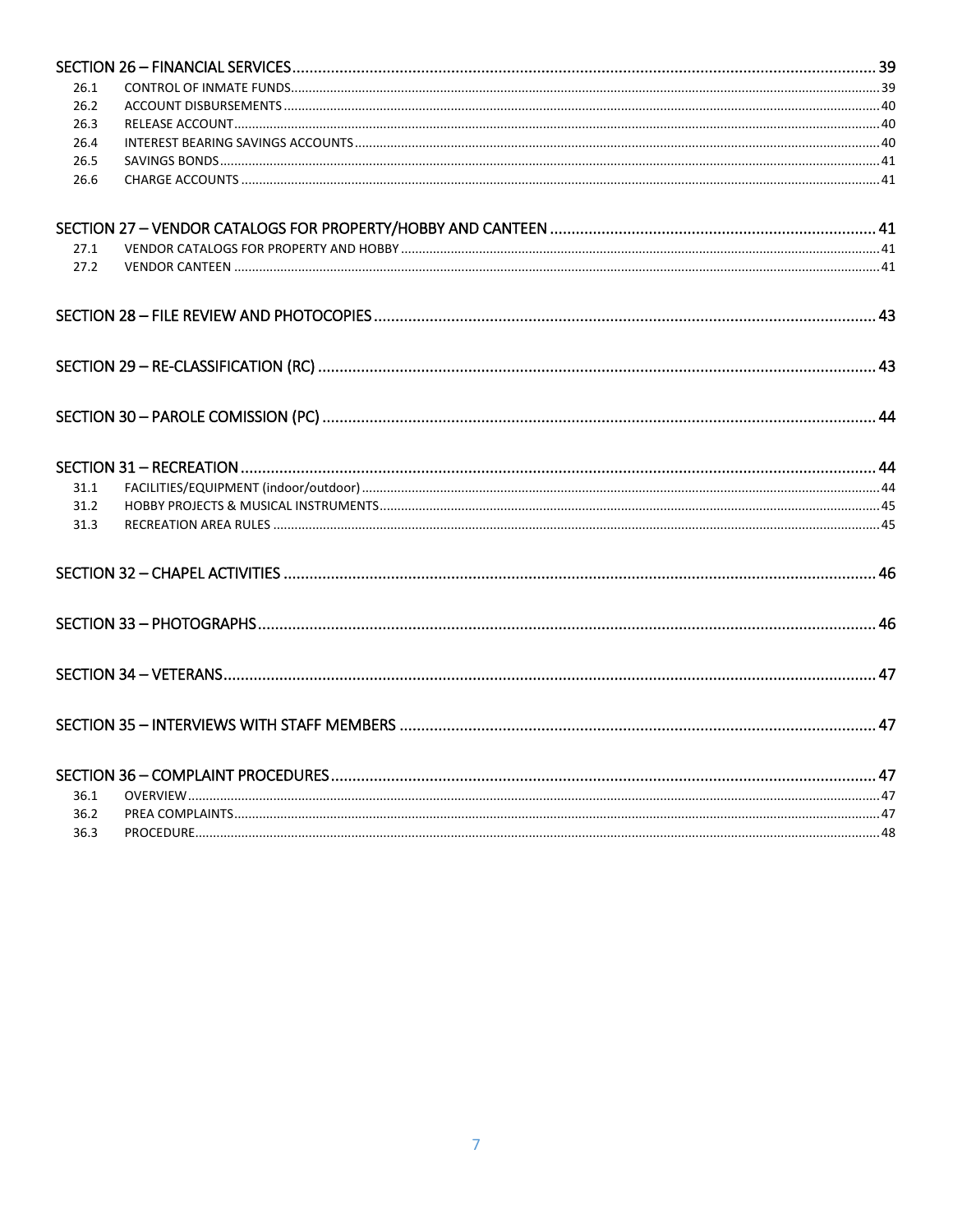SECTION 26 – FINANCIAL SERVICES ........................................................ 39

- 26.1 CONTROL OF INMATE FUNDS ........................................................ 39
- 26.2 ACCOUNT DISBURSEMENTS ........................................................ 40
- 26.3 RELEASE ACCOUNT ........................................................ 40
- 26.4 INTEREST BEARING SAVINGS ACCOUNTS ........................................................ 40
- 26.5 SAVINGS BONDS ........................................................ 41
- 26.6 CHARGE ACCOUNTS ........................................................ 41

SECTION 27 – VENDOR CATALOGS FOR PROPERTY/HOBBY AND CANTEEN ........................................................ 41

- 27.1 VENDOR CATALOGS FOR PROPERTY AND HOBBY ........................................................ 41
- 27.2 VENDOR CANTEEN ........................................................ 41

SECTION 28 – FILE REVIEW AND PHOTOCOPIES ........................................................ 43

SECTION 29 – RE-CLASSIFICATION (RC) ........................................................ 43

SECTION 30 – PAROLE COMISSION (PC) ........................................................ 44

SECTION 31 – RECREATION ........................................................ 44

- 31.1 FACILITIES/EQUIPMENT (indoor/outdoor) ........................................................ 44
- 31.2 HOBBY PROJECTS & MUSICAL INSTRUMENTS ........................................................ 45
- 31.3 RECREATION AREA RULES ........................................................ 45

SECTION 32 – CHAPEL ACTIVITIES ........................................................ 46

SECTION 33 – PHOTOGRAPHS ........................................................ 46

SECTION 34 – VETERANS ........................................................ 47

SECTION 35 – INTERVIEWS WITH STAFF MEMBERS ........................................................ 47

SECTION 36 – COMPLAINT PROCEDURES ........................................................ 47

- 36.1 OVERVIEW ........................................................ 47
- 36.2 PREA COMPLAINTS ........................................................ 47
- 36.3 PROCEDURE ........................................................ 48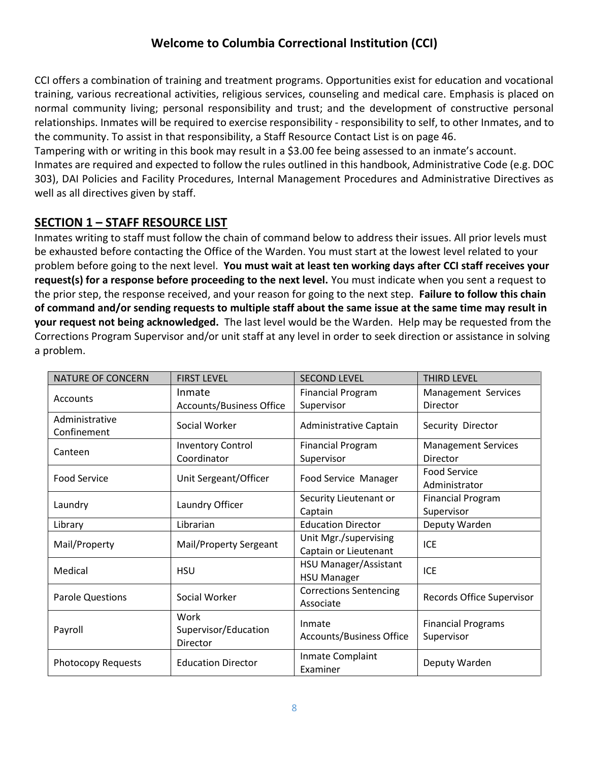# Welcome to Columbia Correctional Institution (CCI)

CCI offers a combination of training and treatment programs. Opportunities exist for education and vocational training, various recreational activities, religious services, counseling and medical care. Emphasis is placed on normal community living; personal responsibility and trust; and the development of constructive personal relationships. Inmates will be required to exercise responsibility - responsibility to self, to other Inmates, and to the community. To assist in that responsibility, a Staff Resource Contact List is on page 46.

Tampering with or writing in this book may result in a $3.00 fee being assessed to an inmate's account.

Inmates are required and expected to follow the rules outlined in this handbook, Administrative Code (e.g. DOC 303), DAI Policies and Facility Procedures, Internal Management Procedures and Administrative Directives as well as all directives given by staff.

## SECTION 1 – STAFF RESOURCE LIST

Inmates writing to staff must follow the chain of command below to address their issues. All prior levels must be exhausted before contacting the Office of the Warden. You must start at the lowest level related to your problem before going to the next level. **You must wait at least ten working days after CCI staff receives your request(s) for a response before proceeding to the next level.** You must indicate when you sent a request to the prior step, the response received, and your reason for going to the next step. **Failure to follow this chain of command and/or sending requests to multiple staff about the same issue at the same time may result in your request not being acknowledged.** The last level would be the Warden. Help may be requested from the Corrections Program Supervisor and/or unit staff at any level in order to seek direction or assistance in solving a problem.

| NATURE OF CONCERN | FIRST LEVEL | SECOND LEVEL | THIRD LEVEL |
|---|---|---|---|
| Accounts | Inmate Accounts/Business Office | Financial Program Supervisor | Management Services Director |
| Administrative Confinement | Social Worker | Administrative Captain | Security Director |
| Canteen | Inventory Control Coordinator | Financial Program Supervisor | Management Services Director |
| Food Service | Unit Sergeant/Officer | Food Service Manager | Food Service Administrator |
| Laundry | Laundry Officer | Security Lieutenant or Captain | Financial Program Supervisor |
| Library | Librarian | Education Director | Deputy Warden |
| Mail/Property | Mail/Property Sergeant | Unit Mgr./supervising Captain or Lieutenant | ICE |
| Medical | HSU | HSU Manager/Assistant HSU Manager | ICE |
| Parole Questions | Social Worker | Corrections Sentencing Associate | Records Office Supervisor |
| Payroll | Work Supervisor/Education Director | Inmate Accounts/Business Office | Financial Programs Supervisor |
| Photocopy Requests | Education Director | Inmate Complaint Examiner | Deputy Warden |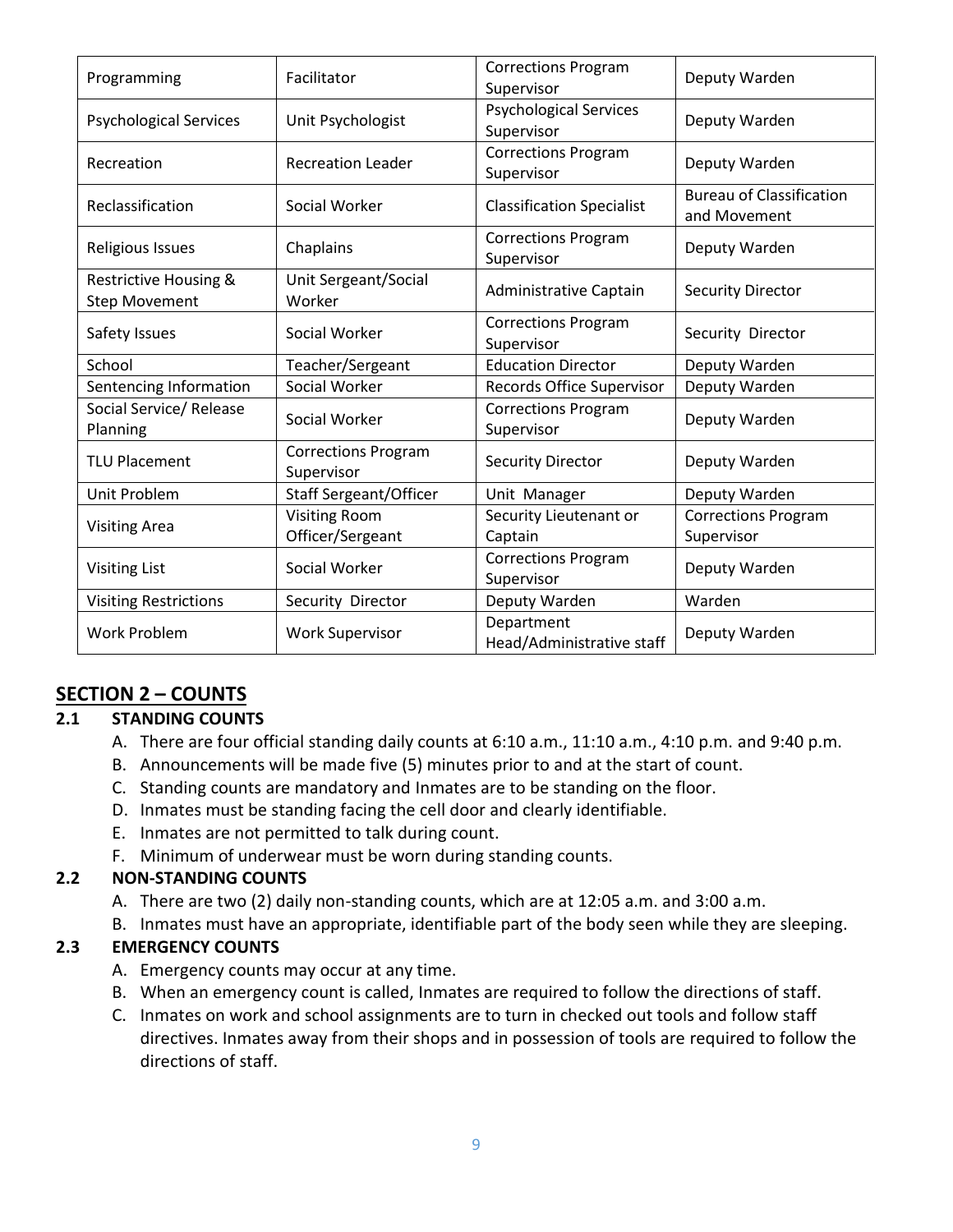| Programming | Facilitator | Corrections Program Supervisor | Deputy Warden |
|---|---|---|---|
| Psychological Services | Unit Psychologist | Psychological Services Supervisor | Deputy Warden |
| Recreation | Recreation Leader | Corrections Program Supervisor | Deputy Warden |
| Reclassification | Social Worker | Classification Specialist | Bureau of Classification and Movement |
| Religious Issues | Chaplains | Corrections Program Supervisor | Deputy Warden |
| Restrictive Housing & Step Movement | Unit Sergeant/Social Worker | Administrative Captain | Security Director |
| Safety Issues | Social Worker | Corrections Program Supervisor | Security Director |
| School | Teacher/Sergeant | Education Director | Deputy Warden |
| Sentencing Information | Social Worker | Records Office Supervisor | Deputy Warden |
| Social Service/ Release Planning | Social Worker | Corrections Program Supervisor | Deputy Warden |
| TLU Placement | Corrections Program Supervisor | Security Director | Deputy Warden |
| Unit Problem | Staff Sergeant/Officer | Unit Manager | Deputy Warden |
| Visiting Area | Visiting Room Officer/Sergeant | Security Lieutenant or Captain | Corrections Program Supervisor |
| Visiting List | Social Worker | Corrections Program Supervisor | Deputy Warden |
| Visiting Restrictions | Security Director | Deputy Warden | Warden |
| Work Problem | Work Supervisor | Department Head/Administrative staff | Deputy Warden |

## SECTION 2 – COUNTS

### 2.1 STANDING COUNTS

A. There are four official standing daily counts at 6:10 a.m., 11:10 a.m., 4:10 p.m. and 9:40 p.m.
B. Announcements will be made five (5) minutes prior to and at the start of count.
C. Standing counts are mandatory and Inmates are to be standing on the floor.
D. Inmates must be standing facing the cell door and clearly identifiable.
E. Inmates are not permitted to talk during count.
F. Minimum of underwear must be worn during standing counts.

### 2.2 NON-STANDING COUNTS

A. There are two (2) daily non-standing counts, which are at 12:05 a.m. and 3:00 a.m.
B. Inmates must have an appropriate, identifiable part of the body seen while they are sleeping.

### 2.3 EMERGENCY COUNTS

A. Emergency counts may occur at any time.
B. When an emergency count is called, Inmates are required to follow the directions of staff.
C. Inmates on work and school assignments are to turn in checked out tools and follow staff directives. Inmates away from their shops and in possession of tools are required to follow the directions of staff.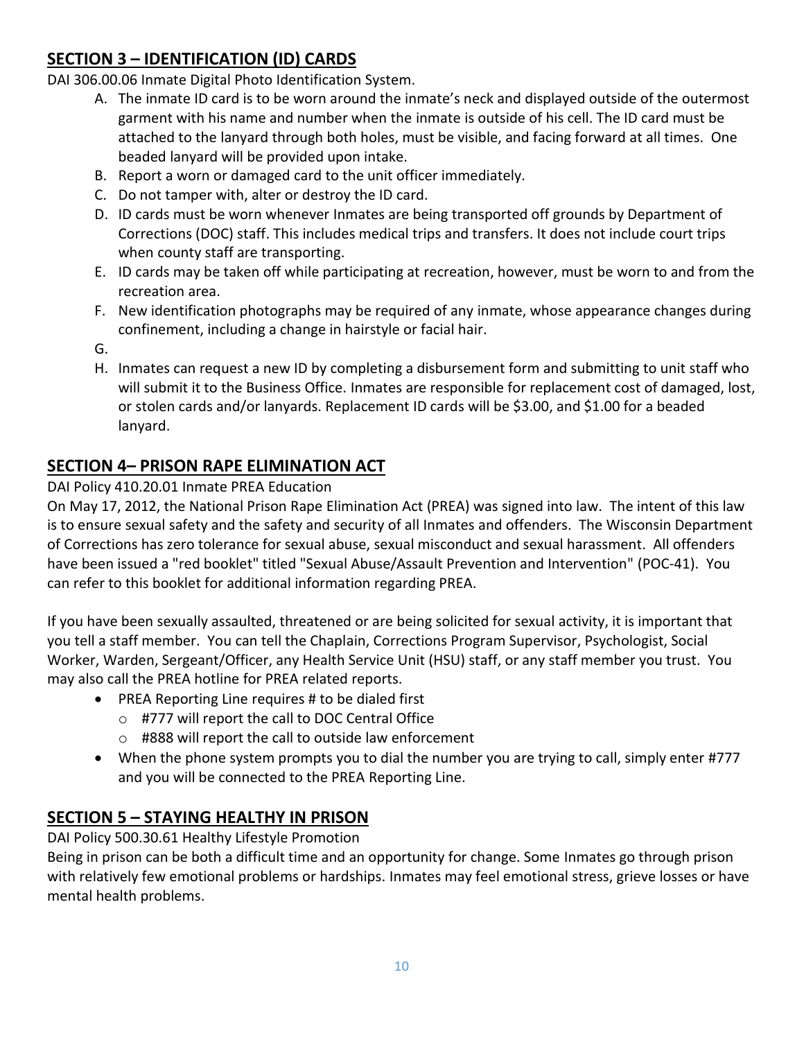## SECTION 3 – IDENTIFICATION (ID) CARDS

DAI 306.00.06 Inmate Digital Photo Identification System.

A. The inmate ID card is to be worn around the inmate's neck and displayed outside of the outermost garment with his name and number when the inmate is outside of his cell. The ID card must be attached to the lanyard through both holes, must be visible, and facing forward at all times. One beaded lanyard will be provided upon intake.
B. Report a worn or damaged card to the unit officer immediately.
C. Do not tamper with, alter or destroy the ID card.
D. ID cards must be worn whenever Inmates are being transported off grounds by Department of Corrections (DOC) staff. This includes medical trips and transfers. It does not include court trips when county staff are transporting.
E. ID cards may be taken off while participating at recreation, however, must be worn to and from the recreation area.
F. New identification photographs may be required of any inmate, whose appearance changes during confinement, including a change in hairstyle or facial hair.
G.
H. Inmates can request a new ID by completing a disbursement form and submitting to unit staff who will submit it to the Business Office. Inmates are responsible for replacement cost of damaged, lost, or stolen cards and/or lanyards. Replacement ID cards will be $3.00, and $1.00 for a beaded lanyard.

## SECTION 4– PRISON RAPE ELIMINATION ACT

DAI Policy 410.20.01 Inmate PREA Education

On May 17, 2012, the National Prison Rape Elimination Act (PREA) was signed into law. The intent of this law is to ensure sexual safety and the safety and security of all Inmates and offenders. The Wisconsin Department of Corrections has zero tolerance for sexual abuse, sexual misconduct and sexual harassment. All offenders have been issued a "red booklet" titled "Sexual Abuse/Assault Prevention and Intervention" (POC-41). You can refer to this booklet for additional information regarding PREA.

If you have been sexually assaulted, threatened or are being solicited for sexual activity, it is important that you tell a staff member. You can tell the Chaplain, Corrections Program Supervisor, Psychologist, Social Worker, Warden, Sergeant/Officer, any Health Service Unit (HSU) staff, or any staff member you trust. You may also call the PREA hotline for PREA related reports.

- PREA Reporting Line requires # to be dialed first
  - #777 will report the call to DOC Central Office
  - #888 will report the call to outside law enforcement
- When the phone system prompts you to dial the number you are trying to call, simply enter #777 and you will be connected to the PREA Reporting Line.

## SECTION 5 – STAYING HEALTHY IN PRISON

DAI Policy 500.30.61 Healthy Lifestyle Promotion

Being in prison can be both a difficult time and an opportunity for change. Some Inmates go through prison with relatively few emotional problems or hardships. Inmates may feel emotional stress, grieve losses or have mental health problems.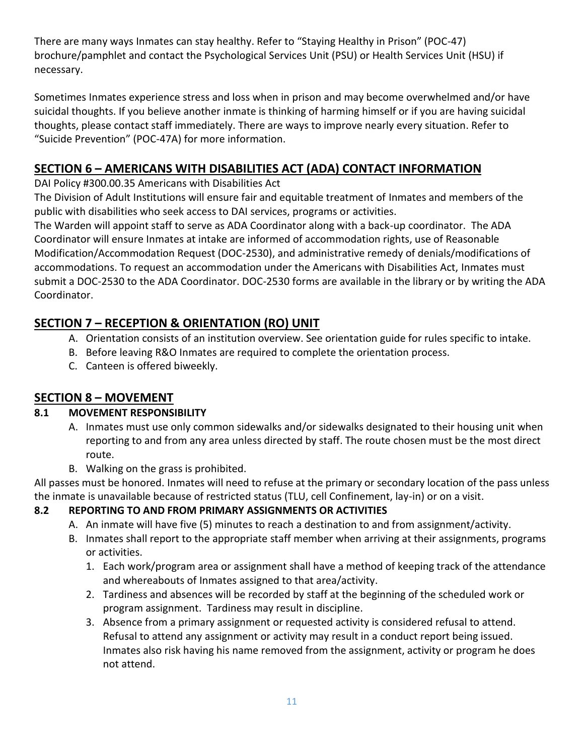There are many ways Inmates can stay healthy. Refer to "Staying Healthy in Prison" (POC-47) brochure/pamphlet and contact the Psychological Services Unit (PSU) or Health Services Unit (HSU) if necessary.

Sometimes Inmates experience stress and loss when in prison and may become overwhelmed and/or have suicidal thoughts. If you believe another inmate is thinking of harming himself or if you are having suicidal thoughts, please contact staff immediately. There are ways to improve nearly every situation. Refer to "Suicide Prevention" (POC-47A) for more information.

## SECTION 6 – AMERICANS WITH DISABILITIES ACT (ADA) CONTACT INFORMATION

DAI Policy #300.00.35 Americans with Disabilities Act

The Division of Adult Institutions will ensure fair and equitable treatment of Inmates and members of the public with disabilities who seek access to DAI services, programs or activities.

The Warden will appoint staff to serve as ADA Coordinator along with a back-up coordinator. The ADA Coordinator will ensure Inmates at intake are informed of accommodation rights, use of Reasonable Modification/Accommodation Request (DOC-2530), and administrative remedy of denials/modifications of accommodations. To request an accommodation under the Americans with Disabilities Act, Inmates must submit a DOC-2530 to the ADA Coordinator. DOC-2530 forms are available in the library or by writing the ADA Coordinator.

## SECTION 7 – RECEPTION & ORIENTATION (RO) UNIT

A. Orientation consists of an institution overview. See orientation guide for rules specific to intake.
B. Before leaving R&O Inmates are required to complete the orientation process.
C. Canteen is offered biweekly.

## SECTION 8 – MOVEMENT

### 8.1 MOVEMENT RESPONSIBILITY

A. Inmates must use only common sidewalks and/or sidewalks designated to their housing unit when reporting to and from any area unless directed by staff. The route chosen must be the most direct route.
B. Walking on the grass is prohibited.

All passes must be honored. Inmates will need to refuse at the primary or secondary location of the pass unless the inmate is unavailable because of restricted status (TLU, cell Confinement, lay-in) or on a visit.

### 8.2 REPORTING TO AND FROM PRIMARY ASSIGNMENTS OR ACTIVITIES

A. An inmate will have five (5) minutes to reach a destination to and from assignment/activity.
B. Inmates shall report to the appropriate staff member when arriving at their assignments, programs or activities.
   1. Each work/program area or assignment shall have a method of keeping track of the attendance and whereabouts of Inmates assigned to that area/activity.
   2. Tardiness and absences will be recorded by staff at the beginning of the scheduled work or program assignment. Tardiness may result in discipline.
   3. Absence from a primary assignment or requested activity is considered refusal to attend. Refusal to attend any assignment or activity may result in a conduct report being issued. Inmates also risk having his name removed from the assignment, activity or program he does not attend.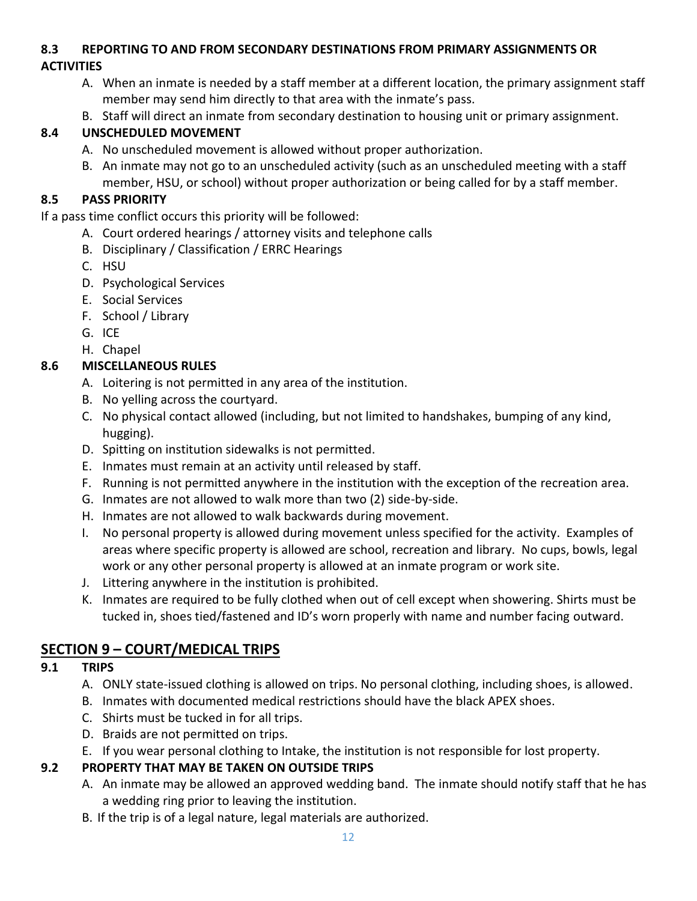### 8.3 REPORTING TO AND FROM SECONDARY DESTINATIONS FROM PRIMARY ASSIGNMENTS OR ACTIVITIES

A. When an inmate is needed by a staff member at a different location, the primary assignment staff member may send him directly to that area with the inmate's pass.
B. Staff will direct an inmate from secondary destination to housing unit or primary assignment.

### 8.4 UNSCHEDULED MOVEMENT

A. No unscheduled movement is allowed without proper authorization.
B. An inmate may not go to an unscheduled activity (such as an unscheduled meeting with a staff member, HSU, or school) without proper authorization or being called for by a staff member.

### 8.5 PASS PRIORITY

If a pass time conflict occurs this priority will be followed:

A. Court ordered hearings / attorney visits and telephone calls
B. Disciplinary / Classification / ERRC Hearings
C. HSU
D. Psychological Services
E. Social Services
F. School / Library
G. ICE
H. Chapel

### 8.6 MISCELLANEOUS RULES

A. Loitering is not permitted in any area of the institution.
B. No yelling across the courtyard.
C. No physical contact allowed (including, but not limited to handshakes, bumping of any kind, hugging).
D. Spitting on institution sidewalks is not permitted.
E. Inmates must remain at an activity until released by staff.
F. Running is not permitted anywhere in the institution with the exception of the recreation area.
G. Inmates are not allowed to walk more than two (2) side-by-side.
H. Inmates are not allowed to walk backwards during movement.
I. No personal property is allowed during movement unless specified for the activity. Examples of areas where specific property is allowed are school, recreation and library. No cups, bowls, legal work or any other personal property is allowed at an inmate program or work site.
J. Littering anywhere in the institution is prohibited.
K. Inmates are required to be fully clothed when out of cell except when showering. Shirts must be tucked in, shoes tied/fastened and ID's worn properly with name and number facing outward.

## SECTION 9 – COURT/MEDICAL TRIPS

### 9.1 TRIPS

A. ONLY state-issued clothing is allowed on trips. No personal clothing, including shoes, is allowed.
B. Inmates with documented medical restrictions should have the black APEX shoes.
C. Shirts must be tucked in for all trips.
D. Braids are not permitted on trips.
E. If you wear personal clothing to Intake, the institution is not responsible for lost property.

### 9.2 PROPERTY THAT MAY BE TAKEN ON OUTSIDE TRIPS

A. An inmate may be allowed an approved wedding band. The inmate should notify staff that he has a wedding ring prior to leaving the institution.
B. If the trip is of a legal nature, legal materials are authorized.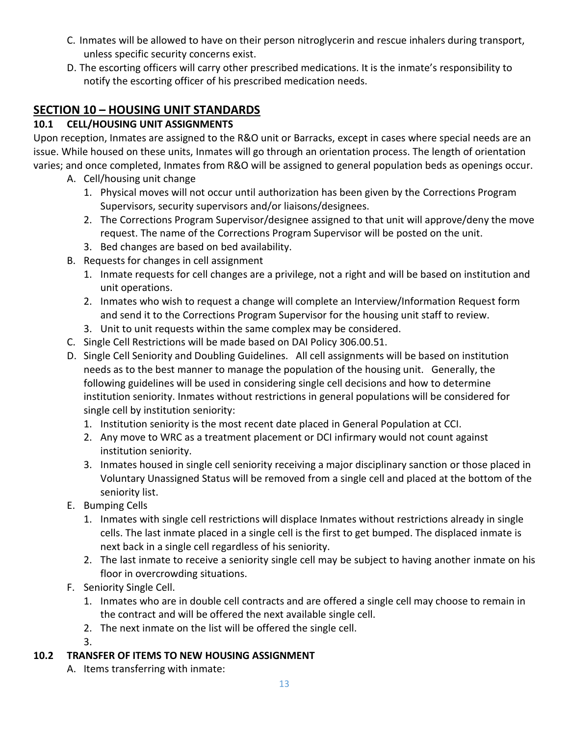C. Inmates will be allowed to have on their person nitroglycerin and rescue inhalers during transport, unless specific security concerns exist.

D. The escorting officers will carry other prescribed medications. It is the inmate's responsibility to notify the escorting officer of his prescribed medication needs.

## SECTION 10 – HOUSING UNIT STANDARDS

### 10.1 CELL/HOUSING UNIT ASSIGNMENTS

Upon reception, Inmates are assigned to the R&O unit or Barracks, except in cases where special needs are an issue. While housed on these units, Inmates will go through an orientation process. The length of orientation varies; and once completed, Inmates from R&O will be assigned to general population beds as openings occur.

A. Cell/housing unit change
   1. Physical moves will not occur until authorization has been given by the Corrections Program Supervisors, security supervisors and/or liaisons/designees.
   2. The Corrections Program Supervisor/designee assigned to that unit will approve/deny the move request. The name of the Corrections Program Supervisor will be posted on the unit.
   3. Bed changes are based on bed availability.

B. Requests for changes in cell assignment
   1. Inmate requests for cell changes are a privilege, not a right and will be based on institution and unit operations.
   2. Inmates who wish to request a change will complete an Interview/Information Request form and send it to the Corrections Program Supervisor for the housing unit staff to review.
   3. Unit to unit requests within the same complex may be considered.

C. Single Cell Restrictions will be made based on DAI Policy 306.00.51.

D. Single Cell Seniority and Doubling Guidelines. All cell assignments will be based on institution needs as to the best manner to manage the population of the housing unit. Generally, the following guidelines will be used in considering single cell decisions and how to determine institution seniority. Inmates without restrictions in general populations will be considered for single cell by institution seniority:
   1. Institution seniority is the most recent date placed in General Population at CCI.
   2. Any move to WRC as a treatment placement or DCI infirmary would not count against institution seniority.
   3. Inmates housed in single cell seniority receiving a major disciplinary sanction or those placed in Voluntary Unassigned Status will be removed from a single cell and placed at the bottom of the seniority list.

E. Bumping Cells
   1. Inmates with single cell restrictions will displace Inmates without restrictions already in single cells. The last inmate placed in a single cell is the first to get bumped. The displaced inmate is next back in a single cell regardless of his seniority.
   2. The last inmate to receive a seniority single cell may be subject to having another inmate on his floor in overcrowding situations.

F. Seniority Single Cell.
   1. Inmates who are in double cell contracts and are offered a single cell may choose to remain in the contract and will be offered the next available single cell.
   2. The next inmate on the list will be offered the single cell.
   3.

### 10.2 TRANSFER OF ITEMS TO NEW HOUSING ASSIGNMENT

A. Items transferring with inmate: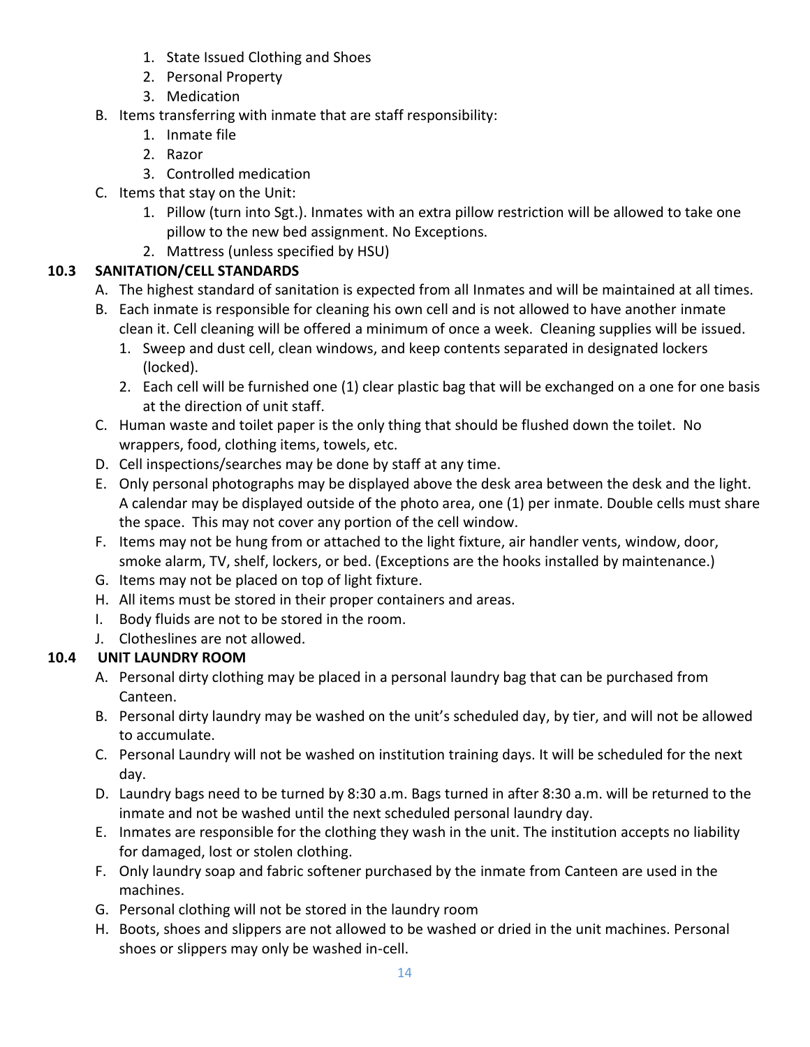1. State Issued Clothing and Shoes
2. Personal Property
3. Medication

B. Items transferring with inmate that are staff responsibility:
   1. Inmate file
   2. Razor
   3. Controlled medication

C. Items that stay on the Unit:
   1. Pillow (turn into Sgt.). Inmates with an extra pillow restriction will be allowed to take one pillow to the new bed assignment. No Exceptions.
   2. Mattress (unless specified by HSU)

### 10.3 SANITATION/CELL STANDARDS

A. The highest standard of sanitation is expected from all Inmates and will be maintained at all times.

B. Each inmate is responsible for cleaning his own cell and is not allowed to have another inmate clean it. Cell cleaning will be offered a minimum of once a week. Cleaning supplies will be issued.
   1. Sweep and dust cell, clean windows, and keep contents separated in designated lockers (locked).
   2. Each cell will be furnished one (1) clear plastic bag that will be exchanged on a one for one basis at the direction of unit staff.

C. Human waste and toilet paper is the only thing that should be flushed down the toilet. No wrappers, food, clothing items, towels, etc.

D. Cell inspections/searches may be done by staff at any time.

E. Only personal photographs may be displayed above the desk area between the desk and the light. A calendar may be displayed outside of the photo area, one (1) per inmate. Double cells must share the space. This may not cover any portion of the cell window.

F. Items may not be hung from or attached to the light fixture, air handler vents, window, door, smoke alarm, TV, shelf, lockers, or bed. (Exceptions are the hooks installed by maintenance.)

G. Items may not be placed on top of light fixture.

H. All items must be stored in their proper containers and areas.

I. Body fluids are not to be stored in the room.

J. Clotheslines are not allowed.

### 10.4 UNIT LAUNDRY ROOM

A. Personal dirty clothing may be placed in a personal laundry bag that can be purchased from Canteen.

B. Personal dirty laundry may be washed on the unit's scheduled day, by tier, and will not be allowed to accumulate.

C. Personal Laundry will not be washed on institution training days. It will be scheduled for the next day.

D. Laundry bags need to be turned by 8:30 a.m. Bags turned in after 8:30 a.m. will be returned to the inmate and not be washed until the next scheduled personal laundry day.

E. Inmates are responsible for the clothing they wash in the unit. The institution accepts no liability for damaged, lost or stolen clothing.

F. Only laundry soap and fabric softener purchased by the inmate from Canteen are used in the machines.

G. Personal clothing will not be stored in the laundry room

H. Boots, shoes and slippers are not allowed to be washed or dried in the unit machines. Personal shoes or slippers may only be washed in-cell.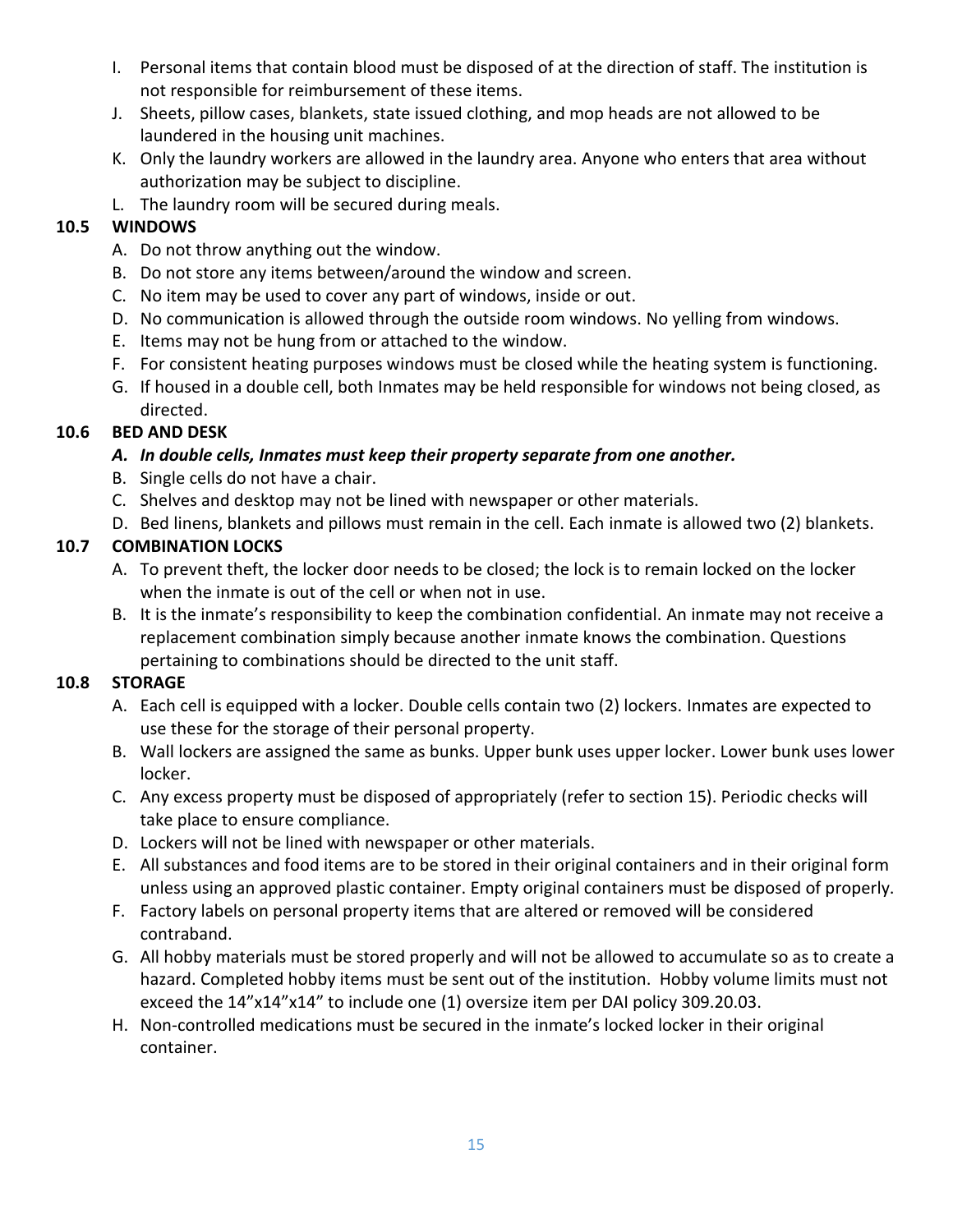I. Personal items that contain blood must be disposed of at the direction of staff. The institution is not responsible for reimbursement of these items.
J. Sheets, pillow cases, blankets, state issued clothing, and mop heads are not allowed to be laundered in the housing unit machines.
K. Only the laundry workers are allowed in the laundry area. Anyone who enters that area without authorization may be subject to discipline.
L. The laundry room will be secured during meals.

### 10.5 WINDOWS

A. Do not throw anything out the window.
B. Do not store any items between/around the window and screen.
C. No item may be used to cover any part of windows, inside or out.
D. No communication is allowed through the outside room windows. No yelling from windows.
E. Items may not be hung from or attached to the window.
F. For consistent heating purposes windows must be closed while the heating system is functioning.
G. If housed in a double cell, both Inmates may be held responsible for windows not being closed, as directed.

### 10.6 BED AND DESK

***A. In double cells, Inmates must keep their property separate from one another.***
B. Single cells do not have a chair.
C. Shelves and desktop may not be lined with newspaper or other materials.
D. Bed linens, blankets and pillows must remain in the cell. Each inmate is allowed two (2) blankets.

### 10.7 COMBINATION LOCKS

A. To prevent theft, the locker door needs to be closed; the lock is to remain locked on the locker when the inmate is out of the cell or when not in use.
B. It is the inmate's responsibility to keep the combination confidential. An inmate may not receive a replacement combination simply because another inmate knows the combination. Questions pertaining to combinations should be directed to the unit staff.

### 10.8 STORAGE

A. Each cell is equipped with a locker. Double cells contain two (2) lockers. Inmates are expected to use these for the storage of their personal property.
B. Wall lockers are assigned the same as bunks. Upper bunk uses upper locker. Lower bunk uses lower locker.
C. Any excess property must be disposed of appropriately (refer to section 15). Periodic checks will take place to ensure compliance.
D. Lockers will not be lined with newspaper or other materials.
E. All substances and food items are to be stored in their original containers and in their original form unless using an approved plastic container. Empty original containers must be disposed of properly.
F. Factory labels on personal property items that are altered or removed will be considered contraband.
G. All hobby materials must be stored properly and will not be allowed to accumulate so as to create a hazard. Completed hobby items must be sent out of the institution. Hobby volume limits must not exceed the 14"x14"x14" to include one (1) oversize item per DAI policy 309.20.03.
H. Non-controlled medications must be secured in the inmate's locked locker in their original container.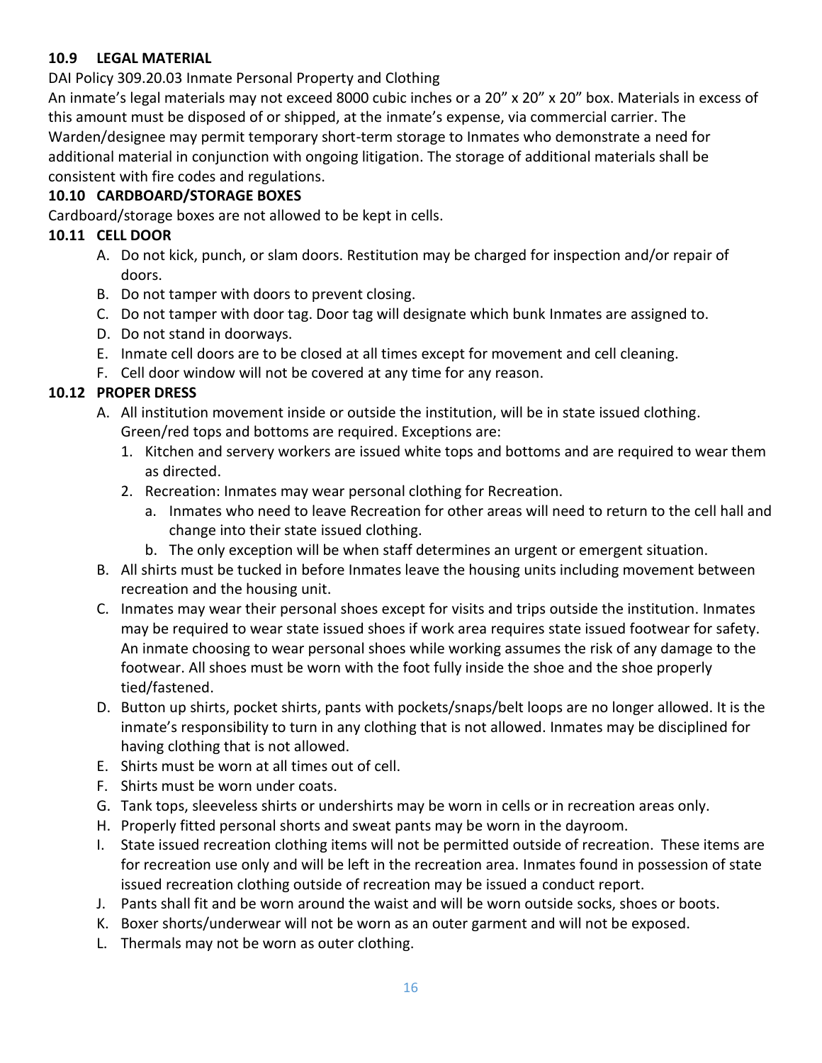### 10.9 LEGAL MATERIAL

DAI Policy 309.20.03 Inmate Personal Property and Clothing

An inmate's legal materials may not exceed 8000 cubic inches or a 20" x 20" x 20" box. Materials in excess of this amount must be disposed of or shipped, at the inmate's expense, via commercial carrier. The Warden/designee may permit temporary short-term storage to Inmates who demonstrate a need for additional material in conjunction with ongoing litigation. The storage of additional materials shall be consistent with fire codes and regulations.

### 10.10 CARDBOARD/STORAGE BOXES

Cardboard/storage boxes are not allowed to be kept in cells.

### 10.11 CELL DOOR

A. Do not kick, punch, or slam doors. Restitution may be charged for inspection and/or repair of doors.
B. Do not tamper with doors to prevent closing.
C. Do not tamper with door tag. Door tag will designate which bunk Inmates are assigned to.
D. Do not stand in doorways.
E. Inmate cell doors are to be closed at all times except for movement and cell cleaning.
F. Cell door window will not be covered at any time for any reason.

### 10.12 PROPER DRESS

A. All institution movement inside or outside the institution, will be in state issued clothing. Green/red tops and bottoms are required. Exceptions are:
    1. Kitchen and servery workers are issued white tops and bottoms and are required to wear them as directed.
    2. Recreation: Inmates may wear personal clothing for Recreation.
        a. Inmates who need to leave Recreation for other areas will need to return to the cell hall and change into their state issued clothing.
        b. The only exception will be when staff determines an urgent or emergent situation.
B. All shirts must be tucked in before Inmates leave the housing units including movement between recreation and the housing unit.
C. Inmates may wear their personal shoes except for visits and trips outside the institution. Inmates may be required to wear state issued shoes if work area requires state issued footwear for safety. An inmate choosing to wear personal shoes while working assumes the risk of any damage to the footwear. All shoes must be worn with the foot fully inside the shoe and the shoe properly tied/fastened.
D. Button up shirts, pocket shirts, pants with pockets/snaps/belt loops are no longer allowed. It is the inmate's responsibility to turn in any clothing that is not allowed. Inmates may be disciplined for having clothing that is not allowed.
E. Shirts must be worn at all times out of cell.
F. Shirts must be worn under coats.
G. Tank tops, sleeveless shirts or undershirts may be worn in cells or in recreation areas only.
H. Properly fitted personal shorts and sweat pants may be worn in the dayroom.
I. State issued recreation clothing items will not be permitted outside of recreation. These items are for recreation use only and will be left in the recreation area. Inmates found in possession of state issued recreation clothing outside of recreation may be issued a conduct report.
J. Pants shall fit and be worn around the waist and will be worn outside socks, shoes or boots.
K. Boxer shorts/underwear will not be worn as an outer garment and will not be exposed.
L. Thermals may not be worn as outer clothing.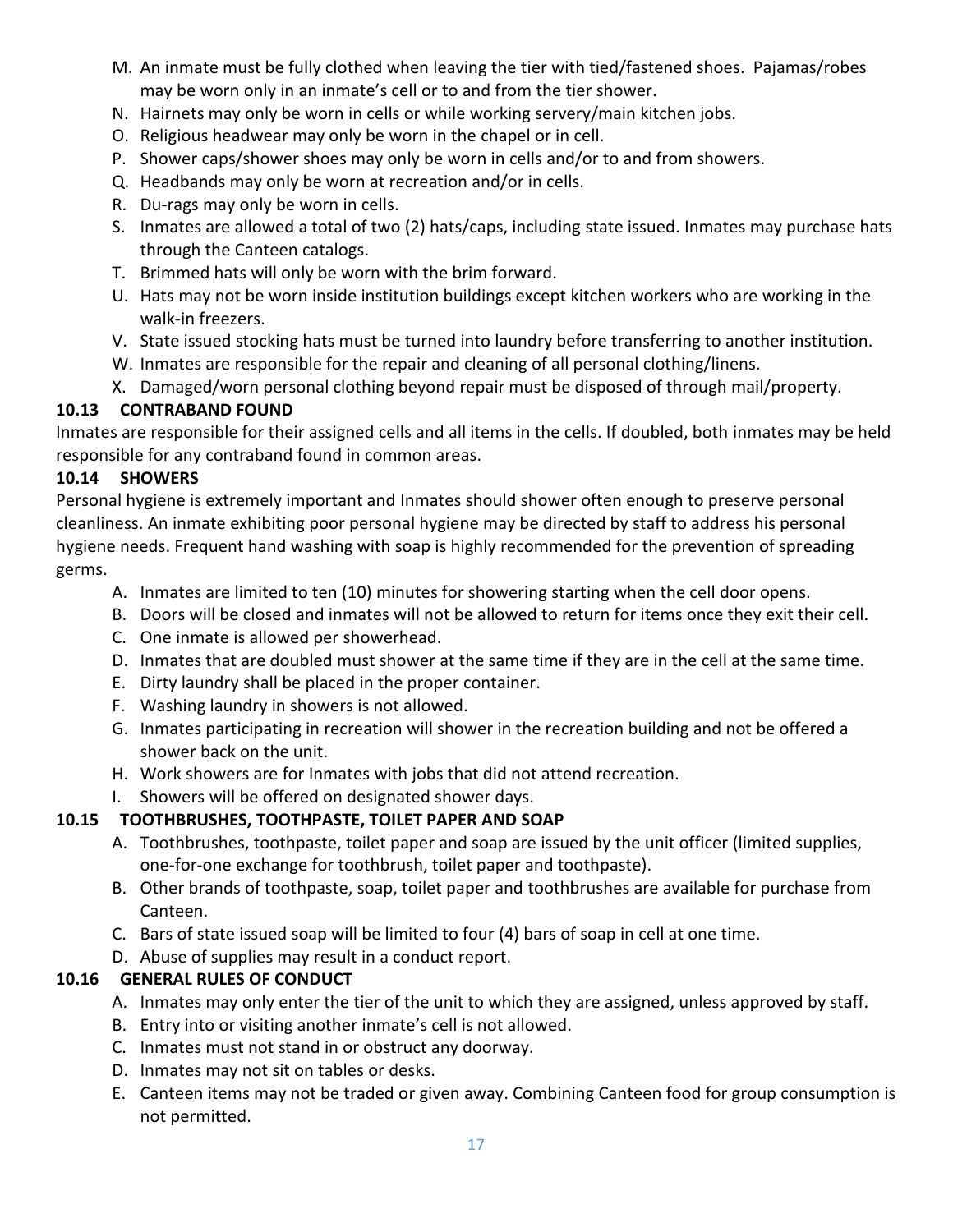M. An inmate must be fully clothed when leaving the tier with tied/fastened shoes. Pajamas/robes may be worn only in an inmate's cell or to and from the tier shower.
N. Hairnets may only be worn in cells or while working servery/main kitchen jobs.
O. Religious headwear may only be worn in the chapel or in cell.
P. Shower caps/shower shoes may only be worn in cells and/or to and from showers.
Q. Headbands may only be worn at recreation and/or in cells.
R. Du-rags may only be worn in cells.
S. Inmates are allowed a total of two (2) hats/caps, including state issued. Inmates may purchase hats through the Canteen catalogs.
T. Brimmed hats will only be worn with the brim forward.
U. Hats may not be worn inside institution buildings except kitchen workers who are working in the walk-in freezers.
V. State issued stocking hats must be turned into laundry before transferring to another institution.
W. Inmates are responsible for the repair and cleaning of all personal clothing/linens.
X. Damaged/worn personal clothing beyond repair must be disposed of through mail/property.

### 10.13 CONTRABAND FOUND

Inmates are responsible for their assigned cells and all items in the cells. If doubled, both inmates may be held responsible for any contraband found in common areas.

### 10.14 SHOWERS

Personal hygiene is extremely important and Inmates should shower often enough to preserve personal cleanliness. An inmate exhibiting poor personal hygiene may be directed by staff to address his personal hygiene needs. Frequent hand washing with soap is highly recommended for the prevention of spreading germs.

A. Inmates are limited to ten (10) minutes for showering starting when the cell door opens.
B. Doors will be closed and inmates will not be allowed to return for items once they exit their cell.
C. One inmate is allowed per showerhead.
D. Inmates that are doubled must shower at the same time if they are in the cell at the same time.
E. Dirty laundry shall be placed in the proper container.
F. Washing laundry in showers is not allowed.
G. Inmates participating in recreation will shower in the recreation building and not be offered a shower back on the unit.
H. Work showers are for Inmates with jobs that did not attend recreation.
I. Showers will be offered on designated shower days.

### 10.15 TOOTHBRUSHES, TOOTHPASTE, TOILET PAPER AND SOAP

A. Toothbrushes, toothpaste, toilet paper and soap are issued by the unit officer (limited supplies, one-for-one exchange for toothbrush, toilet paper and toothpaste).
B. Other brands of toothpaste, soap, toilet paper and toothbrushes are available for purchase from Canteen.
C. Bars of state issued soap will be limited to four (4) bars of soap in cell at one time.
D. Abuse of supplies may result in a conduct report.

### 10.16 GENERAL RULES OF CONDUCT

A. Inmates may only enter the tier of the unit to which they are assigned, unless approved by staff.
B. Entry into or visiting another inmate's cell is not allowed.
C. Inmates must not stand in or obstruct any doorway.
D. Inmates may not sit on tables or desks.
E. Canteen items may not be traded or given away. Combining Canteen food for group consumption is not permitted.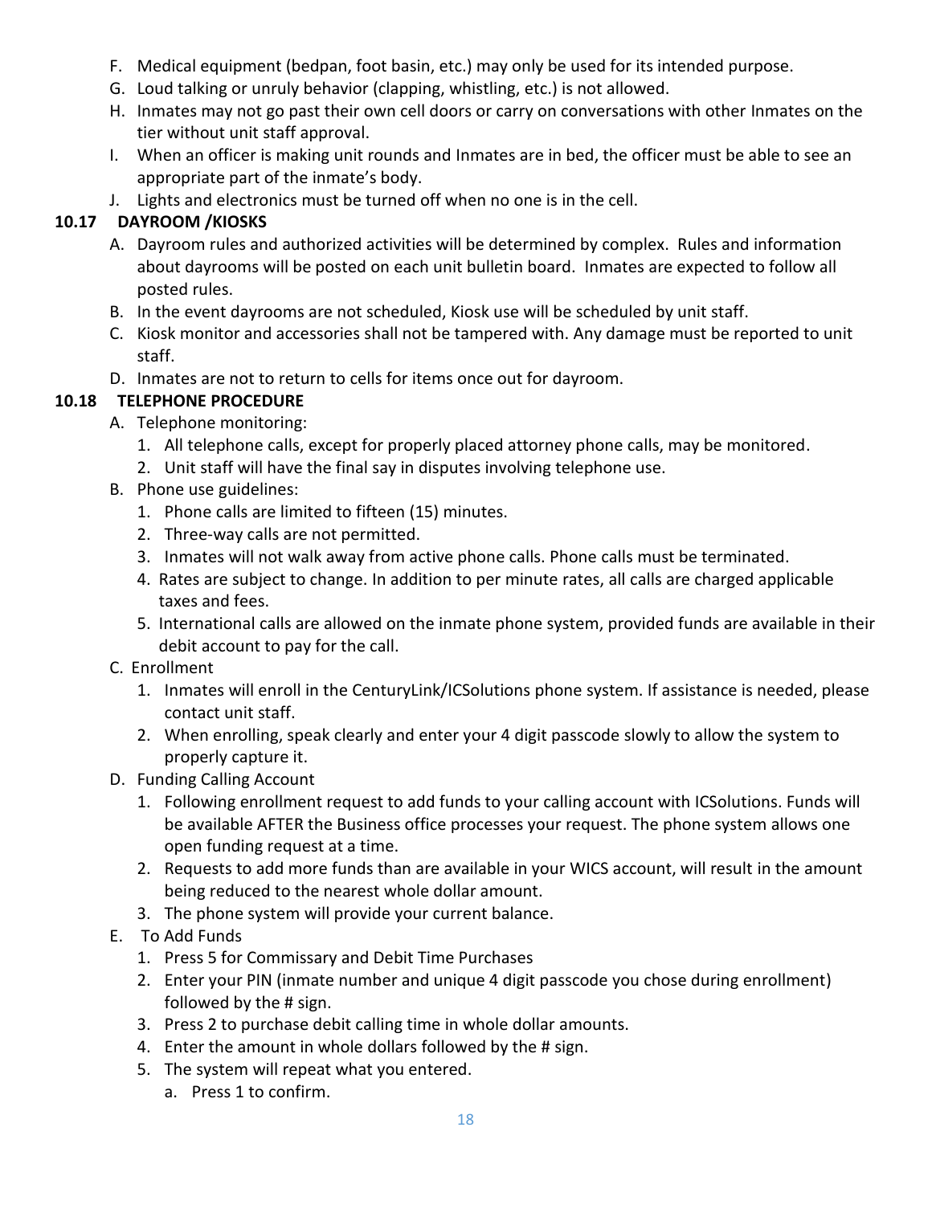F. Medical equipment (bedpan, foot basin, etc.) may only be used for its intended purpose.
G. Loud talking or unruly behavior (clapping, whistling, etc.) is not allowed.
H. Inmates may not go past their own cell doors or carry on conversations with other Inmates on the tier without unit staff approval.
I. When an officer is making unit rounds and Inmates are in bed, the officer must be able to see an appropriate part of the inmate's body.
J. Lights and electronics must be turned off when no one is in the cell.

### 10.17 DAYROOM /KIOSKS

A. Dayroom rules and authorized activities will be determined by complex. Rules and information about dayrooms will be posted on each unit bulletin board. Inmates are expected to follow all posted rules.
B. In the event dayrooms are not scheduled, Kiosk use will be scheduled by unit staff.
C. Kiosk monitor and accessories shall not be tampered with. Any damage must be reported to unit staff.
D. Inmates are not to return to cells for items once out for dayroom.

### 10.18 TELEPHONE PROCEDURE

A. Telephone monitoring:
   1. All telephone calls, except for properly placed attorney phone calls, may be monitored.
   2. Unit staff will have the final say in disputes involving telephone use.
B. Phone use guidelines:
   1. Phone calls are limited to fifteen (15) minutes.
   2. Three-way calls are not permitted.
   3. Inmates will not walk away from active phone calls. Phone calls must be terminated.
   4. Rates are subject to change. In addition to per minute rates, all calls are charged applicable taxes and fees.
   5. International calls are allowed on the inmate phone system, provided funds are available in their debit account to pay for the call.
C. Enrollment
   1. Inmates will enroll in the CenturyLink/ICSolutions phone system. If assistance is needed, please contact unit staff.
   2. When enrolling, speak clearly and enter your 4 digit passcode slowly to allow the system to properly capture it.
D. Funding Calling Account
   1. Following enrollment request to add funds to your calling account with ICSolutions. Funds will be available AFTER the Business office processes your request. The phone system allows one open funding request at a time.
   2. Requests to add more funds than are available in your WICS account, will result in the amount being reduced to the nearest whole dollar amount.
   3. The phone system will provide your current balance.
E. To Add Funds
   1. Press 5 for Commissary and Debit Time Purchases
   2. Enter your PIN (inmate number and unique 4 digit passcode you chose during enrollment) followed by the # sign.
   3. Press 2 to purchase debit calling time in whole dollar amounts.
   4. Enter the amount in whole dollars followed by the # sign.
   5. The system will repeat what you entered.
      a. Press 1 to confirm.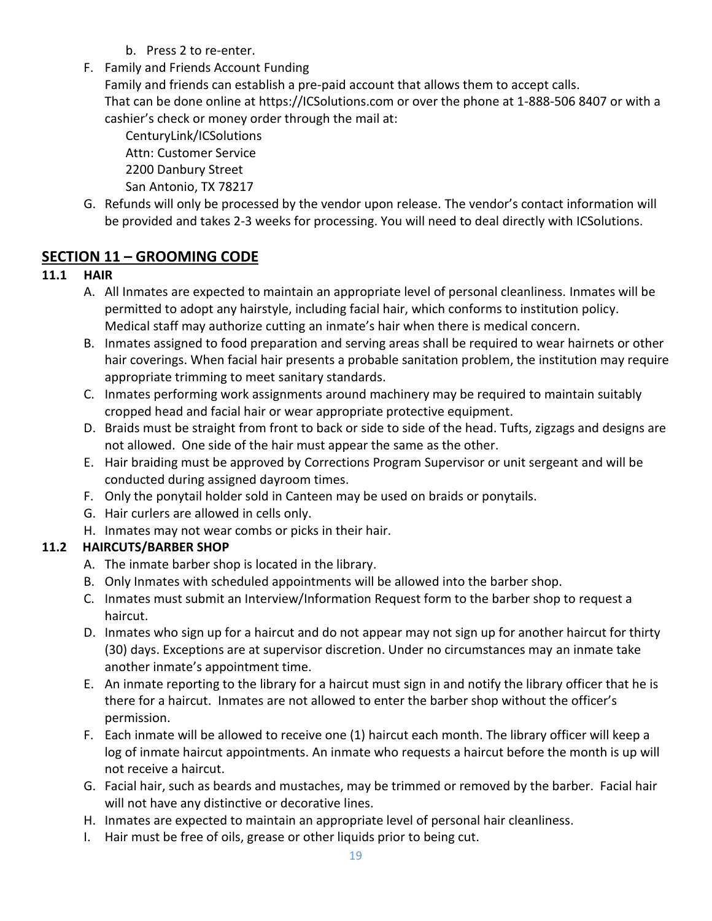b. Press 2 to re-enter.

F. Family and Friends Account Funding

   Family and friends can establish a pre-paid account that allows them to accept calls. That can be done online at https://ICSolutions.com or over the phone at 1-888-506 8407 or with a cashier's check or money order through the mail at:

   CenturyLink/ICSolutions
   Attn: Customer Service
   2200 Danbury Street
   San Antonio, TX 78217

G. Refunds will only be processed by the vendor upon release. The vendor's contact information will be provided and takes 2-3 weeks for processing. You will need to deal directly with ICSolutions.

## SECTION 11 – GROOMING CODE

### 11.1 HAIR

A. All Inmates are expected to maintain an appropriate level of personal cleanliness. Inmates will be permitted to adopt any hairstyle, including facial hair, which conforms to institution policy. Medical staff may authorize cutting an inmate's hair when there is medical concern.
B. Inmates assigned to food preparation and serving areas shall be required to wear hairnets or other hair coverings. When facial hair presents a probable sanitation problem, the institution may require appropriate trimming to meet sanitary standards.
C. Inmates performing work assignments around machinery may be required to maintain suitably cropped head and facial hair or wear appropriate protective equipment.
D. Braids must be straight from front to back or side to side of the head. Tufts, zigzags and designs are not allowed. One side of the hair must appear the same as the other.
E. Hair braiding must be approved by Corrections Program Supervisor or unit sergeant and will be conducted during assigned dayroom times.
F. Only the ponytail holder sold in Canteen may be used on braids or ponytails.
G. Hair curlers are allowed in cells only.
H. Inmates may not wear combs or picks in their hair.

### 11.2 HAIRCUTS/BARBER SHOP

A. The inmate barber shop is located in the library.
B. Only Inmates with scheduled appointments will be allowed into the barber shop.
C. Inmates must submit an Interview/Information Request form to the barber shop to request a haircut.
D. Inmates who sign up for a haircut and do not appear may not sign up for another haircut for thirty (30) days. Exceptions are at supervisor discretion. Under no circumstances may an inmate take another inmate's appointment time.
E. An inmate reporting to the library for a haircut must sign in and notify the library officer that he is there for a haircut. Inmates are not allowed to enter the barber shop without the officer's permission.
F. Each inmate will be allowed to receive one (1) haircut each month. The library officer will keep a log of inmate haircut appointments. An inmate who requests a haircut before the month is up will not receive a haircut.
G. Facial hair, such as beards and mustaches, may be trimmed or removed by the barber. Facial hair will not have any distinctive or decorative lines.
H. Inmates are expected to maintain an appropriate level of personal hair cleanliness.
I. Hair must be free of oils, grease or other liquids prior to being cut.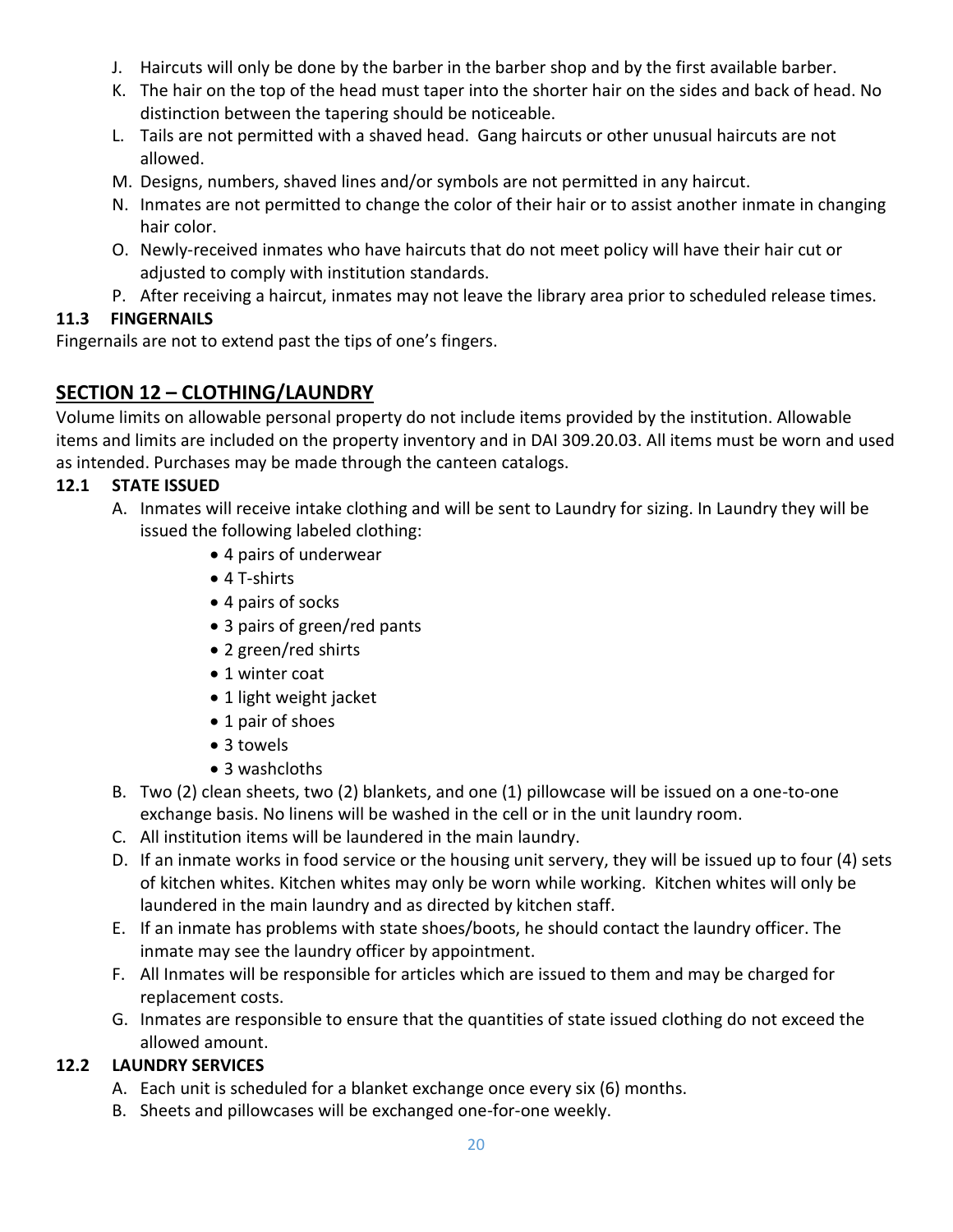J. Haircuts will only be done by the barber in the barber shop and by the first available barber.
K. The hair on the top of the head must taper into the shorter hair on the sides and back of head. No distinction between the tapering should be noticeable.
L. Tails are not permitted with a shaved head. Gang haircuts or other unusual haircuts are not allowed.
M. Designs, numbers, shaved lines and/or symbols are not permitted in any haircut.
N. Inmates are not permitted to change the color of their hair or to assist another inmate in changing hair color.
O. Newly-received inmates who have haircuts that do not meet policy will have their hair cut or adjusted to comply with institution standards.
P. After receiving a haircut, inmates may not leave the library area prior to scheduled release times.

### 11.3 FINGERNAILS

Fingernails are not to extend past the tips of one's fingers.

## SECTION 12 – CLOTHING/LAUNDRY

Volume limits on allowable personal property do not include items provided by the institution. Allowable items and limits are included on the property inventory and in DAI 309.20.03. All items must be worn and used as intended. Purchases may be made through the canteen catalogs.

### 12.1 STATE ISSUED

A. Inmates will receive intake clothing and will be sent to Laundry for sizing. In Laundry they will be issued the following labeled clothing:
   - 4 pairs of underwear
   - 4 T-shirts
   - 4 pairs of socks
   - 3 pairs of green/red pants
   - 2 green/red shirts
   - 1 winter coat
   - 1 light weight jacket
   - 1 pair of shoes
   - 3 towels
   - 3 washcloths
B. Two (2) clean sheets, two (2) blankets, and one (1) pillowcase will be issued on a one-to-one exchange basis. No linens will be washed in the cell or in the unit laundry room.
C. All institution items will be laundered in the main laundry.
D. If an inmate works in food service or the housing unit servery, they will be issued up to four (4) sets of kitchen whites. Kitchen whites may only be worn while working. Kitchen whites will only be laundered in the main laundry and as directed by kitchen staff.
E. If an inmate has problems with state shoes/boots, he should contact the laundry officer. The inmate may see the laundry officer by appointment.
F. All Inmates will be responsible for articles which are issued to them and may be charged for replacement costs.
G. Inmates are responsible to ensure that the quantities of state issued clothing do not exceed the allowed amount.

### 12.2 LAUNDRY SERVICES

A. Each unit is scheduled for a blanket exchange once every six (6) months.
B. Sheets and pillowcases will be exchanged one-for-one weekly.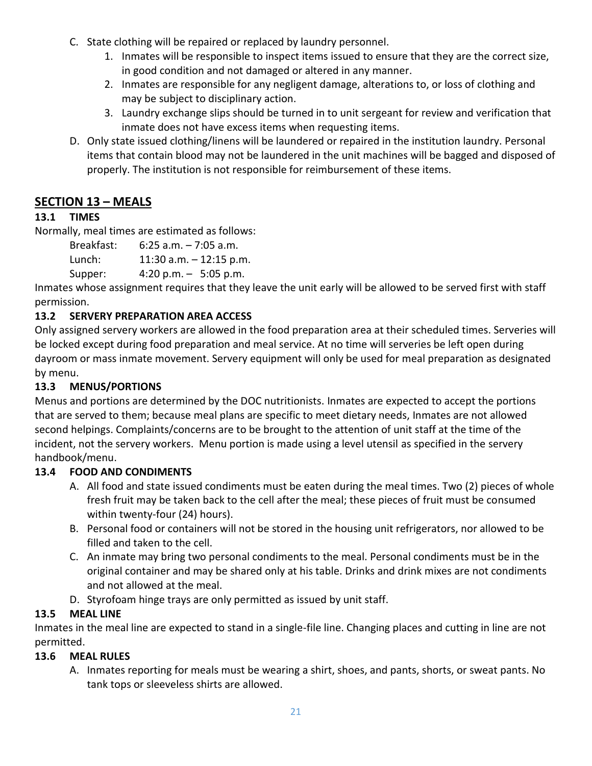C. State clothing will be repaired or replaced by laundry personnel.
   1. Inmates will be responsible to inspect items issued to ensure that they are the correct size, in good condition and not damaged or altered in any manner.
   2. Inmates are responsible for any negligent damage, alterations to, or loss of clothing and may be subject to disciplinary action.
   3. Laundry exchange slips should be turned in to unit sergeant for review and verification that inmate does not have excess items when requesting items.

D. Only state issued clothing/linens will be laundered or repaired in the institution laundry. Personal items that contain blood may not be laundered in the unit machines will be bagged and disposed of properly. The institution is not responsible for reimbursement of these items.

## SECTION 13 – MEALS

### 13.1 TIMES

Normally, meal times are estimated as follows:

Breakfast: 6:25 a.m. – 7:05 a.m.
Lunch: 11:30 a.m. – 12:15 p.m.
Supper: 4:20 p.m. – 5:05 p.m.

Inmates whose assignment requires that they leave the unit early will be allowed to be served first with staff permission.

### 13.2 SERVERY PREPARATION AREA ACCESS

Only assigned servery workers are allowed in the food preparation area at their scheduled times. Serveries will be locked except during food preparation and meal service. At no time will serveries be left open during dayroom or mass inmate movement. Servery equipment will only be used for meal preparation as designated by menu.

### 13.3 MENUS/PORTIONS

Menus and portions are determined by the DOC nutritionists. Inmates are expected to accept the portions that are served to them; because meal plans are specific to meet dietary needs, Inmates are not allowed second helpings. Complaints/concerns are to be brought to the attention of unit staff at the time of the incident, not the servery workers. Menu portion is made using a level utensil as specified in the servery handbook/menu.

### 13.4 FOOD AND CONDIMENTS

A. All food and state issued condiments must be eaten during the meal times. Two (2) pieces of whole fresh fruit may be taken back to the cell after the meal; these pieces of fruit must be consumed within twenty-four (24) hours).

B. Personal food or containers will not be stored in the housing unit refrigerators, nor allowed to be filled and taken to the cell.

C. An inmate may bring two personal condiments to the meal. Personal condiments must be in the original container and may be shared only at his table. Drinks and drink mixes are not condiments and not allowed at the meal.

D. Styrofoam hinge trays are only permitted as issued by unit staff.

### 13.5 MEAL LINE

Inmates in the meal line are expected to stand in a single-file line. Changing places and cutting in line are not permitted.

### 13.6 MEAL RULES

A. Inmates reporting for meals must be wearing a shirt, shoes, and pants, shorts, or sweat pants. No tank tops or sleeveless shirts are allowed.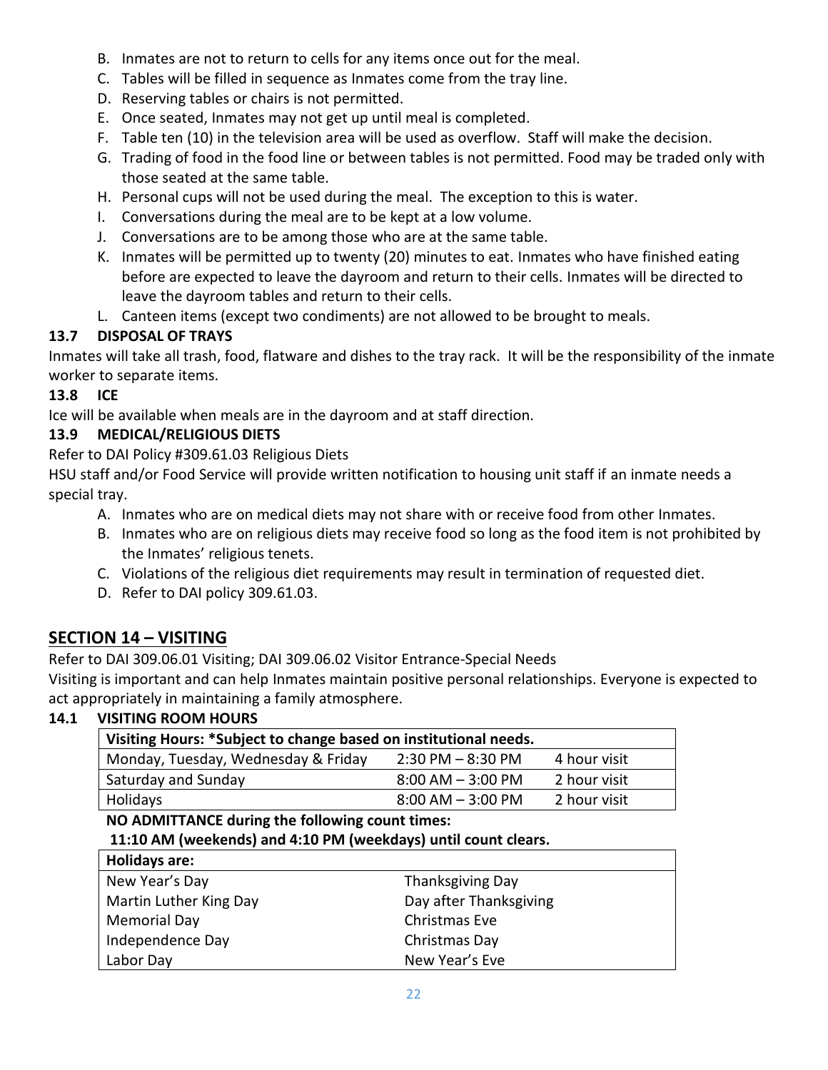B. Inmates are not to return to cells for any items once out for the meal.
C. Tables will be filled in sequence as Inmates come from the tray line.
D. Reserving tables or chairs is not permitted.
E. Once seated, Inmates may not get up until meal is completed.
F. Table ten (10) in the television area will be used as overflow. Staff will make the decision.
G. Trading of food in the food line or between tables is not permitted. Food may be traded only with those seated at the same table.
H. Personal cups will not be used during the meal. The exception to this is water.
I. Conversations during the meal are to be kept at a low volume.
J. Conversations are to be among those who are at the same table.
K. Inmates will be permitted up to twenty (20) minutes to eat. Inmates who have finished eating before are expected to leave the dayroom and return to their cells. Inmates will be directed to leave the dayroom tables and return to their cells.
L. Canteen items (except two condiments) are not allowed to be brought to meals.

### 13.7 DISPOSAL OF TRAYS

Inmates will take all trash, food, flatware and dishes to the tray rack. It will be the responsibility of the inmate worker to separate items.

### 13.8 ICE

Ice will be available when meals are in the dayroom and at staff direction.

### 13.9 MEDICAL/RELIGIOUS DIETS

Refer to DAI Policy #309.61.03 Religious Diets

HSU staff and/or Food Service will provide written notification to housing unit staff if an inmate needs a special tray.

A. Inmates who are on medical diets may not share with or receive food from other Inmates.
B. Inmates who are on religious diets may receive food so long as the food item is not prohibited by the Inmates' religious tenets.
C. Violations of the religious diet requirements may result in termination of requested diet.
D. Refer to DAI policy 309.61.03.

## SECTION 14 – VISITING

Refer to DAI 309.06.01 Visiting; DAI 309.06.02 Visitor Entrance-Special Needs

Visiting is important and can help Inmates maintain positive personal relationships. Everyone is expected to act appropriately in maintaining a family atmosphere.

### 14.1 VISITING ROOM HOURS

| **Visiting Hours: *Subject to change based on institutional needs.** | | |
|---|---|---|
| Monday, Tuesday, Wednesday & Friday | 2:30 PM – 8:30 PM | 4 hour visit |
| Saturday and Sunday | 8:00 AM – 3:00 PM | 2 hour visit |
| Holidays | 8:00 AM – 3:00 PM | 2 hour visit |

**NO ADMITTANCE during the following count times:**
**11:10 AM (weekends) and 4:10 PM (weekdays) until count clears.**

| **Holidays are:** | |
|---|---|
| New Year's Day | Thanksgiving Day |
| Martin Luther King Day | Day after Thanksgiving |
| Memorial Day | Christmas Eve |
| Independence Day | Christmas Day |
| Labor Day | New Year's Eve |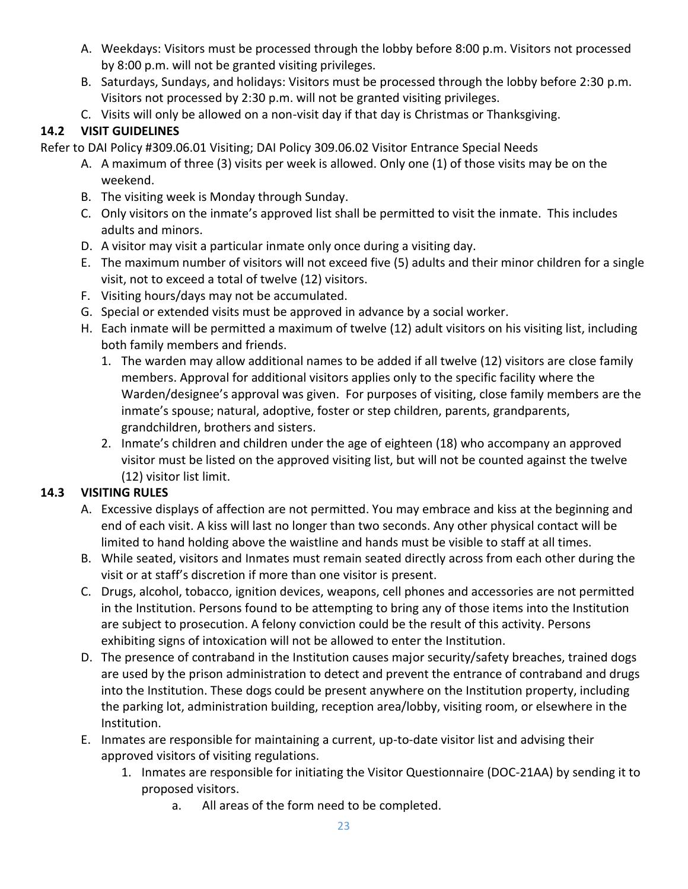A. Weekdays: Visitors must be processed through the lobby before 8:00 p.m. Visitors not processed by 8:00 p.m. will not be granted visiting privileges.
B. Saturdays, Sundays, and holidays: Visitors must be processed through the lobby before 2:30 p.m. Visitors not processed by 2:30 p.m. will not be granted visiting privileges.
C. Visits will only be allowed on a non-visit day if that day is Christmas or Thanksgiving.

## 14.2 VISIT GUIDELINES

Refer to DAI Policy #309.06.01 Visiting; DAI Policy 309.06.02 Visitor Entrance Special Needs

A. A maximum of three (3) visits per week is allowed. Only one (1) of those visits may be on the weekend.
B. The visiting week is Monday through Sunday.
C. Only visitors on the inmate's approved list shall be permitted to visit the inmate. This includes adults and minors.
D. A visitor may visit a particular inmate only once during a visiting day.
E. The maximum number of visitors will not exceed five (5) adults and their minor children for a single visit, not to exceed a total of twelve (12) visitors.
F. Visiting hours/days may not be accumulated.
G. Special or extended visits must be approved in advance by a social worker.
H. Each inmate will be permitted a maximum of twelve (12) adult visitors on his visiting list, including both family members and friends.
   1. The warden may allow additional names to be added if all twelve (12) visitors are close family members. Approval for additional visitors applies only to the specific facility where the Warden/designee's approval was given. For purposes of visiting, close family members are the inmate's spouse; natural, adoptive, foster or step children, parents, grandparents, grandchildren, brothers and sisters.
   2. Inmate's children and children under the age of eighteen (18) who accompany an approved visitor must be listed on the approved visiting list, but will not be counted against the twelve (12) visitor list limit.

## 14.3 VISITING RULES

A. Excessive displays of affection are not permitted. You may embrace and kiss at the beginning and end of each visit. A kiss will last no longer than two seconds. Any other physical contact will be limited to hand holding above the waistline and hands must be visible to staff at all times.
B. While seated, visitors and Inmates must remain seated directly across from each other during the visit or at staff's discretion if more than one visitor is present.
C. Drugs, alcohol, tobacco, ignition devices, weapons, cell phones and accessories are not permitted in the Institution. Persons found to be attempting to bring any of those items into the Institution are subject to prosecution. A felony conviction could be the result of this activity. Persons exhibiting signs of intoxication will not be allowed to enter the Institution.
D. The presence of contraband in the Institution causes major security/safety breaches, trained dogs are used by the prison administration to detect and prevent the entrance of contraband and drugs into the Institution. These dogs could be present anywhere on the Institution property, including the parking lot, administration building, reception area/lobby, visiting room, or elsewhere in the Institution.
E. Inmates are responsible for maintaining a current, up-to-date visitor list and advising their approved visitors of visiting regulations.
   1. Inmates are responsible for initiating the Visitor Questionnaire (DOC-21AA) by sending it to proposed visitors.
      a. All areas of the form need to be completed.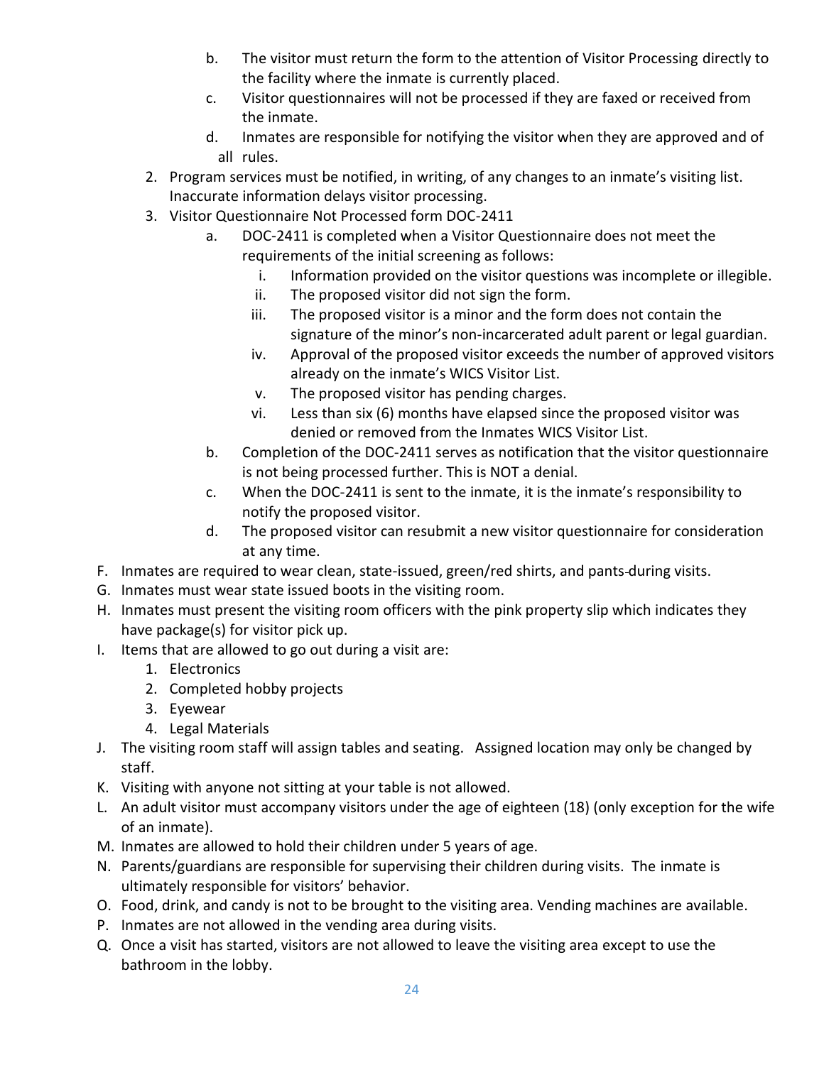b. The visitor must return the form to the attention of Visitor Processing directly to the facility where the inmate is currently placed.
   c. Visitor questionnaires will not be processed if they are faxed or received from the inmate.
   d. Inmates are responsible for notifying the visitor when they are approved and of all rules.
2. Program services must be notified, in writing, of any changes to an inmate's visiting list. Inaccurate information delays visitor processing.
3. Visitor Questionnaire Not Processed form DOC-2411
   a. DOC-2411 is completed when a Visitor Questionnaire does not meet the requirements of the initial screening as follows:
      i. Information provided on the visitor questions was incomplete or illegible.
      ii. The proposed visitor did not sign the form.
      iii. The proposed visitor is a minor and the form does not contain the signature of the minor's non-incarcerated adult parent or legal guardian.
      iv. Approval of the proposed visitor exceeds the number of approved visitors already on the inmate's WICS Visitor List.
      v. The proposed visitor has pending charges.
      vi. Less than six (6) months have elapsed since the proposed visitor was denied or removed from the Inmates WICS Visitor List.
   b. Completion of the DOC-2411 serves as notification that the visitor questionnaire is not being processed further. This is NOT a denial.
   c. When the DOC-2411 is sent to the inmate, it is the inmate's responsibility to notify the proposed visitor.
   d. The proposed visitor can resubmit a new visitor questionnaire for consideration at any time.

F. Inmates are required to wear clean, state-issued, green/red shirts, and pants during visits.
G. Inmates must wear state issued boots in the visiting room.
H. Inmates must present the visiting room officers with the pink property slip which indicates they have package(s) for visitor pick up.
I. Items that are allowed to go out during a visit are:
   1. Electronics
   2. Completed hobby projects
   3. Eyewear
   4. Legal Materials
J. The visiting room staff will assign tables and seating. Assigned location may only be changed by staff.
K. Visiting with anyone not sitting at your table is not allowed.
L. An adult visitor must accompany visitors under the age of eighteen (18) (only exception for the wife of an inmate).
M. Inmates are allowed to hold their children under 5 years of age.
N. Parents/guardians are responsible for supervising their children during visits. The inmate is ultimately responsible for visitors' behavior.
O. Food, drink, and candy is not to be brought to the visiting area. Vending machines are available.
P. Inmates are not allowed in the vending area during visits.
Q. Once a visit has started, visitors are not allowed to leave the visiting area except to use the bathroom in the lobby.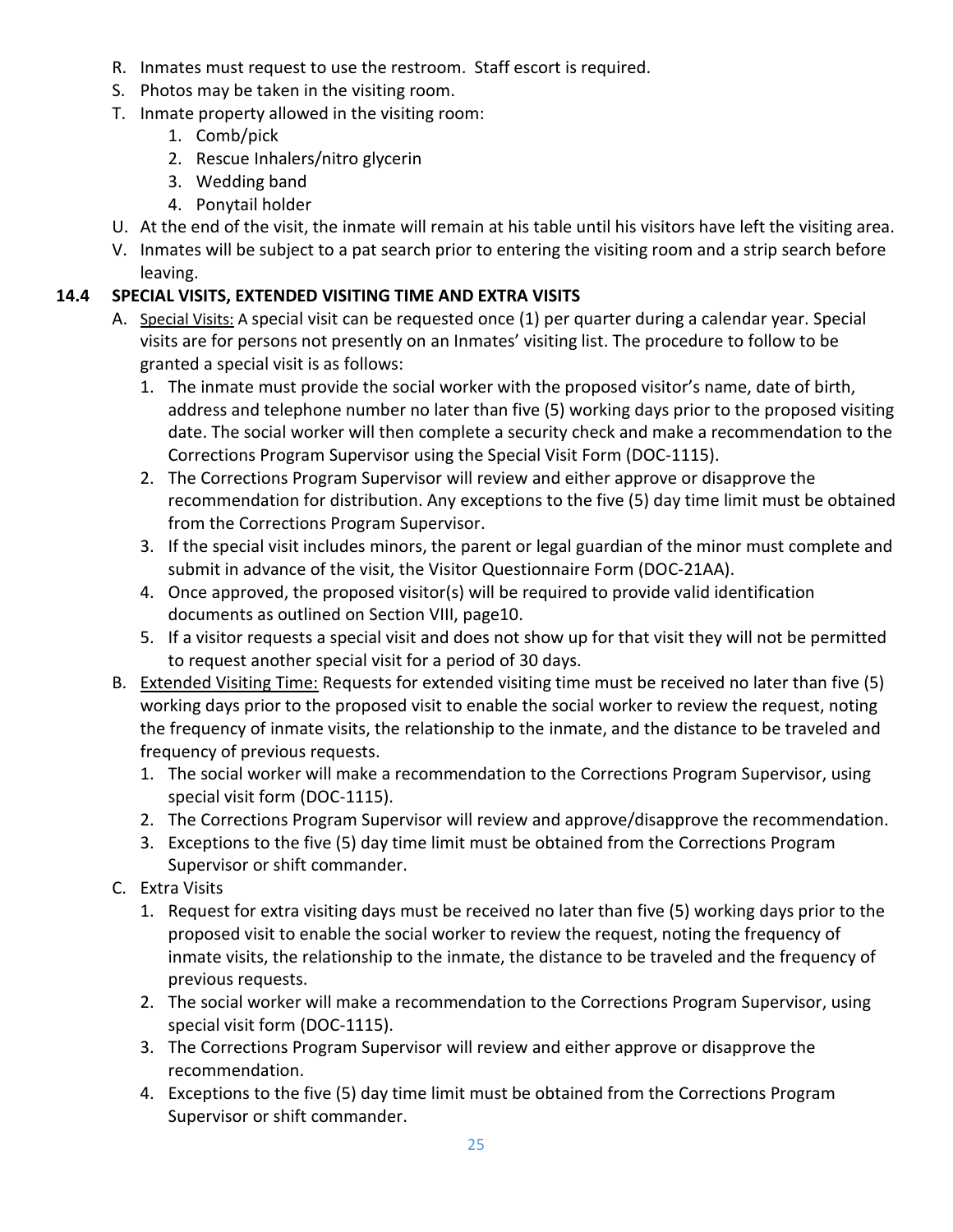R. Inmates must request to use the restroom. Staff escort is required.
S. Photos may be taken in the visiting room.
T. Inmate property allowed in the visiting room:
   1. Comb/pick
   2. Rescue Inhalers/nitro glycerin
   3. Wedding band
   4. Ponytail holder
U. At the end of the visit, the inmate will remain at his table until his visitors have left the visiting area.
V. Inmates will be subject to a pat search prior to entering the visiting room and a strip search before leaving.

### 14.4 SPECIAL VISITS, EXTENDED VISITING TIME AND EXTRA VISITS

A. Special Visits: A special visit can be requested once (1) per quarter during a calendar year. Special visits are for persons not presently on an Inmates' visiting list. The procedure to follow to be granted a special visit is as follows:
   1. The inmate must provide the social worker with the proposed visitor's name, date of birth, address and telephone number no later than five (5) working days prior to the proposed visiting date. The social worker will then complete a security check and make a recommendation to the Corrections Program Supervisor using the Special Visit Form (DOC-1115).
   2. The Corrections Program Supervisor will review and either approve or disapprove the recommendation for distribution. Any exceptions to the five (5) day time limit must be obtained from the Corrections Program Supervisor.
   3. If the special visit includes minors, the parent or legal guardian of the minor must complete and submit in advance of the visit, the Visitor Questionnaire Form (DOC-21AA).
   4. Once approved, the proposed visitor(s) will be required to provide valid identification documents as outlined on Section VIII, page10.
   5. If a visitor requests a special visit and does not show up for that visit they will not be permitted to request another special visit for a period of 30 days.

B. Extended Visiting Time: Requests for extended visiting time must be received no later than five (5) working days prior to the proposed visit to enable the social worker to review the request, noting the frequency of inmate visits, the relationship to the inmate, and the distance to be traveled and frequency of previous requests.
   1. The social worker will make a recommendation to the Corrections Program Supervisor, using special visit form (DOC-1115).
   2. The Corrections Program Supervisor will review and approve/disapprove the recommendation.
   3. Exceptions to the five (5) day time limit must be obtained from the Corrections Program Supervisor or shift commander.

C. Extra Visits
   1. Request for extra visiting days must be received no later than five (5) working days prior to the proposed visit to enable the social worker to review the request, noting the frequency of inmate visits, the relationship to the inmate, the distance to be traveled and the frequency of previous requests.
   2. The social worker will make a recommendation to the Corrections Program Supervisor, using special visit form (DOC-1115).
   3. The Corrections Program Supervisor will review and either approve or disapprove the recommendation.
   4. Exceptions to the five (5) day time limit must be obtained from the Corrections Program Supervisor or shift commander.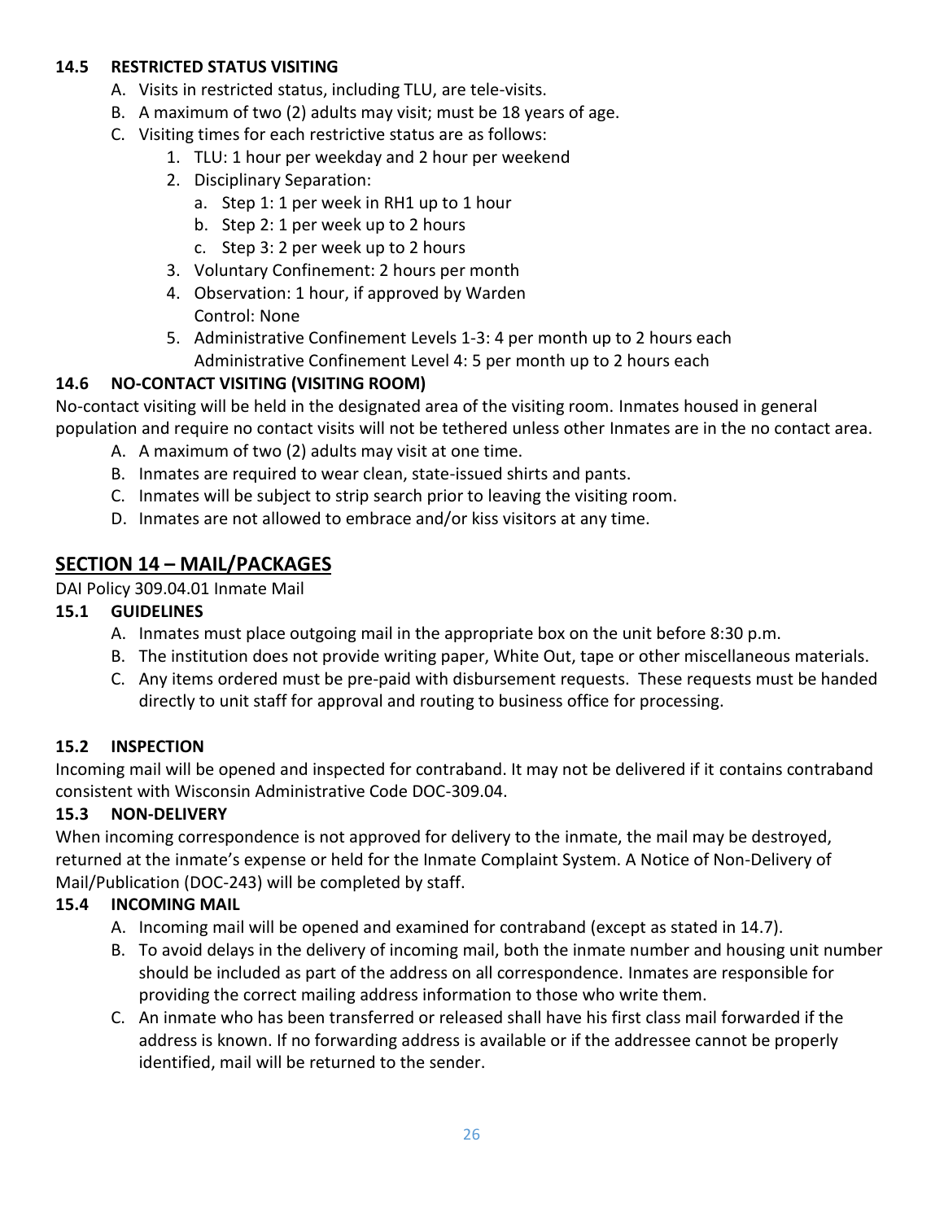### 14.5 RESTRICTED STATUS VISITING

A. Visits in restricted status, including TLU, are tele-visits.
B. A maximum of two (2) adults may visit; must be 18 years of age.
C. Visiting times for each restrictive status are as follows:
   1. TLU: 1 hour per weekday and 2 hour per weekend
   2. Disciplinary Separation:
      a. Step 1: 1 per week in RH1 up to 1 hour
      b. Step 2: 1 per week up to 2 hours
      c. Step 3: 2 per week up to 2 hours
   3. Voluntary Confinement: 2 hours per month
   4. Observation: 1 hour, if approved by Warden
      Control: None
   5. Administrative Confinement Levels 1-3: 4 per month up to 2 hours each
      Administrative Confinement Level 4: 5 per month up to 2 hours each

### 14.6 NO-CONTACT VISITING (VISITING ROOM)

No-contact visiting will be held in the designated area of the visiting room. Inmates housed in general population and require no contact visits will not be tethered unless other Inmates are in the no contact area.

A. A maximum of two (2) adults may visit at one time.
B. Inmates are required to wear clean, state-issued shirts and pants.
C. Inmates will be subject to strip search prior to leaving the visiting room.
D. Inmates are not allowed to embrace and/or kiss visitors at any time.

## SECTION 14 – MAIL/PACKAGES

DAI Policy 309.04.01 Inmate Mail

### 15.1 GUIDELINES

A. Inmates must place outgoing mail in the appropriate box on the unit before 8:30 p.m.
B. The institution does not provide writing paper, White Out, tape or other miscellaneous materials.
C. Any items ordered must be pre-paid with disbursement requests. These requests must be handed directly to unit staff for approval and routing to business office for processing.

### 15.2 INSPECTION

Incoming mail will be opened and inspected for contraband. It may not be delivered if it contains contraband consistent with Wisconsin Administrative Code DOC-309.04.

### 15.3 NON-DELIVERY

When incoming correspondence is not approved for delivery to the inmate, the mail may be destroyed, returned at the inmate's expense or held for the Inmate Complaint System. A Notice of Non-Delivery of Mail/Publication (DOC-243) will be completed by staff.

### 15.4 INCOMING MAIL

A. Incoming mail will be opened and examined for contraband (except as stated in 14.7).
B. To avoid delays in the delivery of incoming mail, both the inmate number and housing unit number should be included as part of the address on all correspondence. Inmates are responsible for providing the correct mailing address information to those who write them.
C. An inmate who has been transferred or released shall have his first class mail forwarded if the address is known. If no forwarding address is available or if the addressee cannot be properly identified, mail will be returned to the sender.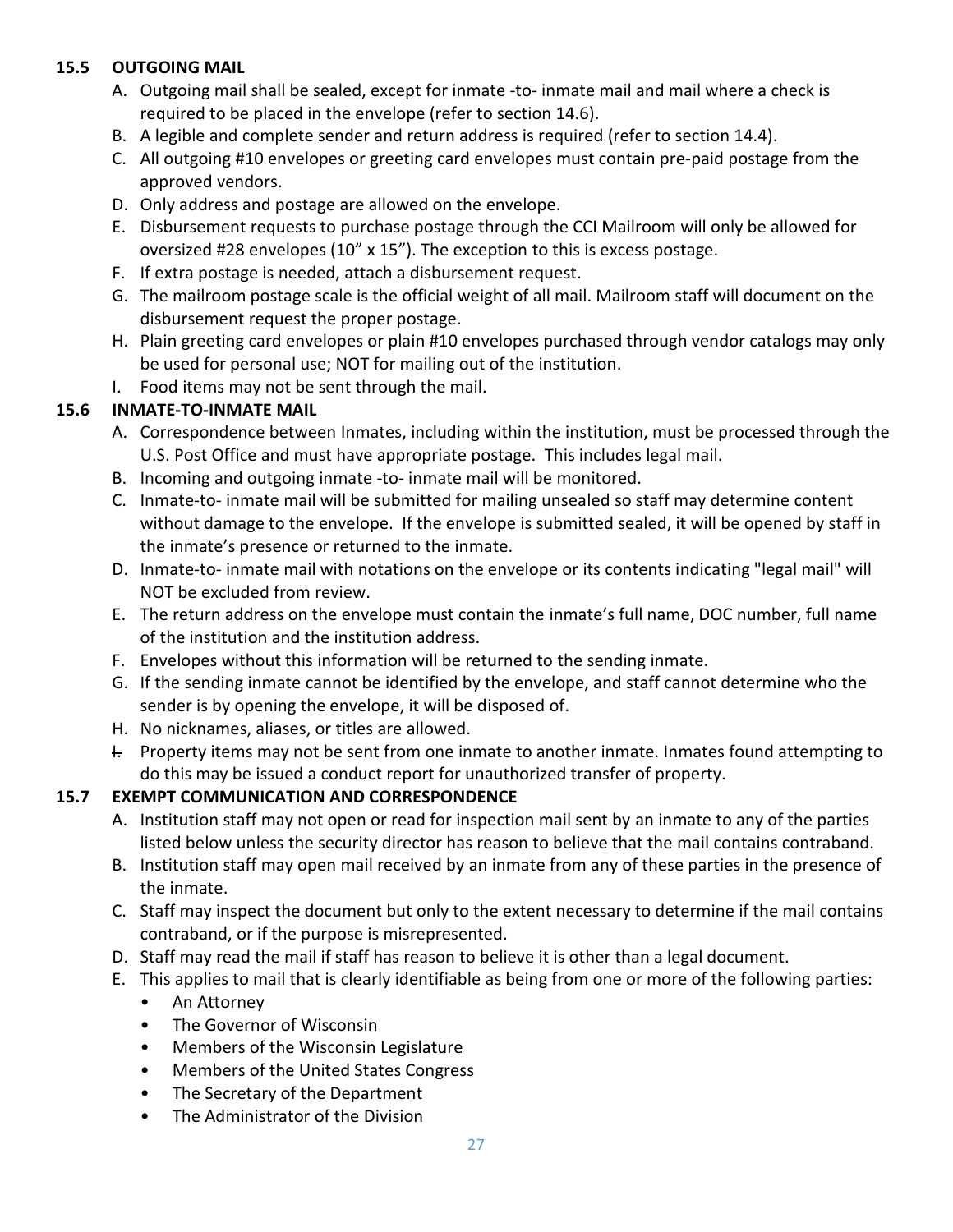### 15.5 OUTGOING MAIL

A. Outgoing mail shall be sealed, except for inmate -to- inmate mail and mail where a check is required to be placed in the envelope (refer to section 14.6).
B. A legible and complete sender and return address is required (refer to section 14.4).
C. All outgoing #10 envelopes or greeting card envelopes must contain pre-paid postage from the approved vendors.
D. Only address and postage are allowed on the envelope.
E. Disbursement requests to purchase postage through the CCI Mailroom will only be allowed for oversized #28 envelopes (10" x 15"). The exception to this is excess postage.
F. If extra postage is needed, attach a disbursement request.
G. The mailroom postage scale is the official weight of all mail. Mailroom staff will document on the disbursement request the proper postage.
H. Plain greeting card envelopes or plain #10 envelopes purchased through vendor catalogs may only be used for personal use; NOT for mailing out of the institution.
I. Food items may not be sent through the mail.

### 15.6 INMATE-TO-INMATE MAIL

A. Correspondence between Inmates, including within the institution, must be processed through the U.S. Post Office and must have appropriate postage. This includes legal mail.
B. Incoming and outgoing inmate -to- inmate mail will be monitored.
C. Inmate-to- inmate mail will be submitted for mailing unsealed so staff may determine content without damage to the envelope. If the envelope is submitted sealed, it will be opened by staff in the inmate's presence or returned to the inmate.
D. Inmate-to- inmate mail with notations on the envelope or its contents indicating "legal mail" will NOT be excluded from review.
E. The return address on the envelope must contain the inmate's full name, DOC number, full name of the institution and the institution address.
F. Envelopes without this information will be returned to the sending inmate.
G. If the sending inmate cannot be identified by the envelope, and staff cannot determine who the sender is by opening the envelope, it will be disposed of.
H. No nicknames, aliases, or titles are allowed.
I. Property items may not be sent from one inmate to another inmate. Inmates found attempting to do this may be issued a conduct report for unauthorized transfer of property.

### 15.7 EXEMPT COMMUNICATION AND CORRESPONDENCE

A. Institution staff may not open or read for inspection mail sent by an inmate to any of the parties listed below unless the security director has reason to believe that the mail contains contraband.
B. Institution staff may open mail received by an inmate from any of these parties in the presence of the inmate.
C. Staff may inspect the document but only to the extent necessary to determine if the mail contains contraband, or if the purpose is misrepresented.
D. Staff may read the mail if staff has reason to believe it is other than a legal document.
E. This applies to mail that is clearly identifiable as being from one or more of the following parties:
   - An Attorney
   - The Governor of Wisconsin
   - Members of the Wisconsin Legislature
   - Members of the United States Congress
   - The Secretary of the Department
   - The Administrator of the Division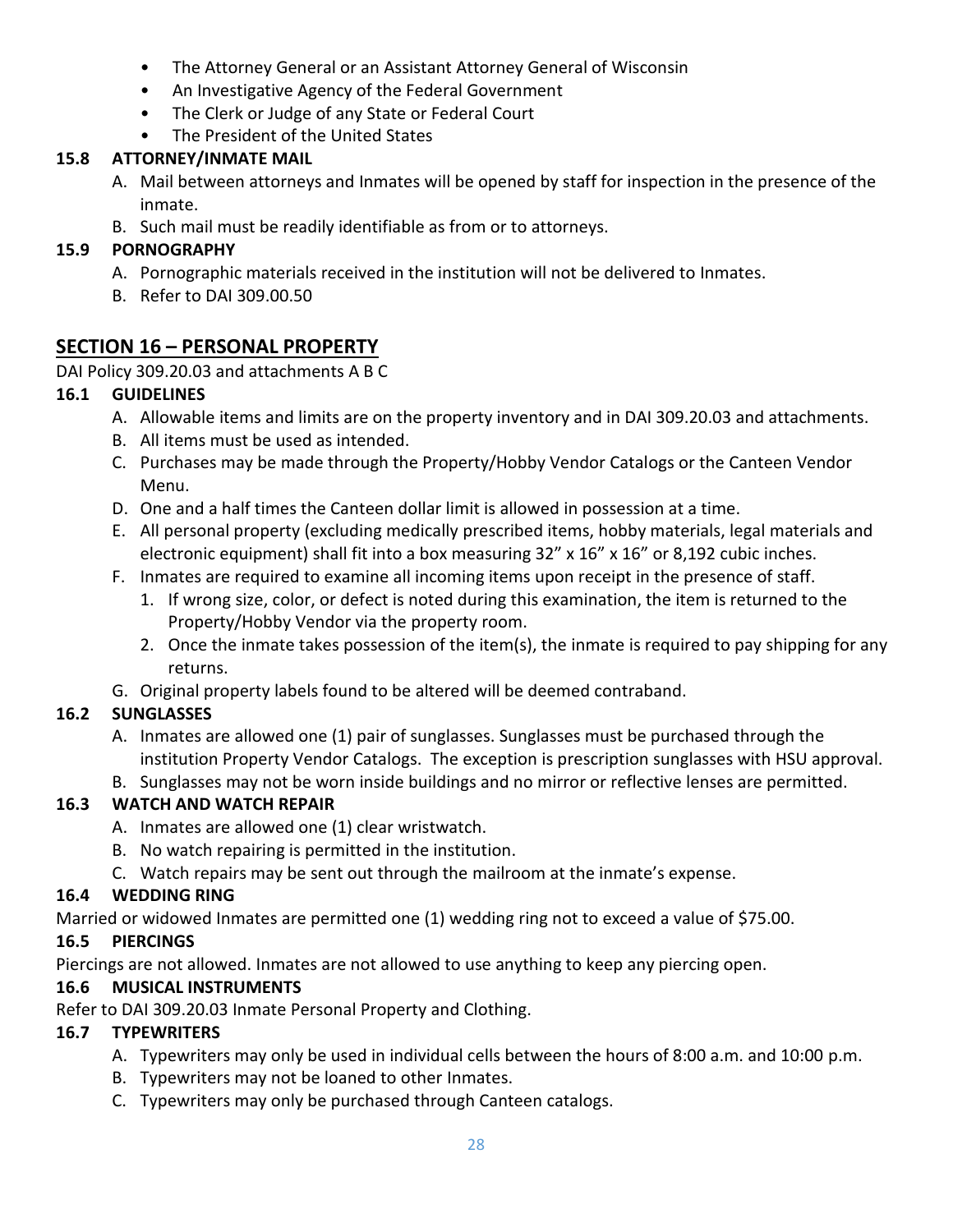- The Attorney General or an Assistant Attorney General of Wisconsin
- An Investigative Agency of the Federal Government
- The Clerk or Judge of any State or Federal Court
- The President of the United States

### 15.8 ATTORNEY/INMATE MAIL

A. Mail between attorneys and Inmates will be opened by staff for inspection in the presence of the inmate.
B. Such mail must be readily identifiable as from or to attorneys.

### 15.9 PORNOGRAPHY

A. Pornographic materials received in the institution will not be delivered to Inmates.
B. Refer to DAI 309.00.50

## SECTION 16 – PERSONAL PROPERTY

DAI Policy 309.20.03 and attachments A B C

### 16.1 GUIDELINES

A. Allowable items and limits are on the property inventory and in DAI 309.20.03 and attachments.
B. All items must be used as intended.
C. Purchases may be made through the Property/Hobby Vendor Catalogs or the Canteen Vendor Menu.
D. One and a half times the Canteen dollar limit is allowed in possession at a time.
E. All personal property (excluding medically prescribed items, hobby materials, legal materials and electronic equipment) shall fit into a box measuring 32" x 16" x 16" or 8,192 cubic inches.
F. Inmates are required to examine all incoming items upon receipt in the presence of staff.
   1. If wrong size, color, or defect is noted during this examination, the item is returned to the Property/Hobby Vendor via the property room.
   2. Once the inmate takes possession of the item(s), the inmate is required to pay shipping for any returns.
G. Original property labels found to be altered will be deemed contraband.

### 16.2 SUNGLASSES

A. Inmates are allowed one (1) pair of sunglasses. Sunglasses must be purchased through the institution Property Vendor Catalogs. The exception is prescription sunglasses with HSU approval.
B. Sunglasses may not be worn inside buildings and no mirror or reflective lenses are permitted.

### 16.3 WATCH AND WATCH REPAIR

A. Inmates are allowed one (1) clear wristwatch.
B. No watch repairing is permitted in the institution.
C. Watch repairs may be sent out through the mailroom at the inmate's expense.

### 16.4 WEDDING RING

Married or widowed Inmates are permitted one (1) wedding ring not to exceed a value of $75.00.

### 16.5 PIERCINGS

Piercings are not allowed. Inmates are not allowed to use anything to keep any piercing open.

### 16.6 MUSICAL INSTRUMENTS

Refer to DAI 309.20.03 Inmate Personal Property and Clothing.

### 16.7 TYPEWRITERS

A. Typewriters may only be used in individual cells between the hours of 8:00 a.m. and 10:00 p.m.
B. Typewriters may not be loaned to other Inmates.
C. Typewriters may only be purchased through Canteen catalogs.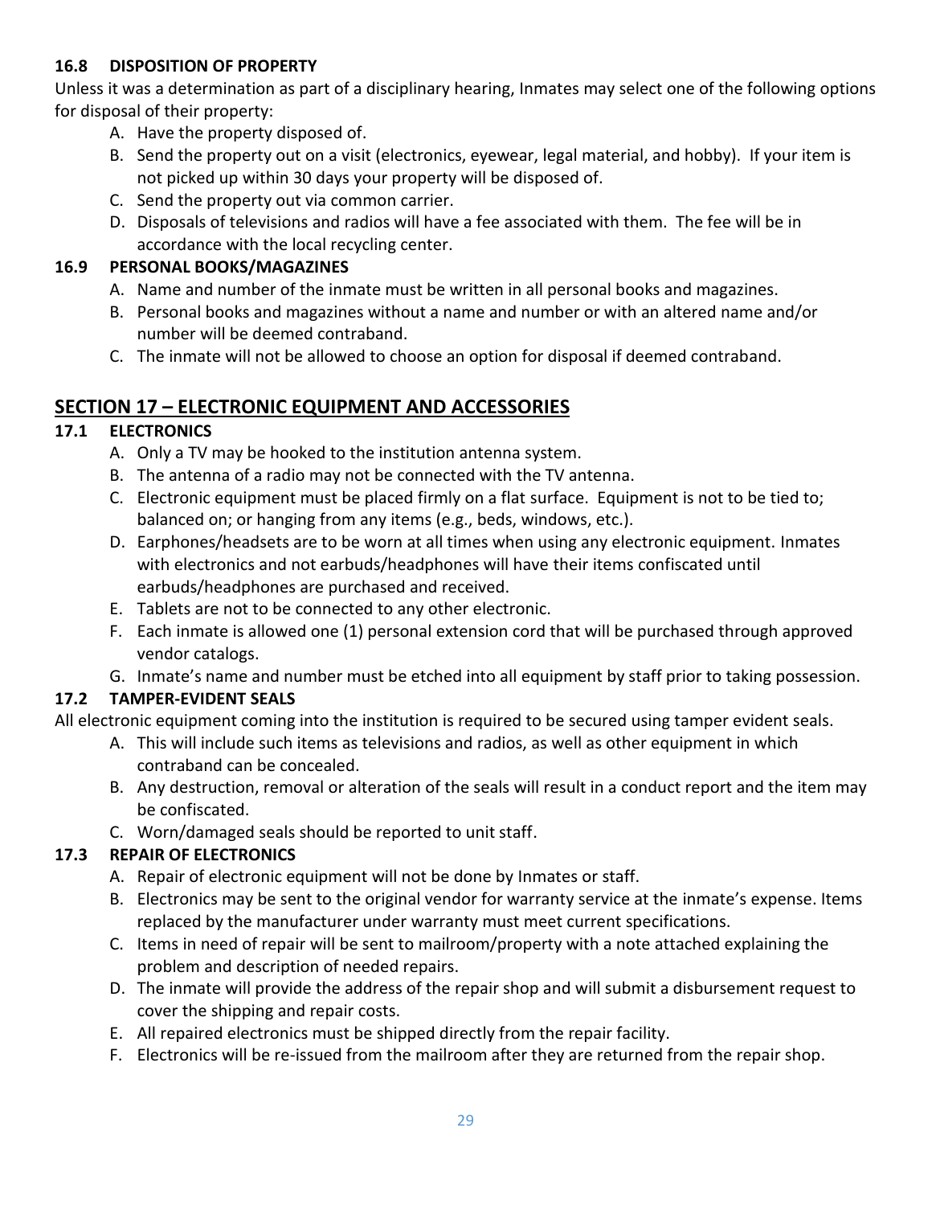### 16.8 DISPOSITION OF PROPERTY

Unless it was a determination as part of a disciplinary hearing, Inmates may select one of the following options for disposal of their property:

A. Have the property disposed of.
B. Send the property out on a visit (electronics, eyewear, legal material, and hobby). If your item is not picked up within 30 days your property will be disposed of.
C. Send the property out via common carrier.
D. Disposals of televisions and radios will have a fee associated with them. The fee will be in accordance with the local recycling center.

### 16.9 PERSONAL BOOKS/MAGAZINES

A. Name and number of the inmate must be written in all personal books and magazines.
B. Personal books and magazines without a name and number or with an altered name and/or number will be deemed contraband.
C. The inmate will not be allowed to choose an option for disposal if deemed contraband.

## SECTION 17 – ELECTRONIC EQUIPMENT AND ACCESSORIES

### 17.1 ELECTRONICS

A. Only a TV may be hooked to the institution antenna system.
B. The antenna of a radio may not be connected with the TV antenna.
C. Electronic equipment must be placed firmly on a flat surface. Equipment is not to be tied to; balanced on; or hanging from any items (e.g., beds, windows, etc.).
D. Earphones/headsets are to be worn at all times when using any electronic equipment. Inmates with electronics and not earbuds/headphones will have their items confiscated until earbuds/headphones are purchased and received.
E. Tablets are not to be connected to any other electronic.
F. Each inmate is allowed one (1) personal extension cord that will be purchased through approved vendor catalogs.
G. Inmate's name and number must be etched into all equipment by staff prior to taking possession.

### 17.2 TAMPER-EVIDENT SEALS

All electronic equipment coming into the institution is required to be secured using tamper evident seals.

A. This will include such items as televisions and radios, as well as other equipment in which contraband can be concealed.
B. Any destruction, removal or alteration of the seals will result in a conduct report and the item may be confiscated.
C. Worn/damaged seals should be reported to unit staff.

### 17.3 REPAIR OF ELECTRONICS

A. Repair of electronic equipment will not be done by Inmates or staff.
B. Electronics may be sent to the original vendor for warranty service at the inmate's expense. Items replaced by the manufacturer under warranty must meet current specifications.
C. Items in need of repair will be sent to mailroom/property with a note attached explaining the problem and description of needed repairs.
D. The inmate will provide the address of the repair shop and will submit a disbursement request to cover the shipping and repair costs.
E. All repaired electronics must be shipped directly from the repair facility.
F. Electronics will be re-issued from the mailroom after they are returned from the repair shop.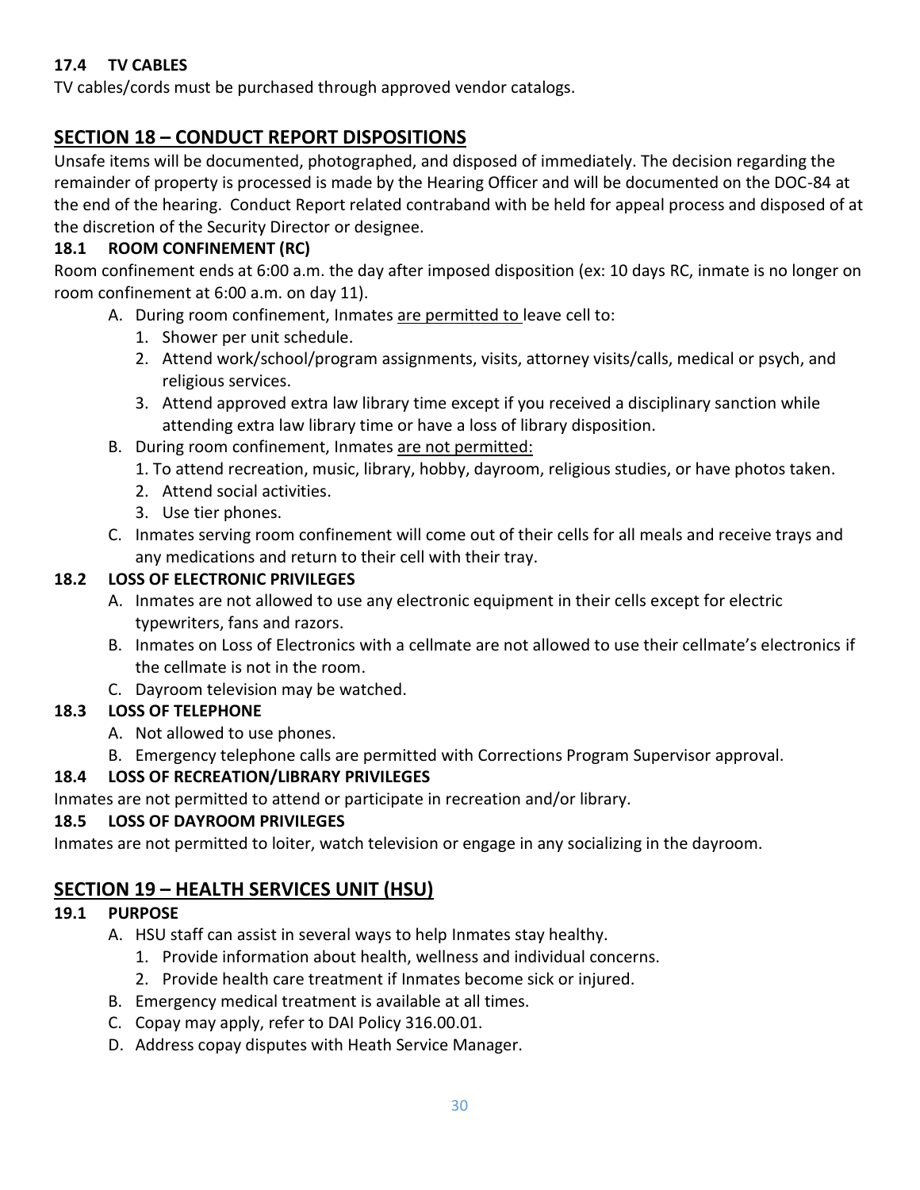### 17.4 TV CABLES

TV cables/cords must be purchased through approved vendor catalogs.

## SECTION 18 – CONDUCT REPORT DISPOSITIONS

Unsafe items will be documented, photographed, and disposed of immediately. The decision regarding the remainder of property is processed is made by the Hearing Officer and will be documented on the DOC-84 at the end of the hearing. Conduct Report related contraband with be held for appeal process and disposed of at the discretion of the Security Director or designee.

### 18.1 ROOM CONFINEMENT (RC)

Room confinement ends at 6:00 a.m. the day after imposed disposition (ex: 10 days RC, inmate is no longer on room confinement at 6:00 a.m. on day 11).

A. During room confinement, Inmates are permitted to leave cell to:
   1. Shower per unit schedule.
   2. Attend work/school/program assignments, visits, attorney visits/calls, medical or psych, and religious services.
   3. Attend approved extra law library time except if you received a disciplinary sanction while attending extra law library time or have a loss of library disposition.
B. During room confinement, Inmates are not permitted:
   1. To attend recreation, music, library, hobby, dayroom, religious studies, or have photos taken.
   2. Attend social activities.
   3. Use tier phones.
C. Inmates serving room confinement will come out of their cells for all meals and receive trays and any medications and return to their cell with their tray.

### 18.2 LOSS OF ELECTRONIC PRIVILEGES

A. Inmates are not allowed to use any electronic equipment in their cells except for electric typewriters, fans and razors.
B. Inmates on Loss of Electronics with a cellmate are not allowed to use their cellmate's electronics if the cellmate is not in the room.
C. Dayroom television may be watched.

### 18.3 LOSS OF TELEPHONE

A. Not allowed to use phones.
B. Emergency telephone calls are permitted with Corrections Program Supervisor approval.

### 18.4 LOSS OF RECREATION/LIBRARY PRIVILEGES

Inmates are not permitted to attend or participate in recreation and/or library.

### 18.5 LOSS OF DAYROOM PRIVILEGES

Inmates are not permitted to loiter, watch television or engage in any socializing in the dayroom.

## SECTION 19 – HEALTH SERVICES UNIT (HSU)

### 19.1 PURPOSE

A. HSU staff can assist in several ways to help Inmates stay healthy.
   1. Provide information about health, wellness and individual concerns.
   2. Provide health care treatment if Inmates become sick or injured.
B. Emergency medical treatment is available at all times.
C. Copay may apply, refer to DAI Policy 316.00.01.
D. Address copay disputes with Heath Service Manager.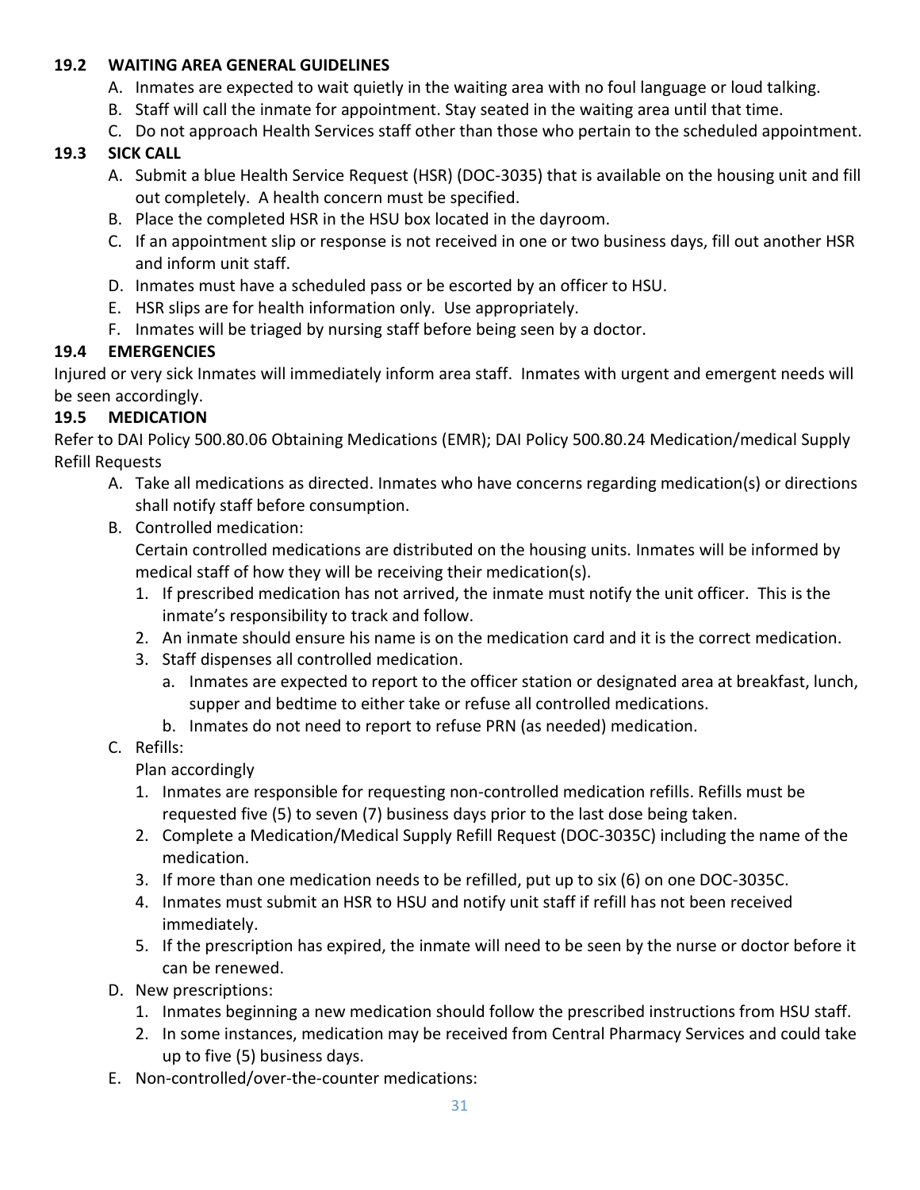### 19.2 WAITING AREA GENERAL GUIDELINES

A. Inmates are expected to wait quietly in the waiting area with no foul language or loud talking.
B. Staff will call the inmate for appointment. Stay seated in the waiting area until that time.
C. Do not approach Health Services staff other than those who pertain to the scheduled appointment.

### 19.3 SICK CALL

A. Submit a blue Health Service Request (HSR) (DOC-3035) that is available on the housing unit and fill out completely. A health concern must be specified.
B. Place the completed HSR in the HSU box located in the dayroom.
C. If an appointment slip or response is not received in one or two business days, fill out another HSR and inform unit staff.
D. Inmates must have a scheduled pass or be escorted by an officer to HSU.
E. HSR slips are for health information only. Use appropriately.
F. Inmates will be triaged by nursing staff before being seen by a doctor.

### 19.4 EMERGENCIES

Injured or very sick Inmates will immediately inform area staff. Inmates with urgent and emergent needs will be seen accordingly.

### 19.5 MEDICATION

Refer to DAI Policy 500.80.06 Obtaining Medications (EMR); DAI Policy 500.80.24 Medication/medical Supply Refill Requests

A. Take all medications as directed. Inmates who have concerns regarding medication(s) or directions shall notify staff before consumption.
B. Controlled medication:
   Certain controlled medications are distributed on the housing units. Inmates will be informed by medical staff of how they will be receiving their medication(s).
   1. If prescribed medication has not arrived, the inmate must notify the unit officer. This is the inmate's responsibility to track and follow.
   2. An inmate should ensure his name is on the medication card and it is the correct medication.
   3. Staff dispenses all controlled medication.
      a. Inmates are expected to report to the officer station or designated area at breakfast, lunch, supper and bedtime to either take or refuse all controlled medications.
      b. Inmates do not need to report to refuse PRN (as needed) medication.
C. Refills:
   Plan accordingly
   1. Inmates are responsible for requesting non-controlled medication refills. Refills must be requested five (5) to seven (7) business days prior to the last dose being taken.
   2. Complete a Medication/Medical Supply Refill Request (DOC-3035C) including the name of the medication.
   3. If more than one medication needs to be refilled, put up to six (6) on one DOC-3035C.
   4. Inmates must submit an HSR to HSU and notify unit staff if refill has not been received immediately.
   5. If the prescription has expired, the inmate will need to be seen by the nurse or doctor before it can be renewed.
D. New prescriptions:
   1. Inmates beginning a new medication should follow the prescribed instructions from HSU staff.
   2. In some instances, medication may be received from Central Pharmacy Services and could take up to five (5) business days.
E. Non-controlled/over-the-counter medications: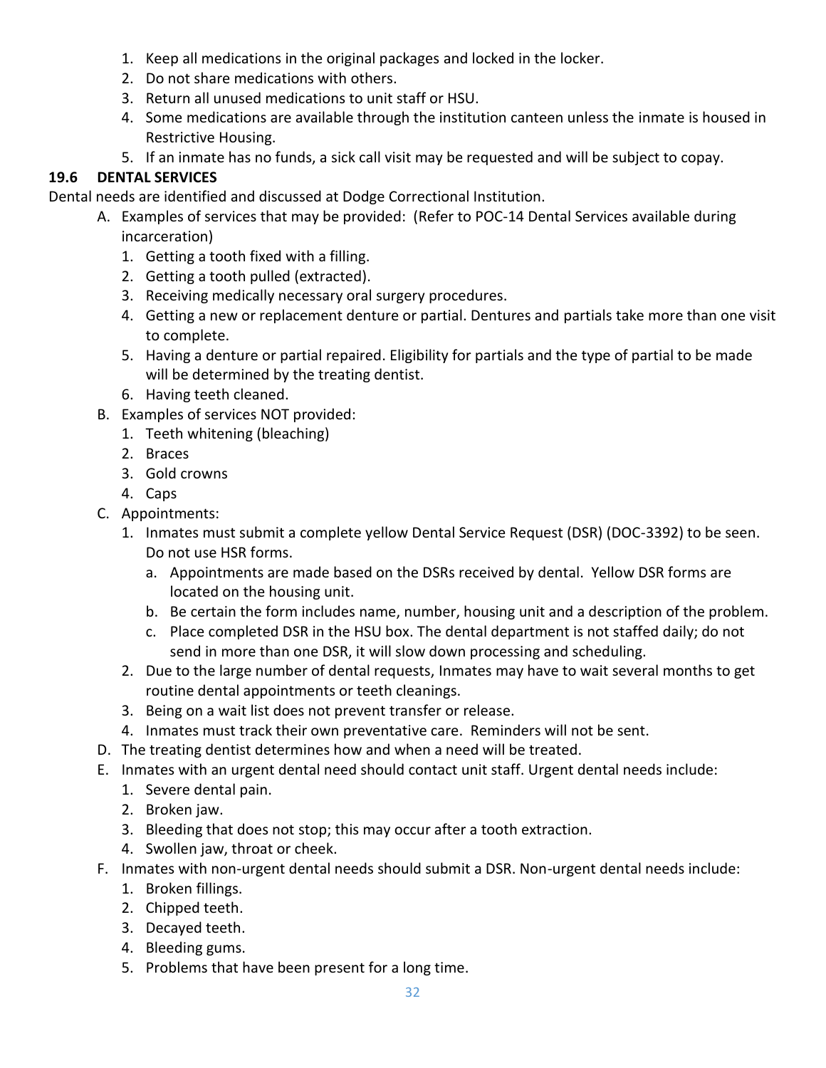1. Keep all medications in the original packages and locked in the locker.
2. Do not share medications with others.
3. Return all unused medications to unit staff or HSU.
4. Some medications are available through the institution canteen unless the inmate is housed in Restrictive Housing.
5. If an inmate has no funds, a sick call visit may be requested and will be subject to copay.

### 19.6 DENTAL SERVICES

Dental needs are identified and discussed at Dodge Correctional Institution.

A. Examples of services that may be provided: (Refer to POC-14 Dental Services available during incarceration)
   1. Getting a tooth fixed with a filling.
   2. Getting a tooth pulled (extracted).
   3. Receiving medically necessary oral surgery procedures.
   4. Getting a new or replacement denture or partial. Dentures and partials take more than one visit to complete.
   5. Having a denture or partial repaired. Eligibility for partials and the type of partial to be made will be determined by the treating dentist.
   6. Having teeth cleaned.

B. Examples of services NOT provided:
   1. Teeth whitening (bleaching)
   2. Braces
   3. Gold crowns
   4. Caps

C. Appointments:
   1. Inmates must submit a complete yellow Dental Service Request (DSR) (DOC-3392) to be seen. Do not use HSR forms.
      a. Appointments are made based on the DSRs received by dental. Yellow DSR forms are located on the housing unit.
      b. Be certain the form includes name, number, housing unit and a description of the problem.
      c. Place completed DSR in the HSU box. The dental department is not staffed daily; do not send in more than one DSR, it will slow down processing and scheduling.
   2. Due to the large number of dental requests, Inmates may have to wait several months to get routine dental appointments or teeth cleanings.
   3. Being on a wait list does not prevent transfer or release.
   4. Inmates must track their own preventative care. Reminders will not be sent.

D. The treating dentist determines how and when a need will be treated.

E. Inmates with an urgent dental need should contact unit staff. Urgent dental needs include:
   1. Severe dental pain.
   2. Broken jaw.
   3. Bleeding that does not stop; this may occur after a tooth extraction.
   4. Swollen jaw, throat or cheek.

F. Inmates with non-urgent dental needs should submit a DSR. Non-urgent dental needs include:
   1. Broken fillings.
   2. Chipped teeth.
   3. Decayed teeth.
   4. Bleeding gums.
   5. Problems that have been present for a long time.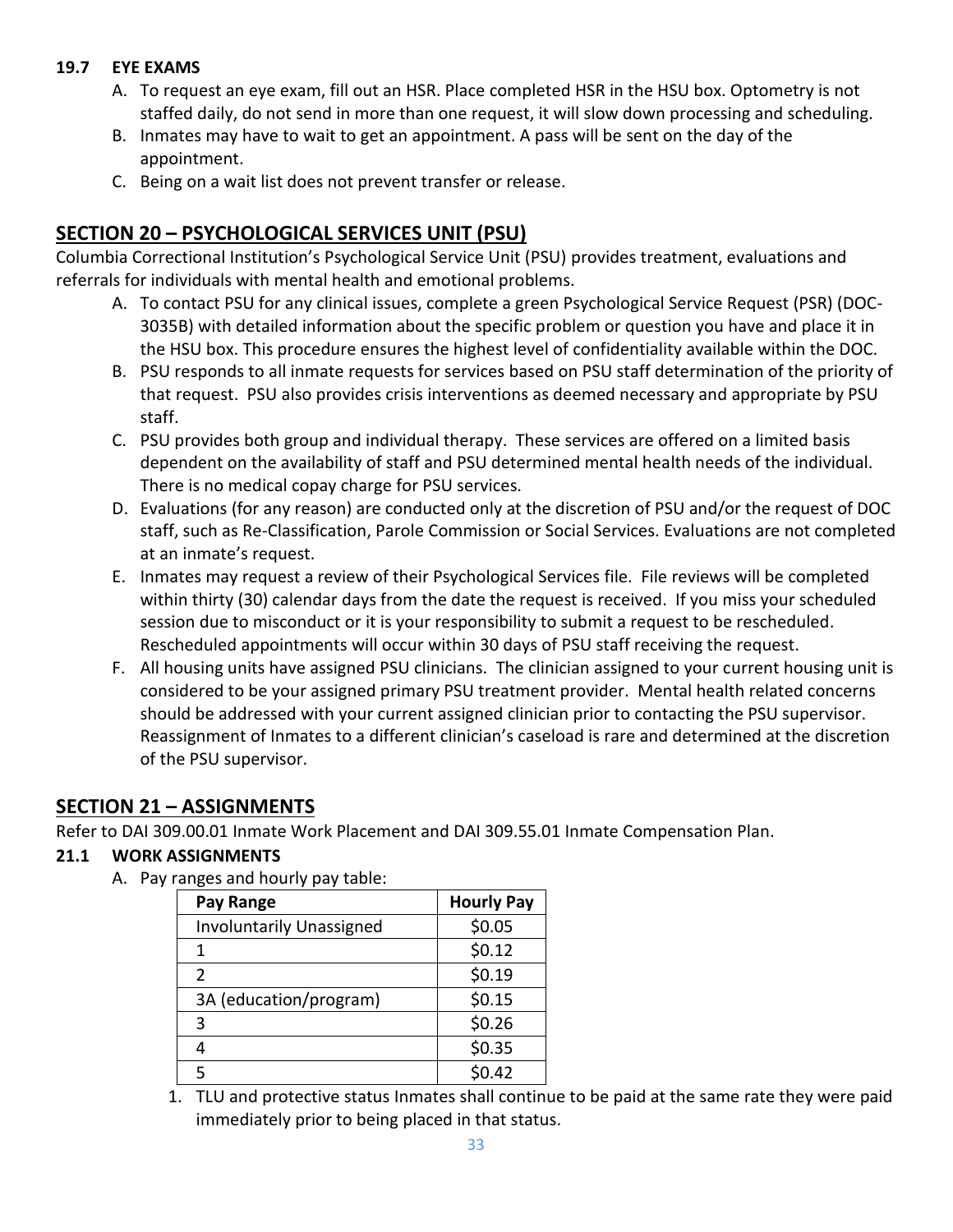### 19.7 EYE EXAMS

A. To request an eye exam, fill out an HSR. Place completed HSR in the HSU box. Optometry is not staffed daily, do not send in more than one request, it will slow down processing and scheduling.
B. Inmates may have to wait to get an appointment. A pass will be sent on the day of the appointment.
C. Being on a wait list does not prevent transfer or release.

## SECTION 20 – PSYCHOLOGICAL SERVICES UNIT (PSU)

Columbia Correctional Institution's Psychological Service Unit (PSU) provides treatment, evaluations and referrals for individuals with mental health and emotional problems.

A. To contact PSU for any clinical issues, complete a green Psychological Service Request (PSR) (DOC-3035B) with detailed information about the specific problem or question you have and place it in the HSU box. This procedure ensures the highest level of confidentiality available within the DOC.
B. PSU responds to all inmate requests for services based on PSU staff determination of the priority of that request. PSU also provides crisis interventions as deemed necessary and appropriate by PSU staff.
C. PSU provides both group and individual therapy. These services are offered on a limited basis dependent on the availability of staff and PSU determined mental health needs of the individual. There is no medical copay charge for PSU services.
D. Evaluations (for any reason) are conducted only at the discretion of PSU and/or the request of DOC staff, such as Re-Classification, Parole Commission or Social Services. Evaluations are not completed at an inmate's request.
E. Inmates may request a review of their Psychological Services file. File reviews will be completed within thirty (30) calendar days from the date the request is received. If you miss your scheduled session due to misconduct or it is your responsibility to submit a request to be rescheduled. Rescheduled appointments will occur within 30 days of PSU staff receiving the request.
F. All housing units have assigned PSU clinicians. The clinician assigned to your current housing unit is considered to be your assigned primary PSU treatment provider. Mental health related concerns should be addressed with your current assigned clinician prior to contacting the PSU supervisor. Reassignment of Inmates to a different clinician's caseload is rare and determined at the discretion of the PSU supervisor.

## SECTION 21 – ASSIGNMENTS

Refer to DAI 309.00.01 Inmate Work Placement and DAI 309.55.01 Inmate Compensation Plan.

### 21.1 WORK ASSIGNMENTS

A. Pay ranges and hourly pay table:

| Pay Range | Hourly Pay |
|---|---|
| Involuntarily Unassigned | $0.05 |
| 1 | $0.12 |
| 2 | $0.19 |
| 3A (education/program) | $0.15 |
| 3 | $0.26 |
| 4 | $0.35 |
| 5 | $0.42 |

1. TLU and protective status Inmates shall continue to be paid at the same rate they were paid immediately prior to being placed in that status.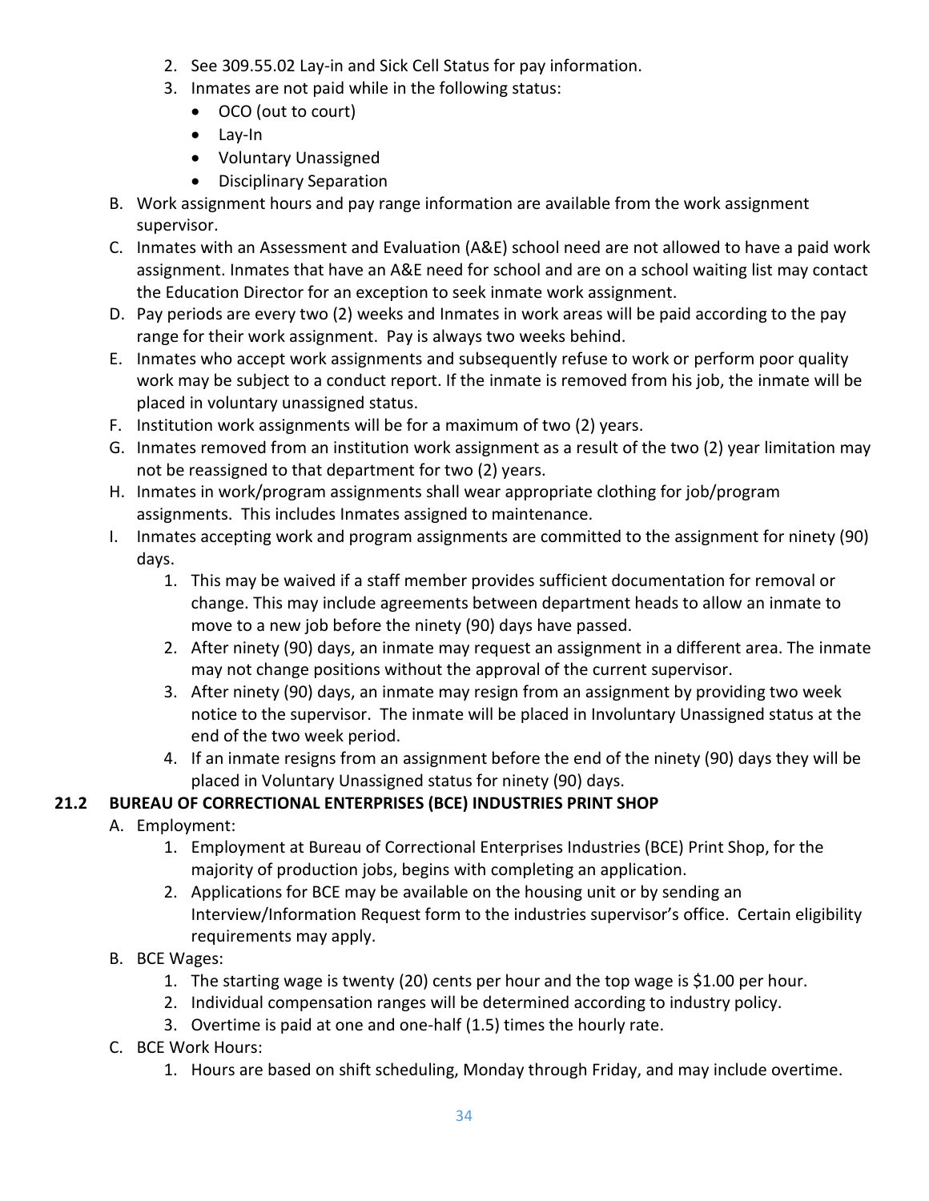2. See 309.55.02 Lay-in and Sick Cell Status for pay information.
3. Inmates are not paid while in the following status:
   - OCO (out to court)
   - Lay-In
   - Voluntary Unassigned
   - Disciplinary Separation

B. Work assignment hours and pay range information are available from the work assignment supervisor.

C. Inmates with an Assessment and Evaluation (A&E) school need are not allowed to have a paid work assignment. Inmates that have an A&E need for school and are on a school waiting list may contact the Education Director for an exception to seek inmate work assignment.

D. Pay periods are every two (2) weeks and Inmates in work areas will be paid according to the pay range for their work assignment. Pay is always two weeks behind.

E. Inmates who accept work assignments and subsequently refuse to work or perform poor quality work may be subject to a conduct report. If the inmate is removed from his job, the inmate will be placed in voluntary unassigned status.

F. Institution work assignments will be for a maximum of two (2) years.

G. Inmates removed from an institution work assignment as a result of the two (2) year limitation may not be reassigned to that department for two (2) years.

H. Inmates in work/program assignments shall wear appropriate clothing for job/program assignments. This includes Inmates assigned to maintenance.

I. Inmates accepting work and program assignments are committed to the assignment for ninety (90) days.
   1. This may be waived if a staff member provides sufficient documentation for removal or change. This may include agreements between department heads to allow an inmate to move to a new job before the ninety (90) days have passed.
   2. After ninety (90) days, an inmate may request an assignment in a different area. The inmate may not change positions without the approval of the current supervisor.
   3. After ninety (90) days, an inmate may resign from an assignment by providing two week notice to the supervisor. The inmate will be placed in Involuntary Unassigned status at the end of the two week period.
   4. If an inmate resigns from an assignment before the end of the ninety (90) days they will be placed in Voluntary Unassigned status for ninety (90) days.

## 21.2 BUREAU OF CORRECTIONAL ENTERPRISES (BCE) INDUSTRIES PRINT SHOP

A. Employment:
   1. Employment at Bureau of Correctional Enterprises Industries (BCE) Print Shop, for the majority of production jobs, begins with completing an application.
   2. Applications for BCE may be available on the housing unit or by sending an Interview/Information Request form to the industries supervisor's office. Certain eligibility requirements may apply.

B. BCE Wages:
   1. The starting wage is twenty (20) cents per hour and the top wage is $1.00 per hour.
   2. Individual compensation ranges will be determined according to industry policy.
   3. Overtime is paid at one and one-half (1.5) times the hourly rate.

C. BCE Work Hours:
   1. Hours are based on shift scheduling, Monday through Friday, and may include overtime.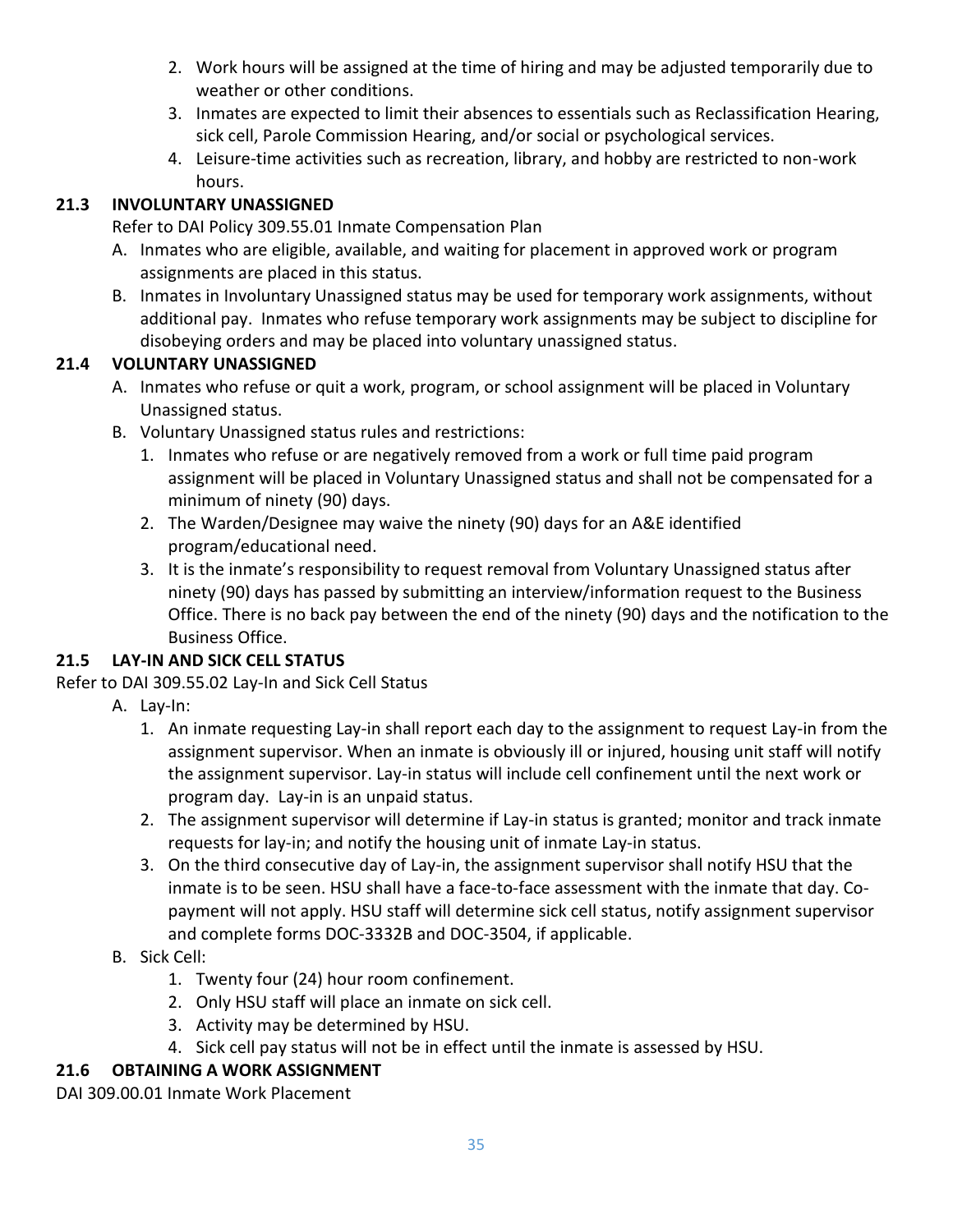2. Work hours will be assigned at the time of hiring and may be adjusted temporarily due to weather or other conditions.
3. Inmates are expected to limit their absences to essentials such as Reclassification Hearing, sick cell, Parole Commission Hearing, and/or social or psychological services.
4. Leisure-time activities such as recreation, library, and hobby are restricted to non-work hours.

### 21.3 INVOLUNTARY UNASSIGNED

Refer to DAI Policy 309.55.01 Inmate Compensation Plan

A. Inmates who are eligible, available, and waiting for placement in approved work or program assignments are placed in this status.

B. Inmates in Involuntary Unassigned status may be used for temporary work assignments, without additional pay. Inmates who refuse temporary work assignments may be subject to discipline for disobeying orders and may be placed into voluntary unassigned status.

### 21.4 VOLUNTARY UNASSIGNED

A. Inmates who refuse or quit a work, program, or school assignment will be placed in Voluntary Unassigned status.

B. Voluntary Unassigned status rules and restrictions:

1. Inmates who refuse or are negatively removed from a work or full time paid program assignment will be placed in Voluntary Unassigned status and shall not be compensated for a minimum of ninety (90) days.
2. The Warden/Designee may waive the ninety (90) days for an A&E identified program/educational need.
3. It is the inmate's responsibility to request removal from Voluntary Unassigned status after ninety (90) days has passed by submitting an interview/information request to the Business Office. There is no back pay between the end of the ninety (90) days and the notification to the Business Office.

### 21.5 LAY-IN AND SICK CELL STATUS

Refer to DAI 309.55.02 Lay-In and Sick Cell Status

A. Lay-In:

1. An inmate requesting Lay-in shall report each day to the assignment to request Lay-in from the assignment supervisor. When an inmate is obviously ill or injured, housing unit staff will notify the assignment supervisor. Lay-in status will include cell confinement until the next work or program day. Lay-in is an unpaid status.
2. The assignment supervisor will determine if Lay-in status is granted; monitor and track inmate requests for lay-in; and notify the housing unit of inmate Lay-in status.
3. On the third consecutive day of Lay-in, the assignment supervisor shall notify HSU that the inmate is to be seen. HSU shall have a face-to-face assessment with the inmate that day. Co-payment will not apply. HSU staff will determine sick cell status, notify assignment supervisor and complete forms DOC-3332B and DOC-3504, if applicable.

B. Sick Cell:

1. Twenty four (24) hour room confinement.
2. Only HSU staff will place an inmate on sick cell.
3. Activity may be determined by HSU.
4. Sick cell pay status will not be in effect until the inmate is assessed by HSU.

### 21.6 OBTAINING A WORK ASSIGNMENT

DAI 309.00.01 Inmate Work Placement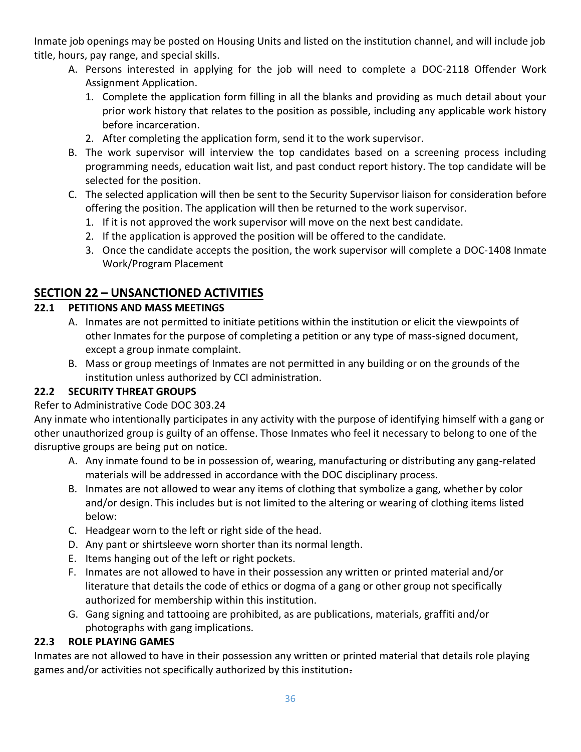Inmate job openings may be posted on Housing Units and listed on the institution channel, and will include job title, hours, pay range, and special skills.

A. Persons interested in applying for the job will need to complete a DOC-2118 Offender Work Assignment Application.
   1. Complete the application form filling in all the blanks and providing as much detail about your prior work history that relates to the position as possible, including any applicable work history before incarceration.
   2. After completing the application form, send it to the work supervisor.
B. The work supervisor will interview the top candidates based on a screening process including programming needs, education wait list, and past conduct report history. The top candidate will be selected for the position.
C. The selected application will then be sent to the Security Supervisor liaison for consideration before offering the position. The application will then be returned to the work supervisor.
   1. If it is not approved the work supervisor will move on the next best candidate.
   2. If the application is approved the position will be offered to the candidate.
   3. Once the candidate accepts the position, the work supervisor will complete a DOC-1408 Inmate Work/Program Placement

## SECTION 22 – UNSANCTIONED ACTIVITIES

### 22.1 PETITIONS AND MASS MEETINGS

A. Inmates are not permitted to initiate petitions within the institution or elicit the viewpoints of other Inmates for the purpose of completing a petition or any type of mass-signed document, except a group inmate complaint.
B. Mass or group meetings of Inmates are not permitted in any building or on the grounds of the institution unless authorized by CCI administration.

### 22.2 SECURITY THREAT GROUPS

Refer to Administrative Code DOC 303.24

Any inmate who intentionally participates in any activity with the purpose of identifying himself with a gang or other unauthorized group is guilty of an offense. Those Inmates who feel it necessary to belong to one of the disruptive groups are being put on notice.

A. Any inmate found to be in possession of, wearing, manufacturing or distributing any gang-related materials will be addressed in accordance with the DOC disciplinary process.
B. Inmates are not allowed to wear any items of clothing that symbolize a gang, whether by color and/or design. This includes but is not limited to the altering or wearing of clothing items listed below:
C. Headgear worn to the left or right side of the head.
D. Any pant or shirtsleeve worn shorter than its normal length.
E. Items hanging out of the left or right pockets.
F. Inmates are not allowed to have in their possession any written or printed material and/or literature that details the code of ethics or dogma of a gang or other group not specifically authorized for membership within this institution.
G. Gang signing and tattooing are prohibited, as are publications, materials, graffiti and/or photographs with gang implications.

### 22.3 ROLE PLAYING GAMES

Inmates are not allowed to have in their possession any written or printed material that details role playing games and/or activities not specifically authorized by this institution.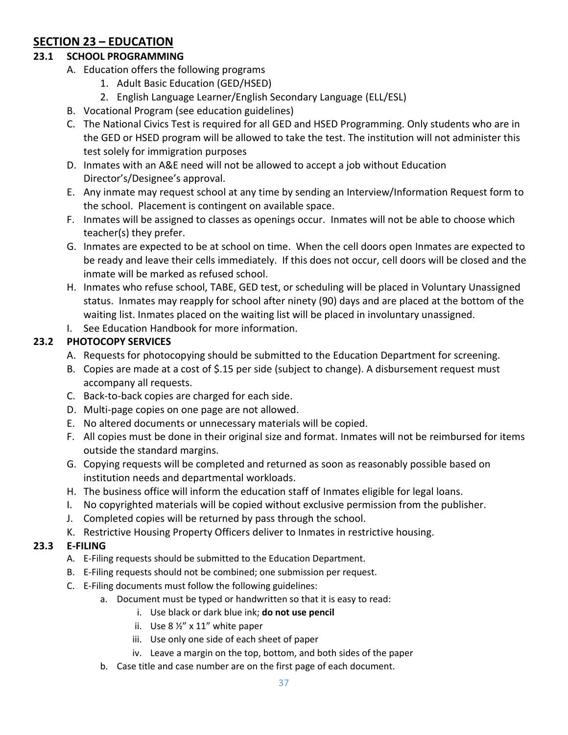## SECTION 23 – EDUCATION

### 23.1 SCHOOL PROGRAMMING

A. Education offers the following programs
   1. Adult Basic Education (GED/HSED)
   2. English Language Learner/English Secondary Language (ELL/ESL)

B. Vocational Program (see education guidelines)

C. The National Civics Test is required for all GED and HSED Programming. Only students who are in the GED or HSED program will be allowed to take the test. The institution will not administer this test solely for immigration purposes

D. Inmates with an A&E need will not be allowed to accept a job without Education Director's/Designee's approval.

E. Any inmate may request school at any time by sending an Interview/Information Request form to the school. Placement is contingent on available space.

F. Inmates will be assigned to classes as openings occur. Inmates will not be able to choose which teacher(s) they prefer.

G. Inmates are expected to be at school on time. When the cell doors open Inmates are expected to be ready and leave their cells immediately. If this does not occur, cell doors will be closed and the inmate will be marked as refused school.

H. Inmates who refuse school, TABE, GED test, or scheduling will be placed in Voluntary Unassigned status. Inmates may reapply for school after ninety (90) days and are placed at the bottom of the waiting list. Inmates placed on the waiting list will be placed in involuntary unassigned.

I. See Education Handbook for more information.

### 23.2 PHOTOCOPY SERVICES

A. Requests for photocopying should be submitted to the Education Department for screening.

B. Copies are made at a cost of $.15 per side (subject to change). A disbursement request must accompany all requests.

C. Back-to-back copies are charged for each side.

D. Multi-page copies on one page are not allowed.

E. No altered documents or unnecessary materials will be copied.

F. All copies must be done in their original size and format. Inmates will not be reimbursed for items outside the standard margins.

G. Copying requests will be completed and returned as soon as reasonably possible based on institution needs and departmental workloads.

H. The business office will inform the education staff of Inmates eligible for legal loans.

I. No copyrighted materials will be copied without exclusive permission from the publisher.

J. Completed copies will be returned by pass through the school.

K. Restrictive Housing Property Officers deliver to Inmates in restrictive housing.

### 23.3 E-FILING

A. E-Filing requests should be submitted to the Education Department.

B. E-Filing requests should not be combined; one submission per request.

C. E-Filing documents must follow the following guidelines:
   a. Document must be typed or handwritten so that it is easy to read:
      i. Use black or dark blue ink; **do not use pencil**
      ii. Use 8 ½" x 11" white paper
      iii. Use only one side of each sheet of paper
      iv. Leave a margin on the top, bottom, and both sides of the paper
   b. Case title and case number are on the first page of each document.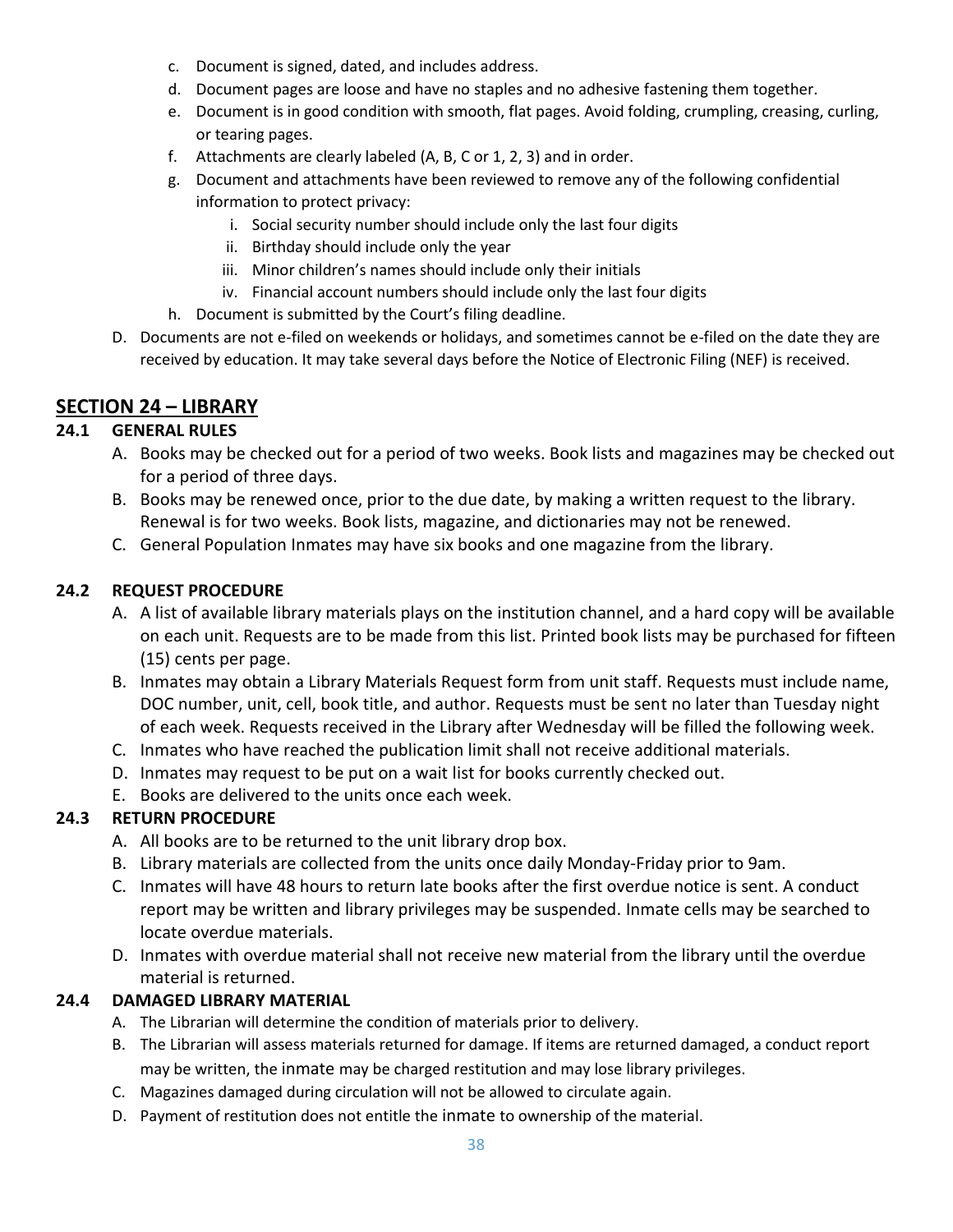c. Document is signed, dated, and includes address.
   d. Document pages are loose and have no staples and no adhesive fastening them together.
   e. Document is in good condition with smooth, flat pages. Avoid folding, crumpling, creasing, curling, or tearing pages.
   f. Attachments are clearly labeled (A, B, C or 1, 2, 3) and in order.
   g. Document and attachments have been reviewed to remove any of the following confidential information to protect privacy:
      i. Social security number should include only the last four digits
      ii. Birthday should include only the year
      iii. Minor children's names should include only their initials
      iv. Financial account numbers should include only the last four digits
   h. Document is submitted by the Court's filing deadline.

D. Documents are not e-filed on weekends or holidays, and sometimes cannot be e-filed on the date they are received by education. It may take several days before the Notice of Electronic Filing (NEF) is received.

## SECTION 24 – LIBRARY

### 24.1 GENERAL RULES

A. Books may be checked out for a period of two weeks. Book lists and magazines may be checked out for a period of three days.

B. Books may be renewed once, prior to the due date, by making a written request to the library. Renewal is for two weeks. Book lists, magazine, and dictionaries may not be renewed.

C. General Population Inmates may have six books and one magazine from the library.

### 24.2 REQUEST PROCEDURE

A. A list of available library materials plays on the institution channel, and a hard copy will be available on each unit. Requests are to be made from this list. Printed book lists may be purchased for fifteen (15) cents per page.

B. Inmates may obtain a Library Materials Request form from unit staff. Requests must include name, DOC number, unit, cell, book title, and author. Requests must be sent no later than Tuesday night of each week. Requests received in the Library after Wednesday will be filled the following week.

C. Inmates who have reached the publication limit shall not receive additional materials.

D. Inmates may request to be put on a wait list for books currently checked out.

E. Books are delivered to the units once each week.

### 24.3 RETURN PROCEDURE

A. All books are to be returned to the unit library drop box.

B. Library materials are collected from the units once daily Monday-Friday prior to 9am.

C. Inmates will have 48 hours to return late books after the first overdue notice is sent. A conduct report may be written and library privileges may be suspended. Inmate cells may be searched to locate overdue materials.

D. Inmates with overdue material shall not receive new material from the library until the overdue material is returned.

### 24.4 DAMAGED LIBRARY MATERIAL

A. The Librarian will determine the condition of materials prior to delivery.

B. The Librarian will assess materials returned for damage. If items are returned damaged, a conduct report may be written, the inmate may be charged restitution and may lose library privileges.

C. Magazines damaged during circulation will not be allowed to circulate again.

D. Payment of restitution does not entitle the inmate to ownership of the material.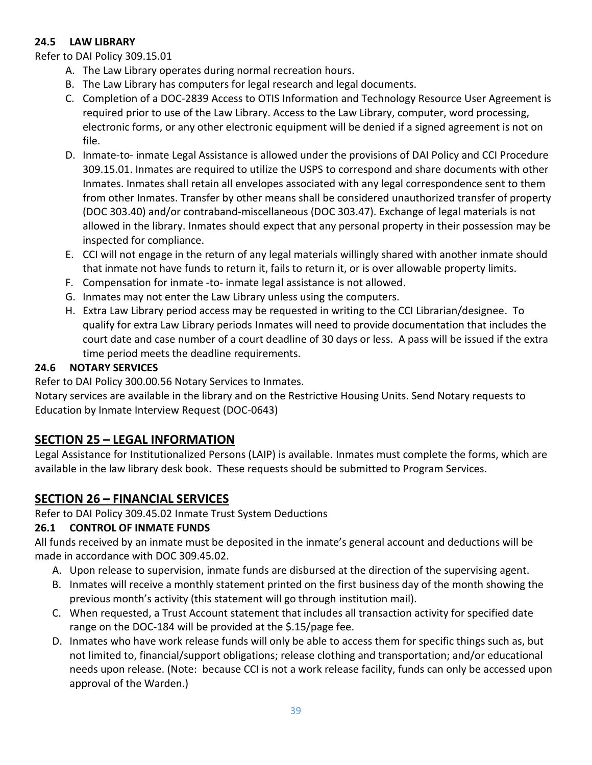### 24.5 LAW LIBRARY

Refer to DAI Policy 309.15.01

A. The Law Library operates during normal recreation hours.
B. The Law Library has computers for legal research and legal documents.
C. Completion of a DOC-2839 Access to OTIS Information and Technology Resource User Agreement is required prior to use of the Law Library. Access to the Law Library, computer, word processing, electronic forms, or any other electronic equipment will be denied if a signed agreement is not on file.
D. Inmate-to- inmate Legal Assistance is allowed under the provisions of DAI Policy and CCI Procedure 309.15.01. Inmates are required to utilize the USPS to correspond and share documents with other Inmates. Inmates shall retain all envelopes associated with any legal correspondence sent to them from other Inmates. Transfer by other means shall be considered unauthorized transfer of property (DOC 303.40) and/or contraband-miscellaneous (DOC 303.47). Exchange of legal materials is not allowed in the library. Inmates should expect that any personal property in their possession may be inspected for compliance.
E. CCI will not engage in the return of any legal materials willingly shared with another inmate should that inmate not have funds to return it, fails to return it, or is over allowable property limits.
F. Compensation for inmate -to- inmate legal assistance is not allowed.
G. Inmates may not enter the Law Library unless using the computers.
H. Extra Law Library period access may be requested in writing to the CCI Librarian/designee. To qualify for extra Law Library periods Inmates will need to provide documentation that includes the court date and case number of a court deadline of 30 days or less. A pass will be issued if the extra time period meets the deadline requirements.

### 24.6 NOTARY SERVICES

Refer to DAI Policy 300.00.56 Notary Services to Inmates.

Notary services are available in the library and on the Restrictive Housing Units. Send Notary requests to Education by Inmate Interview Request (DOC-0643)

## SECTION 25 – LEGAL INFORMATION

Legal Assistance for Institutionalized Persons (LAIP) is available. Inmates must complete the forms, which are available in the law library desk book. These requests should be submitted to Program Services.

## SECTION 26 – FINANCIAL SERVICES

Refer to DAI Policy 309.45.02 Inmate Trust System Deductions

### 26.1 CONTROL OF INMATE FUNDS

All funds received by an inmate must be deposited in the inmate's general account and deductions will be made in accordance with DOC 309.45.02.

A. Upon release to supervision, inmate funds are disbursed at the direction of the supervising agent.
B. Inmates will receive a monthly statement printed on the first business day of the month showing the previous month's activity (this statement will go through institution mail).
C. When requested, a Trust Account statement that includes all transaction activity for specified date range on the DOC-184 will be provided at the $.15/page fee.
D. Inmates who have work release funds will only be able to access them for specific things such as, but not limited to, financial/support obligations; release clothing and transportation; and/or educational needs upon release. (Note: because CCI is not a work release facility, funds can only be accessed upon approval of the Warden.)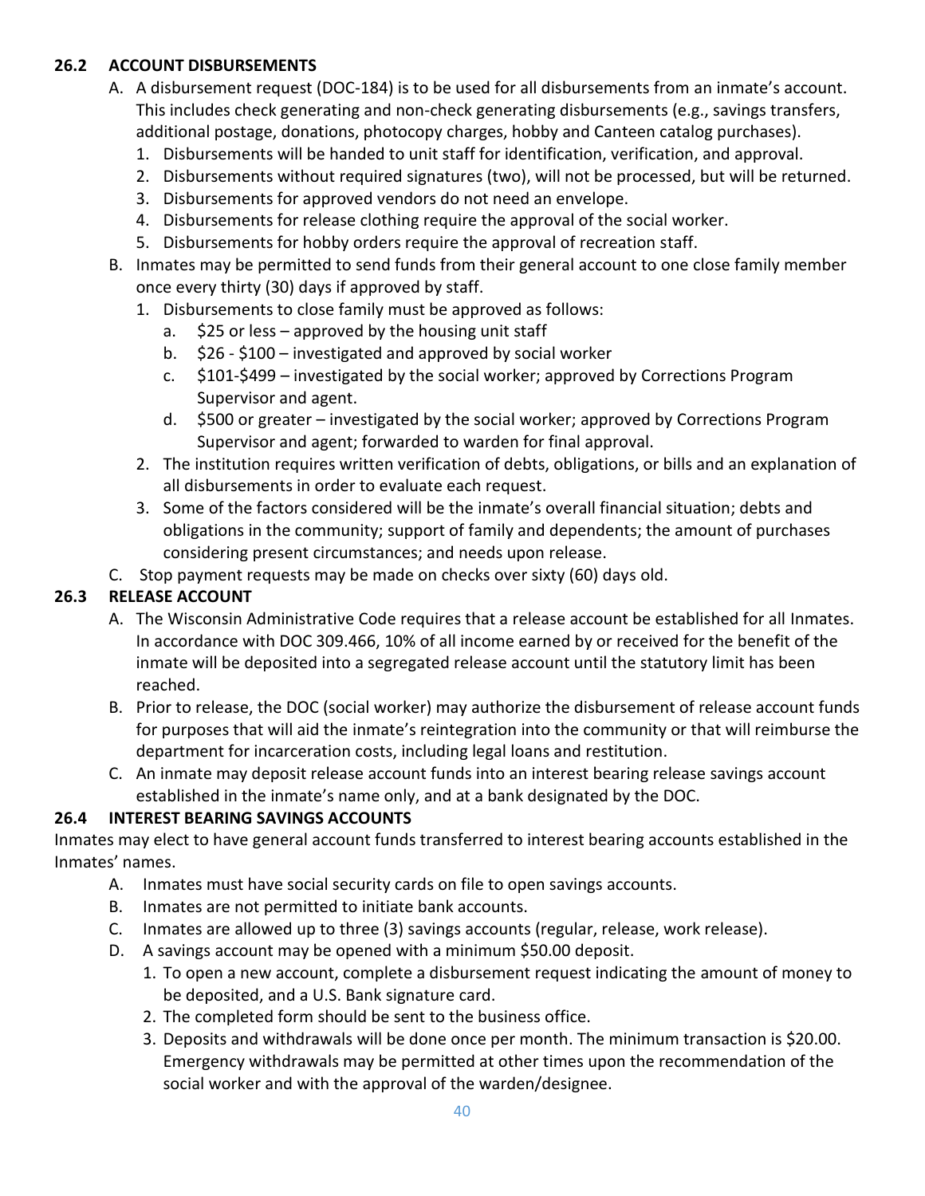## 26.2 ACCOUNT DISBURSEMENTS

A. A disbursement request (DOC-184) is to be used for all disbursements from an inmate's account. This includes check generating and non-check generating disbursements (e.g., savings transfers, additional postage, donations, photocopy charges, hobby and Canteen catalog purchases).
   1. Disbursements will be handed to unit staff for identification, verification, and approval.
   2. Disbursements without required signatures (two), will not be processed, but will be returned.
   3. Disbursements for approved vendors do not need an envelope.
   4. Disbursements for release clothing require the approval of the social worker.
   5. Disbursements for hobby orders require the approval of recreation staff.

B. Inmates may be permitted to send funds from their general account to one close family member once every thirty (30) days if approved by staff.
   1. Disbursements to close family must be approved as follows:
      a. $25 or less – approved by the housing unit staff
      b. $26 - $100 – investigated and approved by social worker
      c. $101-$499 – investigated by the social worker; approved by Corrections Program Supervisor and agent.
      d. $500 or greater – investigated by the social worker; approved by Corrections Program Supervisor and agent; forwarded to warden for final approval.
   2. The institution requires written verification of debts, obligations, or bills and an explanation of all disbursements in order to evaluate each request.
   3. Some of the factors considered will be the inmate's overall financial situation; debts and obligations in the community; support of family and dependents; the amount of purchases considering present circumstances; and needs upon release.

C. Stop payment requests may be made on checks over sixty (60) days old.

## 26.3 RELEASE ACCOUNT

A. The Wisconsin Administrative Code requires that a release account be established for all Inmates. In accordance with DOC 309.466, 10% of all income earned by or received for the benefit of the inmate will be deposited into a segregated release account until the statutory limit has been reached.

B. Prior to release, the DOC (social worker) may authorize the disbursement of release account funds for purposes that will aid the inmate's reintegration into the community or that will reimburse the department for incarceration costs, including legal loans and restitution.

C. An inmate may deposit release account funds into an interest bearing release savings account established in the inmate's name only, and at a bank designated by the DOC.

## 26.4 INTEREST BEARING SAVINGS ACCOUNTS

Inmates may elect to have general account funds transferred to interest bearing accounts established in the Inmates' names.

A. Inmates must have social security cards on file to open savings accounts.

B. Inmates are not permitted to initiate bank accounts.

C. Inmates are allowed up to three (3) savings accounts (regular, release, work release).

D. A savings account may be opened with a minimum $50.00 deposit.
   1. To open a new account, complete a disbursement request indicating the amount of money to be deposited, and a U.S. Bank signature card.
   2. The completed form should be sent to the business office.
   3. Deposits and withdrawals will be done once per month. The minimum transaction is $20.00. Emergency withdrawals may be permitted at other times upon the recommendation of the social worker and with the approval of the warden/designee.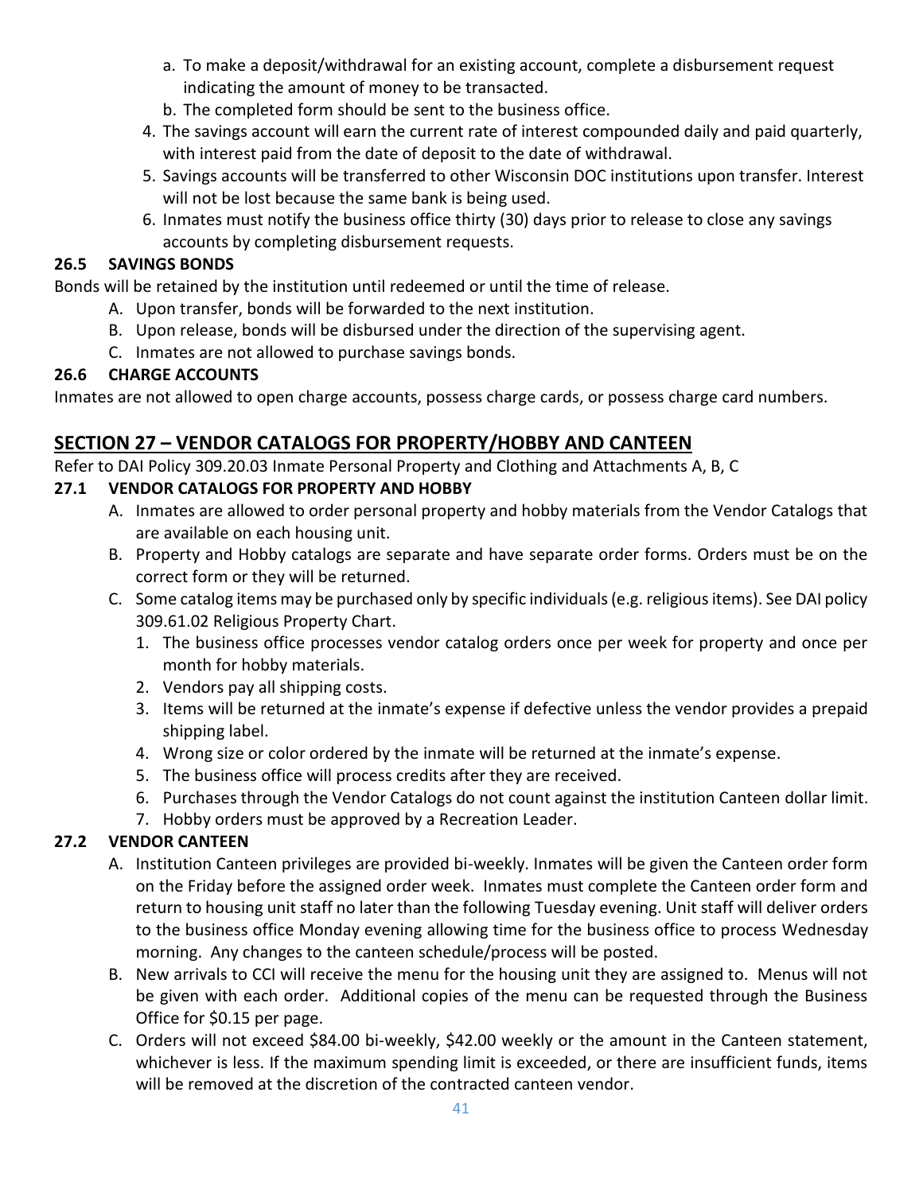a. To make a deposit/withdrawal for an existing account, complete a disbursement request indicating the amount of money to be transacted.
b. The completed form should be sent to the business office.

4. The savings account will earn the current rate of interest compounded daily and paid quarterly, with interest paid from the date of deposit to the date of withdrawal.
5. Savings accounts will be transferred to other Wisconsin DOC institutions upon transfer. Interest will not be lost because the same bank is being used.
6. Inmates must notify the business office thirty (30) days prior to release to close any savings accounts by completing disbursement requests.

### 26.5 SAVINGS BONDS

Bonds will be retained by the institution until redeemed or until the time of release.

A. Upon transfer, bonds will be forwarded to the next institution.
B. Upon release, bonds will be disbursed under the direction of the supervising agent.
C. Inmates are not allowed to purchase savings bonds.

### 26.6 CHARGE ACCOUNTS

Inmates are not allowed to open charge accounts, possess charge cards, or possess charge card numbers.

## SECTION 27 – VENDOR CATALOGS FOR PROPERTY/HOBBY AND CANTEEN

Refer to DAI Policy 309.20.03 Inmate Personal Property and Clothing and Attachments A, B, C

### 27.1 VENDOR CATALOGS FOR PROPERTY AND HOBBY

A. Inmates are allowed to order personal property and hobby materials from the Vendor Catalogs that are available on each housing unit.
B. Property and Hobby catalogs are separate and have separate order forms. Orders must be on the correct form or they will be returned.
C. Some catalog items may be purchased only by specific individuals (e.g. religious items). See DAI policy 309.61.02 Religious Property Chart.
   1. The business office processes vendor catalog orders once per week for property and once per month for hobby materials.
   2. Vendors pay all shipping costs.
   3. Items will be returned at the inmate's expense if defective unless the vendor provides a prepaid shipping label.
   4. Wrong size or color ordered by the inmate will be returned at the inmate's expense.
   5. The business office will process credits after they are received.
   6. Purchases through the Vendor Catalogs do not count against the institution Canteen dollar limit.
   7. Hobby orders must be approved by a Recreation Leader.

### 27.2 VENDOR CANTEEN

A. Institution Canteen privileges are provided bi-weekly. Inmates will be given the Canteen order form on the Friday before the assigned order week. Inmates must complete the Canteen order form and return to housing unit staff no later than the following Tuesday evening. Unit staff will deliver orders to the business office Monday evening allowing time for the business office to process Wednesday morning. Any changes to the canteen schedule/process will be posted.
B. New arrivals to CCI will receive the menu for the housing unit they are assigned to. Menus will not be given with each order. Additional copies of the menu can be requested through the Business Office for $0.15 per page.
C. Orders will not exceed $84.00 bi-weekly, $42.00 weekly or the amount in the Canteen statement, whichever is less. If the maximum spending limit is exceeded, or there are insufficient funds, items will be removed at the discretion of the contracted canteen vendor.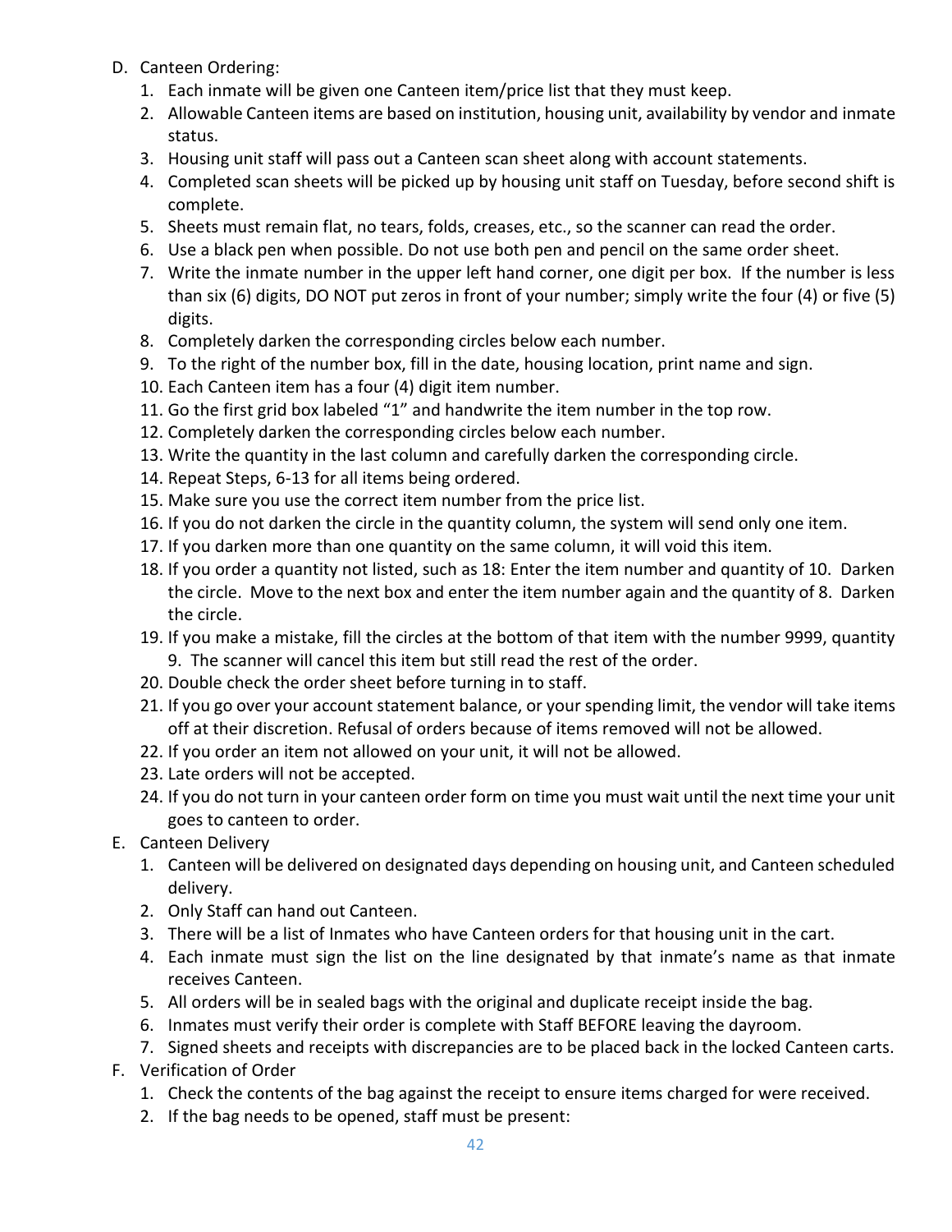D. Canteen Ordering:
   1. Each inmate will be given one Canteen item/price list that they must keep.
   2. Allowable Canteen items are based on institution, housing unit, availability by vendor and inmate status.
   3. Housing unit staff will pass out a Canteen scan sheet along with account statements.
   4. Completed scan sheets will be picked up by housing unit staff on Tuesday, before second shift is complete.
   5. Sheets must remain flat, no tears, folds, creases, etc., so the scanner can read the order.
   6. Use a black pen when possible. Do not use both pen and pencil on the same order sheet.
   7. Write the inmate number in the upper left hand corner, one digit per box. If the number is less than six (6) digits, DO NOT put zeros in front of your number; simply write the four (4) or five (5) digits.
   8. Completely darken the corresponding circles below each number.
   9. To the right of the number box, fill in the date, housing location, print name and sign.
   10. Each Canteen item has a four (4) digit item number.
   11. Go the first grid box labeled "1" and handwrite the item number in the top row.
   12. Completely darken the corresponding circles below each number.
   13. Write the quantity in the last column and carefully darken the corresponding circle.
   14. Repeat Steps, 6-13 for all items being ordered.
   15. Make sure you use the correct item number from the price list.
   16. If you do not darken the circle in the quantity column, the system will send only one item.
   17. If you darken more than one quantity on the same column, it will void this item.
   18. If you order a quantity not listed, such as 18: Enter the item number and quantity of 10. Darken the circle. Move to the next box and enter the item number again and the quantity of 8. Darken the circle.
   19. If you make a mistake, fill the circles at the bottom of that item with the number 9999, quantity 9. The scanner will cancel this item but still read the rest of the order.
   20. Double check the order sheet before turning in to staff.
   21. If you go over your account statement balance, or your spending limit, the vendor will take items off at their discretion. Refusal of orders because of items removed will not be allowed.
   22. If you order an item not allowed on your unit, it will not be allowed.
   23. Late orders will not be accepted.
   24. If you do not turn in your canteen order form on time you must wait until the next time your unit goes to canteen to order.
E. Canteen Delivery
   1. Canteen will be delivered on designated days depending on housing unit, and Canteen scheduled delivery.
   2. Only Staff can hand out Canteen.
   3. There will be a list of Inmates who have Canteen orders for that housing unit in the cart.
   4. Each inmate must sign the list on the line designated by that inmate's name as that inmate receives Canteen.
   5. All orders will be in sealed bags with the original and duplicate receipt inside the bag.
   6. Inmates must verify their order is complete with Staff BEFORE leaving the dayroom.
   7. Signed sheets and receipts with discrepancies are to be placed back in the locked Canteen carts.
F. Verification of Order
   1. Check the contents of the bag against the receipt to ensure items charged for were received.
   2. If the bag needs to be opened, staff must be present: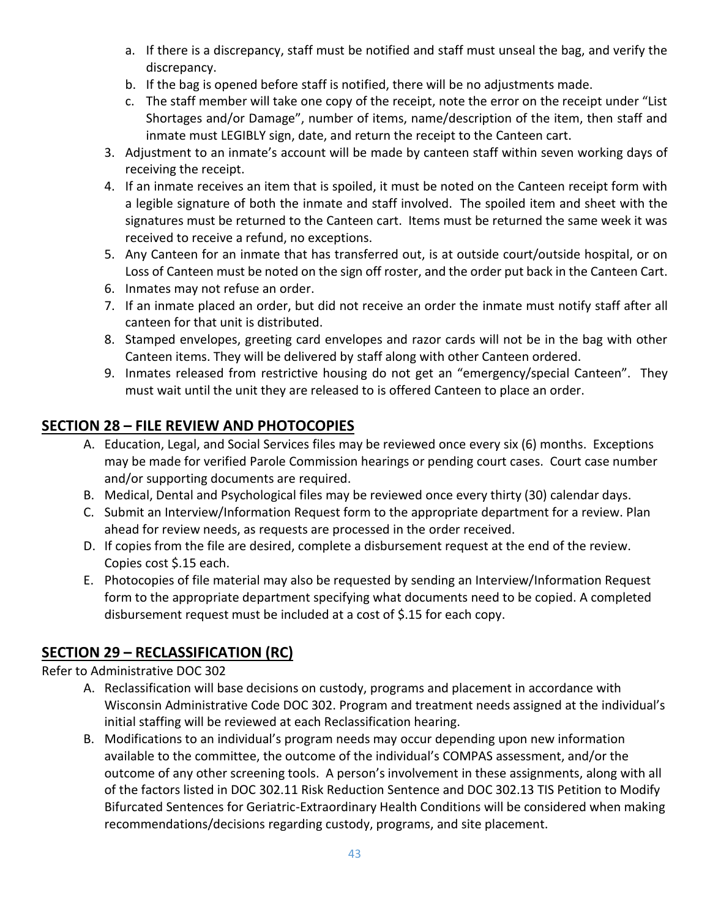a. If there is a discrepancy, staff must be notified and staff must unseal the bag, and verify the discrepancy.
   b. If the bag is opened before staff is notified, there will be no adjustments made.
   c. The staff member will take one copy of the receipt, note the error on the receipt under "List Shortages and/or Damage", number of items, name/description of the item, then staff and inmate must LEGIBLY sign, date, and return the receipt to the Canteen cart.
3. Adjustment to an inmate's account will be made by canteen staff within seven working days of receiving the receipt.
4. If an inmate receives an item that is spoiled, it must be noted on the Canteen receipt form with a legible signature of both the inmate and staff involved. The spoiled item and sheet with the signatures must be returned to the Canteen cart. Items must be returned the same week it was received to receive a refund, no exceptions.
5. Any Canteen for an inmate that has transferred out, is at outside court/outside hospital, or on Loss of Canteen must be noted on the sign off roster, and the order put back in the Canteen Cart.
6. Inmates may not refuse an order.
7. If an inmate placed an order, but did not receive an order the inmate must notify staff after all canteen for that unit is distributed.
8. Stamped envelopes, greeting card envelopes and razor cards will not be in the bag with other Canteen items. They will be delivered by staff along with other Canteen ordered.
9. Inmates released from restrictive housing do not get an "emergency/special Canteen". They must wait until the unit they are released to is offered Canteen to place an order.

## SECTION 28 – FILE REVIEW AND PHOTOCOPIES

A. Education, Legal, and Social Services files may be reviewed once every six (6) months. Exceptions may be made for verified Parole Commission hearings or pending court cases. Court case number and/or supporting documents are required.
B. Medical, Dental and Psychological files may be reviewed once every thirty (30) calendar days.
C. Submit an Interview/Information Request form to the appropriate department for a review. Plan ahead for review needs, as requests are processed in the order received.
D. If copies from the file are desired, complete a disbursement request at the end of the review. Copies cost $.15 each.
E. Photocopies of file material may also be requested by sending an Interview/Information Request form to the appropriate department specifying what documents need to be copied. A completed disbursement request must be included at a cost of $.15 for each copy.

## SECTION 29 – RECLASSIFICATION (RC)

Refer to Administrative DOC 302

A. Reclassification will base decisions on custody, programs and placement in accordance with Wisconsin Administrative Code DOC 302. Program and treatment needs assigned at the individual's initial staffing will be reviewed at each Reclassification hearing.
B. Modifications to an individual's program needs may occur depending upon new information available to the committee, the outcome of the individual's COMPAS assessment, and/or the outcome of any other screening tools. A person's involvement in these assignments, along with all of the factors listed in DOC 302.11 Risk Reduction Sentence and DOC 302.13 TIS Petition to Modify Bifurcated Sentences for Geriatric-Extraordinary Health Conditions will be considered when making recommendations/decisions regarding custody, programs, and site placement.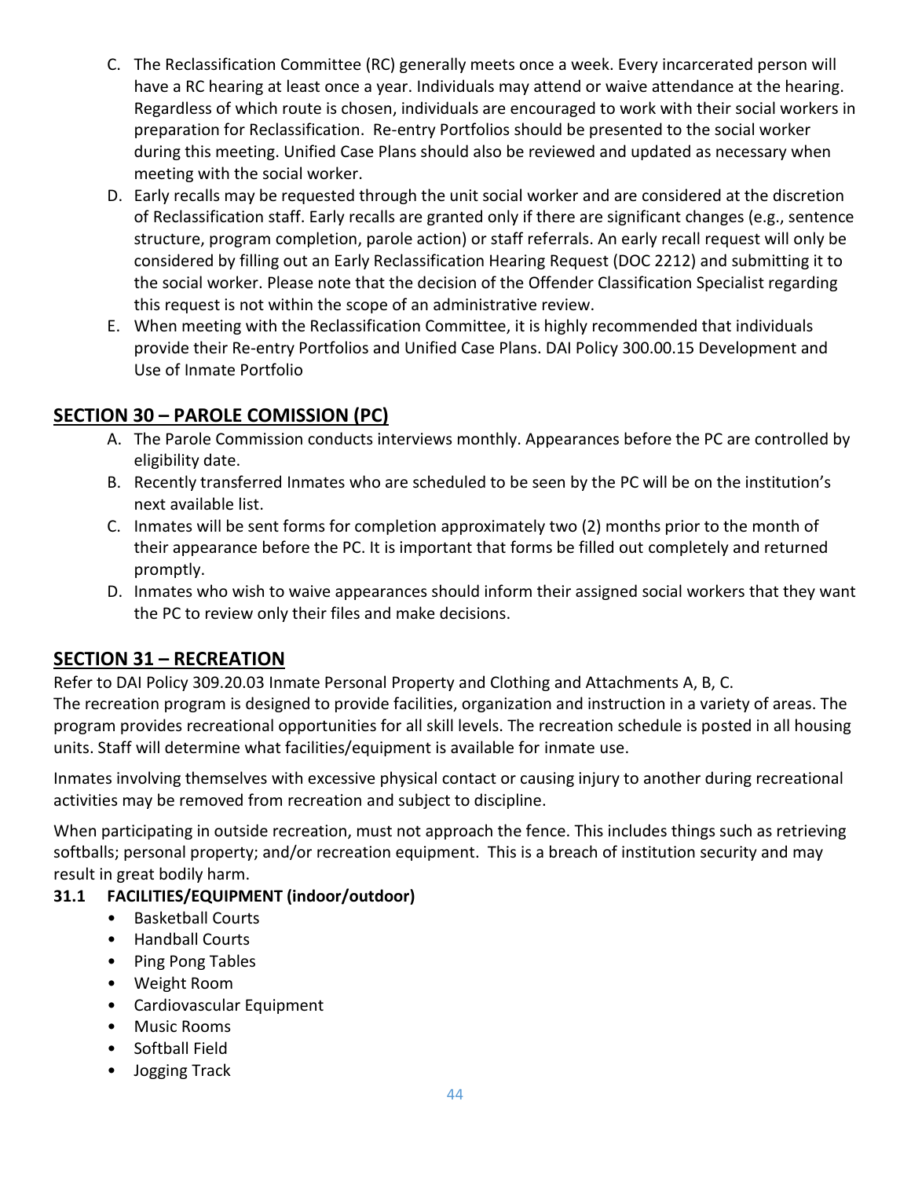C. The Reclassification Committee (RC) generally meets once a week. Every incarcerated person will have a RC hearing at least once a year. Individuals may attend or waive attendance at the hearing. Regardless of which route is chosen, individuals are encouraged to work with their social workers in preparation for Reclassification. Re-entry Portfolios should be presented to the social worker during this meeting. Unified Case Plans should also be reviewed and updated as necessary when meeting with the social worker.

D. Early recalls may be requested through the unit social worker and are considered at the discretion of Reclassification staff. Early recalls are granted only if there are significant changes (e.g., sentence structure, program completion, parole action) or staff referrals. An early recall request will only be considered by filling out an Early Reclassification Hearing Request (DOC 2212) and submitting it to the social worker. Please note that the decision of the Offender Classification Specialist regarding this request is not within the scope of an administrative review.

E. When meeting with the Reclassification Committee, it is highly recommended that individuals provide their Re-entry Portfolios and Unified Case Plans. DAI Policy 300.00.15 Development and Use of Inmate Portfolio

## SECTION 30 – PAROLE COMISSION (PC)

A. The Parole Commission conducts interviews monthly. Appearances before the PC are controlled by eligibility date.

B. Recently transferred Inmates who are scheduled to be seen by the PC will be on the institution's next available list.

C. Inmates will be sent forms for completion approximately two (2) months prior to the month of their appearance before the PC. It is important that forms be filled out completely and returned promptly.

D. Inmates who wish to waive appearances should inform their assigned social workers that they want the PC to review only their files and make decisions.

## SECTION 31 – RECREATION

Refer to DAI Policy 309.20.03 Inmate Personal Property and Clothing and Attachments A, B, C.
The recreation program is designed to provide facilities, organization and instruction in a variety of areas. The program provides recreational opportunities for all skill levels. The recreation schedule is posted in all housing units. Staff will determine what facilities/equipment is available for inmate use.

Inmates involving themselves with excessive physical contact or causing injury to another during recreational activities may be removed from recreation and subject to discipline.

When participating in outside recreation, must not approach the fence. This includes things such as retrieving softballs; personal property; and/or recreation equipment. This is a breach of institution security and may result in great bodily harm.

### 31.1 FACILITIES/EQUIPMENT (indoor/outdoor)

- Basketball Courts
- Handball Courts
- Ping Pong Tables
- Weight Room
- Cardiovascular Equipment
- Music Rooms
- Softball Field
- Jogging Track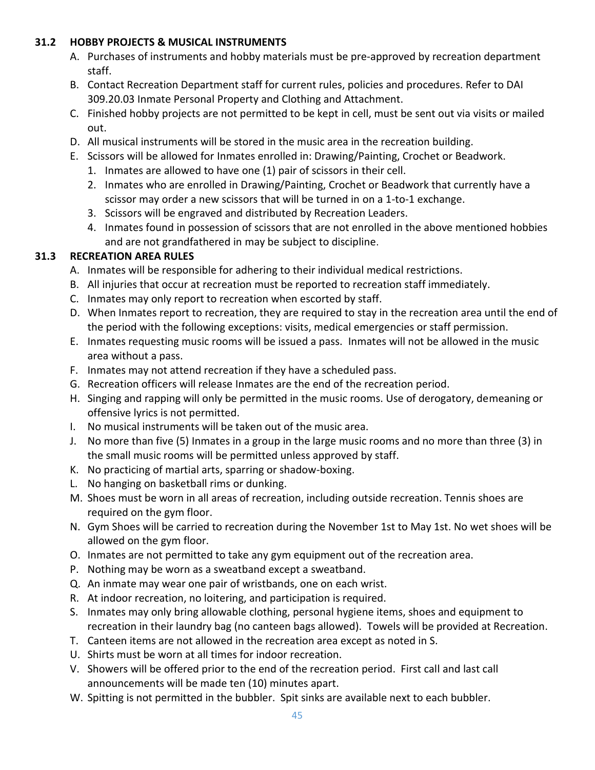### 31.2 HOBBY PROJECTS & MUSICAL INSTRUMENTS

A. Purchases of instruments and hobby materials must be pre-approved by recreation department staff.
B. Contact Recreation Department staff for current rules, policies and procedures. Refer to DAI 309.20.03 Inmate Personal Property and Clothing and Attachment.
C. Finished hobby projects are not permitted to be kept in cell, must be sent out via visits or mailed out.
D. All musical instruments will be stored in the music area in the recreation building.
E. Scissors will be allowed for Inmates enrolled in: Drawing/Painting, Crochet or Beadwork.
   1. Inmates are allowed to have one (1) pair of scissors in their cell.
   2. Inmates who are enrolled in Drawing/Painting, Crochet or Beadwork that currently have a scissor may order a new scissors that will be turned in on a 1-to-1 exchange.
   3. Scissors will be engraved and distributed by Recreation Leaders.
   4. Inmates found in possession of scissors that are not enrolled in the above mentioned hobbies and are not grandfathered in may be subject to discipline.

### 31.3 RECREATION AREA RULES

A. Inmates will be responsible for adhering to their individual medical restrictions.
B. All injuries that occur at recreation must be reported to recreation staff immediately.
C. Inmates may only report to recreation when escorted by staff.
D. When Inmates report to recreation, they are required to stay in the recreation area until the end of the period with the following exceptions: visits, medical emergencies or staff permission.
E. Inmates requesting music rooms will be issued a pass. Inmates will not be allowed in the music area without a pass.
F. Inmates may not attend recreation if they have a scheduled pass.
G. Recreation officers will release Inmates are the end of the recreation period.
H. Singing and rapping will only be permitted in the music rooms. Use of derogatory, demeaning or offensive lyrics is not permitted.
I. No musical instruments will be taken out of the music area.
J. No more than five (5) Inmates in a group in the large music rooms and no more than three (3) in the small music rooms will be permitted unless approved by staff.
K. No practicing of martial arts, sparring or shadow-boxing.
L. No hanging on basketball rims or dunking.
M. Shoes must be worn in all areas of recreation, including outside recreation. Tennis shoes are required on the gym floor.
N. Gym Shoes will be carried to recreation during the November 1st to May 1st. No wet shoes will be allowed on the gym floor.
O. Inmates are not permitted to take any gym equipment out of the recreation area.
P. Nothing may be worn as a sweatband except a sweatband.
Q. An inmate may wear one pair of wristbands, one on each wrist.
R. At indoor recreation, no loitering, and participation is required.
S. Inmates may only bring allowable clothing, personal hygiene items, shoes and equipment to recreation in their laundry bag (no canteen bags allowed). Towels will be provided at Recreation.
T. Canteen items are not allowed in the recreation area except as noted in S.
U. Shirts must be worn at all times for indoor recreation.
V. Showers will be offered prior to the end of the recreation period. First call and last call announcements will be made ten (10) minutes apart.
W. Spitting is not permitted in the bubbler. Spit sinks are available next to each bubbler.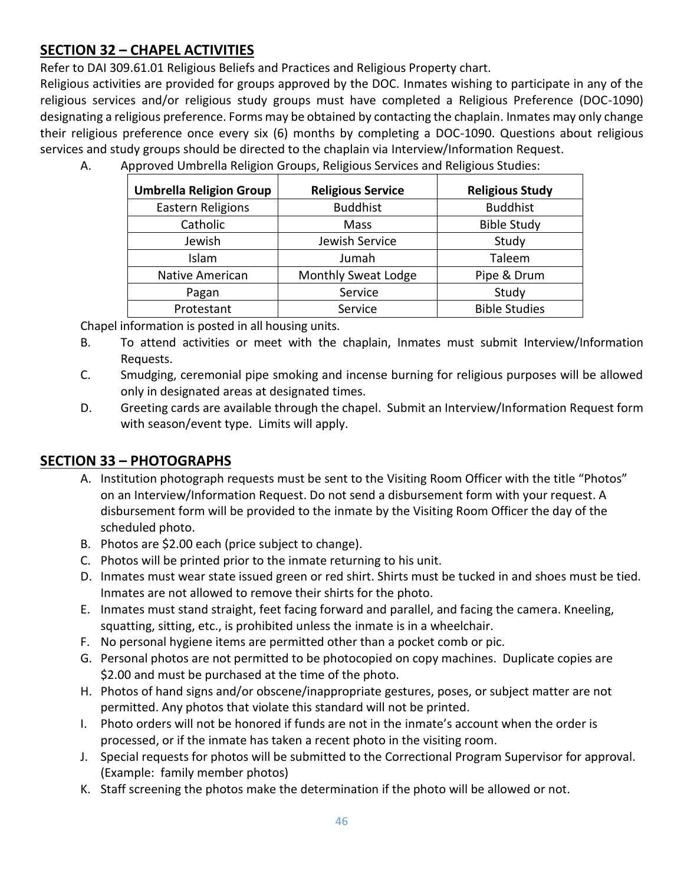## SECTION 32 – CHAPEL ACTIVITIES

Refer to DAI 309.61.01 Religious Beliefs and Practices and Religious Property chart.

Religious activities are provided for groups approved by the DOC. Inmates wishing to participate in any of the religious services and/or religious study groups must have completed a Religious Preference (DOC-1090) designating a religious preference. Forms may be obtained by contacting the chaplain. Inmates may only change their religious preference once every six (6) months by completing a DOC-1090. Questions about religious services and study groups should be directed to the chaplain via Interview/Information Request.

A. Approved Umbrella Religion Groups, Religious Services and Religious Studies:

| Umbrella Religion Group | Religious Service | Religious Study |
|---|---|---|
| Eastern Religions | Buddhist | Buddhist |
| Catholic | Mass | Bible Study |
| Jewish | Jewish Service | Study |
| Islam | Jumah | Taleem |
| Native American | Monthly Sweat Lodge | Pipe & Drum |
| Pagan | Service | Study |
| Protestant | Service | Bible Studies |

Chapel information is posted in all housing units.

B. To attend activities or meet with the chaplain, Inmates must submit Interview/Information Requests.

C. Smudging, ceremonial pipe smoking and incense burning for religious purposes will be allowed only in designated areas at designated times.

D. Greeting cards are available through the chapel. Submit an Interview/Information Request form with season/event type. Limits will apply.

## SECTION 33 – PHOTOGRAPHS

A. Institution photograph requests must be sent to the Visiting Room Officer with the title "Photos" on an Interview/Information Request. Do not send a disbursement form with your request. A disbursement form will be provided to the inmate by the Visiting Room Officer the day of the scheduled photo.
B. Photos are $2.00 each (price subject to change).
C. Photos will be printed prior to the inmate returning to his unit.
D. Inmates must wear state issued green or red shirt. Shirts must be tucked in and shoes must be tied. Inmates are not allowed to remove their shirts for the photo.
E. Inmates must stand straight, feet facing forward and parallel, and facing the camera. Kneeling, squatting, sitting, etc., is prohibited unless the inmate is in a wheelchair.
F. No personal hygiene items are permitted other than a pocket comb or pic.
G. Personal photos are not permitted to be photocopied on copy machines. Duplicate copies are $2.00 and must be purchased at the time of the photo.
H. Photos of hand signs and/or obscene/inappropriate gestures, poses, or subject matter are not permitted. Any photos that violate this standard will not be printed.
I. Photo orders will not be honored if funds are not in the inmate's account when the order is processed, or if the inmate has taken a recent photo in the visiting room.
J. Special requests for photos will be submitted to the Correctional Program Supervisor for approval. (Example: family member photos)
K. Staff screening the photos make the determination if the photo will be allowed or not.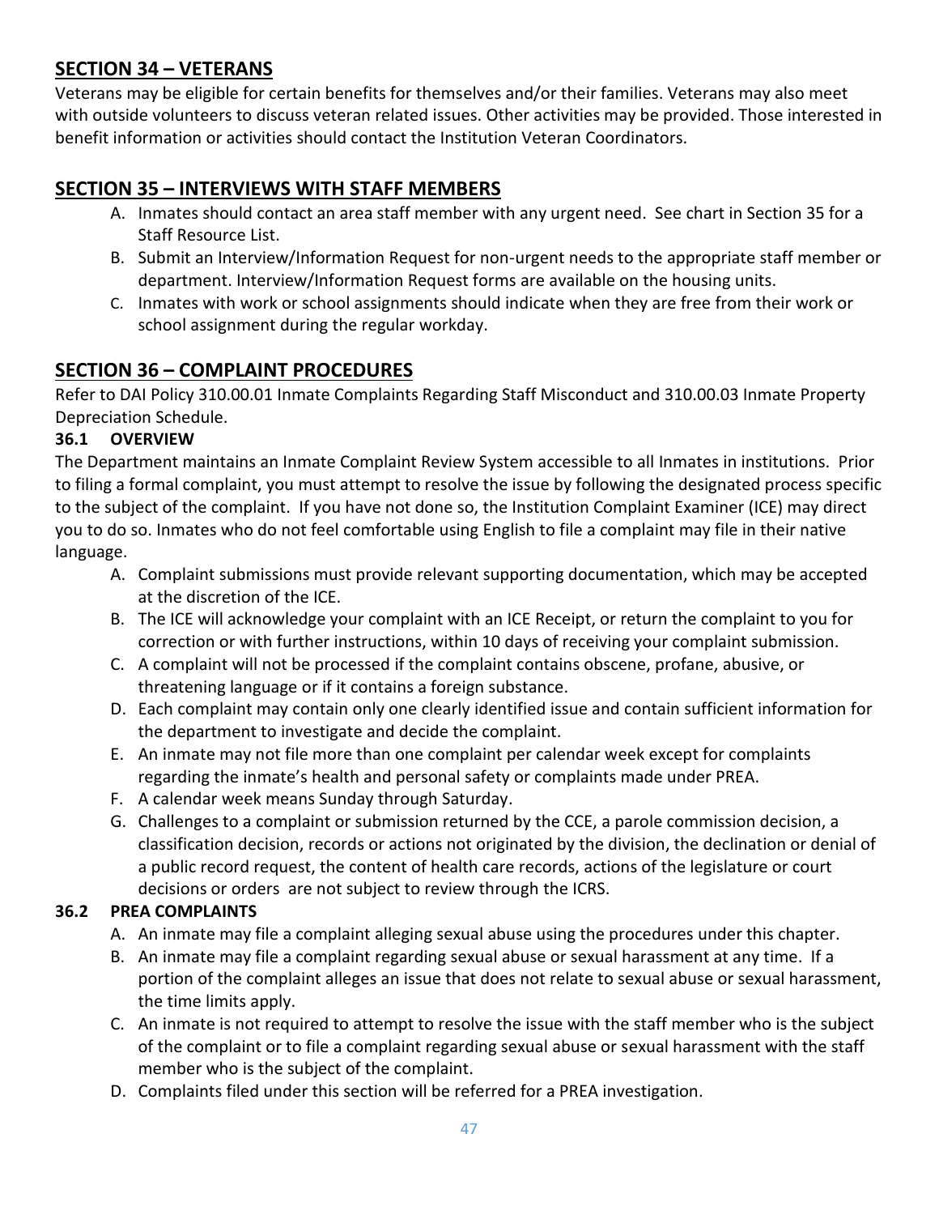## SECTION 34 – VETERANS

Veterans may be eligible for certain benefits for themselves and/or their families. Veterans may also meet with outside volunteers to discuss veteran related issues. Other activities may be provided. Those interested in benefit information or activities should contact the Institution Veteran Coordinators.

## SECTION 35 – INTERVIEWS WITH STAFF MEMBERS

A. Inmates should contact an area staff member with any urgent need. See chart in Section 35 for a Staff Resource List.
B. Submit an Interview/Information Request for non-urgent needs to the appropriate staff member or department. Interview/Information Request forms are available on the housing units.
C. Inmates with work or school assignments should indicate when they are free from their work or school assignment during the regular workday.

## SECTION 36 – COMPLAINT PROCEDURES

Refer to DAI Policy 310.00.01 Inmate Complaints Regarding Staff Misconduct and 310.00.03 Inmate Property Depreciation Schedule.

### 36.1 OVERVIEW

The Department maintains an Inmate Complaint Review System accessible to all Inmates in institutions. Prior to filing a formal complaint, you must attempt to resolve the issue by following the designated process specific to the subject of the complaint. If you have not done so, the Institution Complaint Examiner (ICE) may direct you to do so. Inmates who do not feel comfortable using English to file a complaint may file in their native language.

A. Complaint submissions must provide relevant supporting documentation, which may be accepted at the discretion of the ICE.
B. The ICE will acknowledge your complaint with an ICE Receipt, or return the complaint to you for correction or with further instructions, within 10 days of receiving your complaint submission.
C. A complaint will not be processed if the complaint contains obscene, profane, abusive, or threatening language or if it contains a foreign substance.
D. Each complaint may contain only one clearly identified issue and contain sufficient information for the department to investigate and decide the complaint.
E. An inmate may not file more than one complaint per calendar week except for complaints regarding the inmate's health and personal safety or complaints made under PREA.
F. A calendar week means Sunday through Saturday.
G. Challenges to a complaint or submission returned by the CCE, a parole commission decision, a classification decision, records or actions not originated by the division, the declination or denial of a public record request, the content of health care records, actions of the legislature or court decisions or orders are not subject to review through the ICRS.

### 36.2 PREA COMPLAINTS

A. An inmate may file a complaint alleging sexual abuse using the procedures under this chapter.
B. An inmate may file a complaint regarding sexual abuse or sexual harassment at any time. If a portion of the complaint alleges an issue that does not relate to sexual abuse or sexual harassment, the time limits apply.
C. An inmate is not required to attempt to resolve the issue with the staff member who is the subject of the complaint or to file a complaint regarding sexual abuse or sexual harassment with the staff member who is the subject of the complaint.
D. Complaints filed under this section will be referred for a PREA investigation.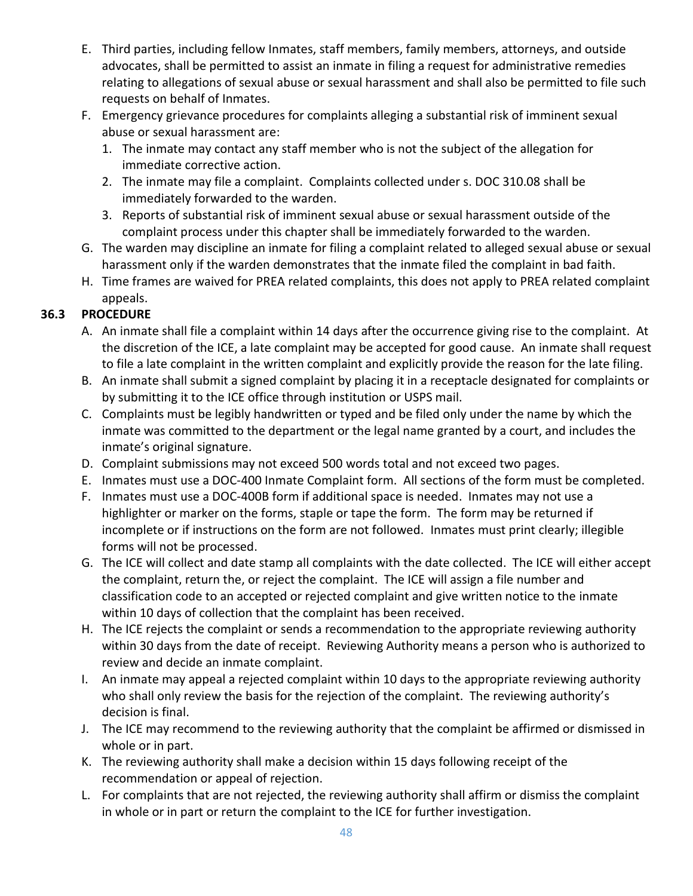E. Third parties, including fellow Inmates, staff members, family members, attorneys, and outside advocates, shall be permitted to assist an inmate in filing a request for administrative remedies relating to allegations of sexual abuse or sexual harassment and shall also be permitted to file such requests on behalf of Inmates.

F. Emergency grievance procedures for complaints alleging a substantial risk of imminent sexual abuse or sexual harassment are:
   1. The inmate may contact any staff member who is not the subject of the allegation for immediate corrective action.
   2. The inmate may file a complaint. Complaints collected under s. DOC 310.08 shall be immediately forwarded to the warden.
   3. Reports of substantial risk of imminent sexual abuse or sexual harassment outside of the complaint process under this chapter shall be immediately forwarded to the warden.

G. The warden may discipline an inmate for filing a complaint related to alleged sexual abuse or sexual harassment only if the warden demonstrates that the inmate filed the complaint in bad faith.

H. Time frames are waived for PREA related complaints, this does not apply to PREA related complaint appeals.

**36.3 PROCEDURE**

A. An inmate shall file a complaint within 14 days after the occurrence giving rise to the complaint. At the discretion of the ICE, a late complaint may be accepted for good cause. An inmate shall request to file a late complaint in the written complaint and explicitly provide the reason for the late filing.

B. An inmate shall submit a signed complaint by placing it in a receptacle designated for complaints or by submitting it to the ICE office through institution or USPS mail.

C. Complaints must be legibly handwritten or typed and be filed only under the name by which the inmate was committed to the department or the legal name granted by a court, and includes the inmate's original signature.

D. Complaint submissions may not exceed 500 words total and not exceed two pages.

E. Inmates must use a DOC-400 Inmate Complaint form. All sections of the form must be completed.

F. Inmates must use a DOC-400B form if additional space is needed. Inmates may not use a highlighter or marker on the forms, staple or tape the form. The form may be returned if incomplete or if instructions on the form are not followed. Inmates must print clearly; illegible forms will not be processed.

G. The ICE will collect and date stamp all complaints with the date collected. The ICE will either accept the complaint, return the, or reject the complaint. The ICE will assign a file number and classification code to an accepted or rejected complaint and give written notice to the inmate within 10 days of collection that the complaint has been received.

H. The ICE rejects the complaint or sends a recommendation to the appropriate reviewing authority within 30 days from the date of receipt. Reviewing Authority means a person who is authorized to review and decide an inmate complaint.

I. An inmate may appeal a rejected complaint within 10 days to the appropriate reviewing authority who shall only review the basis for the rejection of the complaint. The reviewing authority's decision is final.

J. The ICE may recommend to the reviewing authority that the complaint be affirmed or dismissed in whole or in part.

K. The reviewing authority shall make a decision within 15 days following receipt of the recommendation or appeal of rejection.

L. For complaints that are not rejected, the reviewing authority shall affirm or dismiss the complaint in whole or in part or return the complaint to the ICE for further investigation.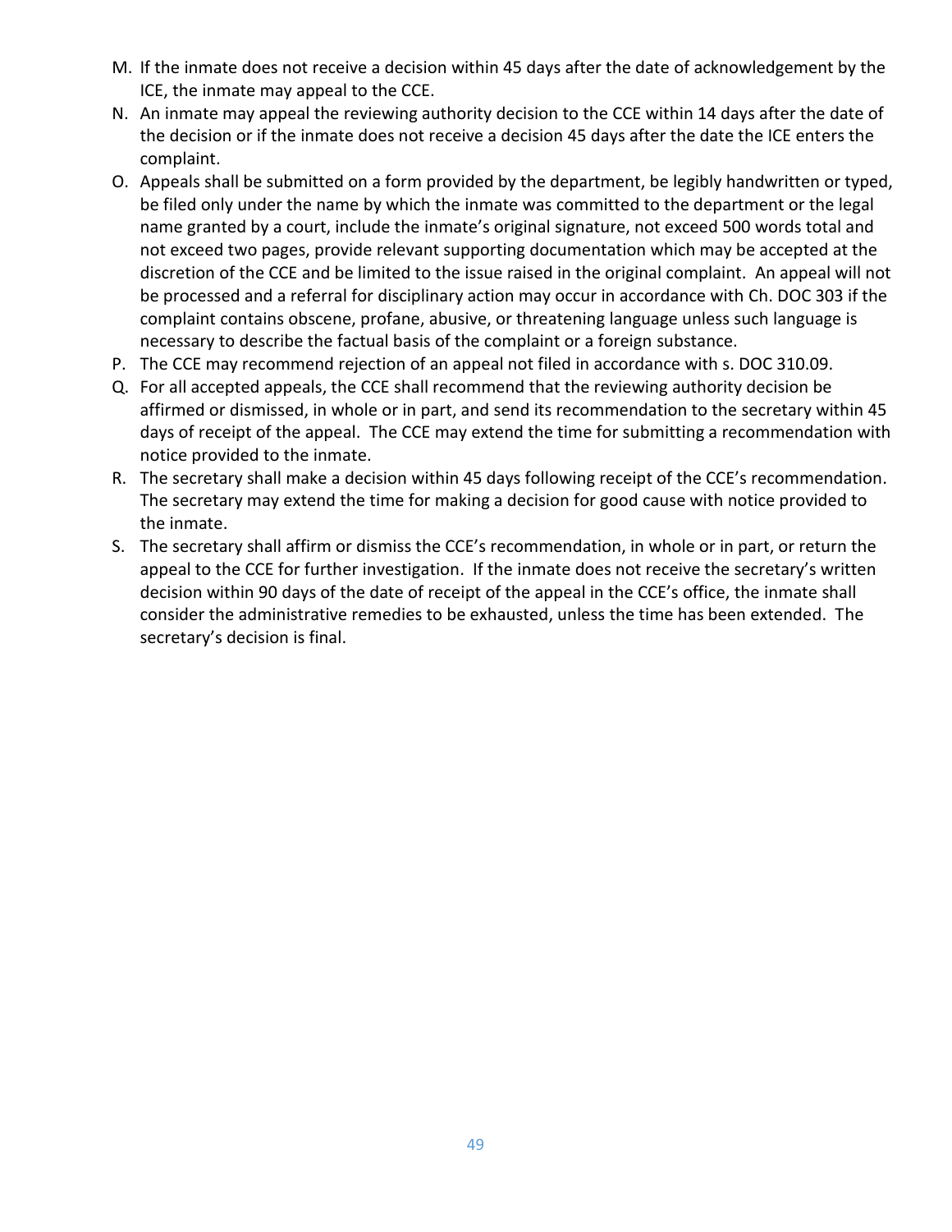M. If the inmate does not receive a decision within 45 days after the date of acknowledgement by the ICE, the inmate may appeal to the CCE.
N. An inmate may appeal the reviewing authority decision to the CCE within 14 days after the date of the decision or if the inmate does not receive a decision 45 days after the date the ICE enters the complaint.
O. Appeals shall be submitted on a form provided by the department, be legibly handwritten or typed, be filed only under the name by which the inmate was committed to the department or the legal name granted by a court, include the inmate's original signature, not exceed 500 words total and not exceed two pages, provide relevant supporting documentation which may be accepted at the discretion of the CCE and be limited to the issue raised in the original complaint. An appeal will not be processed and a referral for disciplinary action may occur in accordance with Ch. DOC 303 if the complaint contains obscene, profane, abusive, or threatening language unless such language is necessary to describe the factual basis of the complaint or a foreign substance.
P. The CCE may recommend rejection of an appeal not filed in accordance with s. DOC 310.09.
Q. For all accepted appeals, the CCE shall recommend that the reviewing authority decision be affirmed or dismissed, in whole or in part, and send its recommendation to the secretary within 45 days of receipt of the appeal. The CCE may extend the time for submitting a recommendation with notice provided to the inmate.
R. The secretary shall make a decision within 45 days following receipt of the CCE's recommendation. The secretary may extend the time for making a decision for good cause with notice provided to the inmate.
S. The secretary shall affirm or dismiss the CCE's recommendation, in whole or in part, or return the appeal to the CCE for further investigation. If the inmate does not receive the secretary's written decision within 90 days of the date of receipt of the appeal in the CCE's office, the inmate shall consider the administrative remedies to be exhausted, unless the time has been extended. The secretary's decision is final.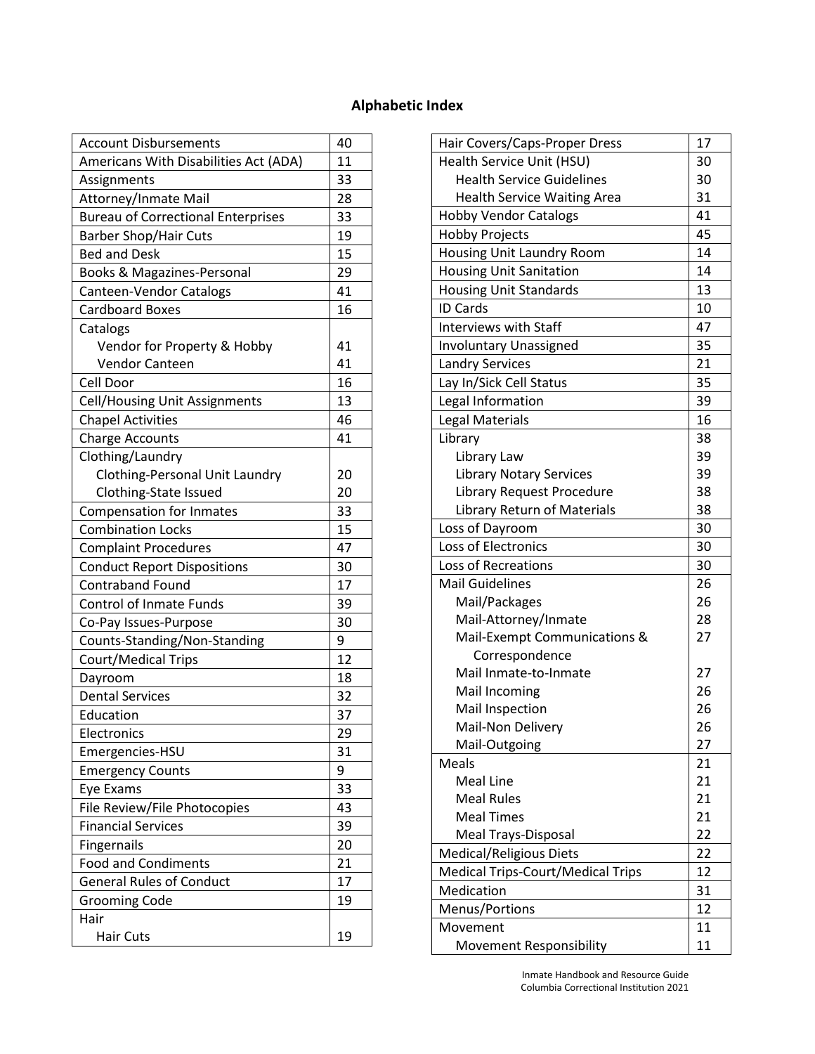## Alphabetic Index

| Topic | Page |
|---|---|
| Account Disbursements | 40 |
| Americans With Disabilities Act (ADA) | 11 |
| Assignments | 33 |
| Attorney/Inmate Mail | 28 |
| Bureau of Correctional Enterprises | 33 |
| Barber Shop/Hair Cuts | 19 |
| Bed and Desk | 15 |
| Books & Magazines-Personal | 29 |
| Canteen-Vendor Catalogs | 41 |
| Cardboard Boxes | 16 |
| Catalogs | |
| Vendor for Property & Hobby | 41 |
| Vendor Canteen | 41 |
| Cell Door | 16 |
| Cell/Housing Unit Assignments | 13 |
| Chapel Activities | 46 |
| Charge Accounts | 41 |
| Clothing/Laundry | |
| Clothing-Personal Unit Laundry | 20 |
| Clothing-State Issued | 20 |
| Compensation for Inmates | 33 |
| Combination Locks | 15 |
| Complaint Procedures | 47 |
| Conduct Report Dispositions | 30 |
| Contraband Found | 17 |
| Control of Inmate Funds | 39 |
| Co-Pay Issues-Purpose | 30 |
| Counts-Standing/Non-Standing | 9 |
| Court/Medical Trips | 12 |
| Dayroom | 18 |
| Dental Services | 32 |
| Education | 37 |
| Electronics | 29 |
| Emergencies-HSU | 31 |
| Emergency Counts | 9 |
| Eye Exams | 33 |
| File Review/File Photocopies | 43 |
| Financial Services | 39 |
| Fingernails | 20 |
| Food and Condiments | 21 |
| General Rules of Conduct | 17 |
| Grooming Code | 19 |
| Hair | |
| Hair Cuts | 19 |

| Topic | Page |
|---|---|
| Hair Covers/Caps-Proper Dress | 17 |
| Health Service Unit (HSU) | 30 |
| Health Service Guidelines | 30 |
| Health Service Waiting Area | 31 |
| Hobby Vendor Catalogs | 41 |
| Hobby Projects | 45 |
| Housing Unit Laundry Room | 14 |
| Housing Unit Sanitation | 14 |
| Housing Unit Standards | 13 |
| ID Cards | 10 |
| Interviews with Staff | 47 |
| Involuntary Unassigned | 35 |
| Landry Services | 21 |
| Lay In/Sick Cell Status | 35 |
| Legal Information | 39 |
| Legal Materials | 16 |
| Library | 38 |
| Library Law | 39 |
| Library Notary Services | 39 |
| Library Request Procedure | 38 |
| Library Return of Materials | 38 |
| Loss of Dayroom | 30 |
| Loss of Electronics | 30 |
| Loss of Recreations | 30 |
| Mail Guidelines | 26 |
| Mail/Packages | 26 |
| Mail-Attorney/Inmate | 28 |
| Mail-Exempt Communications & Correspondence | 27 |
| Mail Inmate-to-Inmate | 27 |
| Mail Incoming | 26 |
| Mail Inspection | 26 |
| Mail-Non Delivery | 26 |
| Mail-Outgoing | 27 |
| Meals | 21 |
| Meal Line | 21 |
| Meal Rules | 21 |
| Meal Times | 21 |
| Meal Trays-Disposal | 22 |
| Medical/Religious Diets | 22 |
| Medical Trips-Court/Medical Trips | 12 |
| Medication | 31 |
| Menus/Portions | 12 |
| Movement | 11 |
| Movement Responsibility | 11 |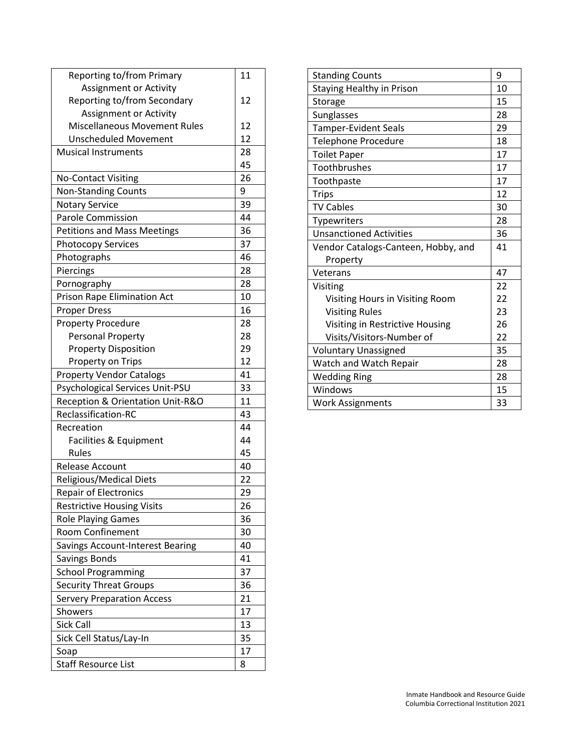| | |
|---|---|
| Reporting to/from Primary Assignment or Activity | 11 |
| Reporting to/from Secondary Assignment or Activity | 12 |
| Miscellaneous Movement Rules | 12 |
| Unscheduled Movement | 12 |
| Musical Instruments | 28<br>45 |
| No-Contact Visiting | 26 |
| Non-Standing Counts | 9 |
| Notary Service | 39 |
| Parole Commission | 44 |
| Petitions and Mass Meetings | 36 |
| Photocopy Services | 37 |
| Photographs | 46 |
| Piercings | 28 |
| Pornography | 28 |
| Prison Rape Elimination Act | 10 |
| Proper Dress | 16 |
| Property Procedure | 28 |
| Personal Property | 28 |
| Property Disposition | 29 |
| Property on Trips | 12 |
| Property Vendor Catalogs | 41 |
| Psychological Services Unit-PSU | 33 |
| Reception & Orientation Unit-R&O | 11 |
| Reclassification-RC | 43 |
| Recreation | 44 |
| Facilities & Equipment | 44 |
| Rules | 45 |
| Release Account | 40 |
| Religious/Medical Diets | 22 |
| Repair of Electronics | 29 |
| Restrictive Housing Visits | 26 |
| Role Playing Games | 36 |
| Room Confinement | 30 |
| Savings Account-Interest Bearing | 40 |
| Savings Bonds | 41 |
| School Programming | 37 |
| Security Threat Groups | 36 |
| Servery Preparation Access | 21 |
| Showers | 17 |
| Sick Call | 13 |
| Sick Cell Status/Lay-In | 35 |
| Soap | 17 |
| Staff Resource List | 8 |

| | |
|---|---|
| Standing Counts | 9 |
| Staying Healthy in Prison | 10 |
| Storage | 15 |
| Sunglasses | 28 |
| Tamper-Evident Seals | 29 |
| Telephone Procedure | 18 |
| Toilet Paper | 17 |
| Toothbrushes | 17 |
| Toothpaste | 17 |
| Trips | 12 |
| TV Cables | 30 |
| Typewriters | 28 |
| Unsanctioned Activities | 36 |
| Vendor Catalogs-Canteen, Hobby, and Property | 41 |
| Veterans | 47 |
| Visiting | 22 |
| Visiting Hours in Visiting Room | 22 |
| Visiting Rules | 23 |
| Visiting in Restrictive Housing | 26 |
| Visits/Visitors-Number of | 22 |
| Voluntary Unassigned | 35 |
| Watch and Watch Repair | 28 |
| Wedding Ring | 28 |
| Windows | 15 |
| Work Assignments | 33 |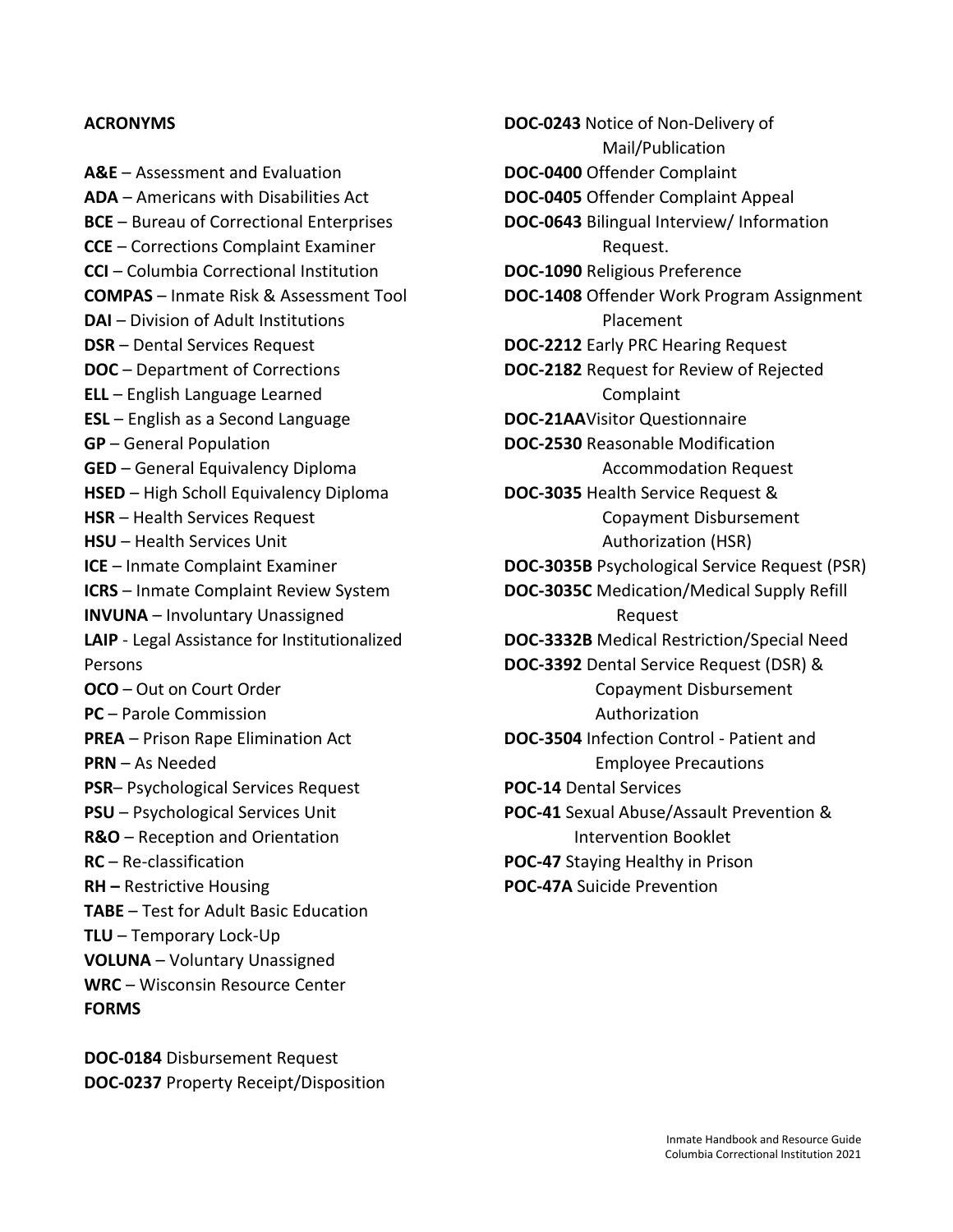**ACRONYMS**

**A&E** – Assessment and Evaluation
**ADA** – Americans with Disabilities Act
**BCE** – Bureau of Correctional Enterprises
**CCE** – Corrections Complaint Examiner
**CCI** – Columbia Correctional Institution
**COMPAS** – Inmate Risk & Assessment Tool
**DAI** – Division of Adult Institutions
**DSR** – Dental Services Request
**DOC** – Department of Corrections
**ELL** – English Language Learned
**ESL** – English as a Second Language
**GP** – General Population
**GED** – General Equivalency Diploma
**HSED** – High Scholl Equivalency Diploma
**HSR** – Health Services Request
**HSU** – Health Services Unit
**ICE** – Inmate Complaint Examiner
**ICRS** – Inmate Complaint Review System
**INVUNA** – Involuntary Unassigned
**LAIP** - Legal Assistance for Institutionalized Persons
**OCO** – Out on Court Order
**PC** – Parole Commission
**PREA** – Prison Rape Elimination Act
**PRN** – As Needed
**PSR**– Psychological Services Request
**PSU** – Psychological Services Unit
**R&O** – Reception and Orientation
**RC** – Re-classification
**RH –** Restrictive Housing
**TABE** – Test for Adult Basic Education
**TLU** – Temporary Lock-Up
**VOLUNA** – Voluntary Unassigned
**WRC** – Wisconsin Resource Center

**FORMS**

**DOC-0184** Disbursement Request
**DOC-0237** Property Receipt/Disposition
**DOC-0243** Notice of Non-Delivery of Mail/Publication
**DOC-0400** Offender Complaint
**DOC-0405** Offender Complaint Appeal
**DOC-0643** Bilingual Interview/ Information Request.
**DOC-1090** Religious Preference
**DOC-1408** Offender Work Program Assignment Placement
**DOC-2212** Early PRC Hearing Request
**DOC-2182** Request for Review of Rejected Complaint
**DOC-21AA**Visitor Questionnaire
**DOC-2530** Reasonable Modification Accommodation Request
**DOC-3035** Health Service Request & Copayment Disbursement Authorization (HSR)
**DOC-3035B** Psychological Service Request (PSR)
**DOC-3035C** Medication/Medical Supply Refill Request
**DOC-3332B** Medical Restriction/Special Need
**DOC-3392** Dental Service Request (DSR) & Copayment Disbursement Authorization
**DOC-3504** Infection Control - Patient and Employee Precautions
**POC-14** Dental Services
**POC-41** Sexual Abuse/Assault Prevention & Intervention Booklet
**POC-47** Staying Healthy in Prison
**POC-47A** Suicide Prevention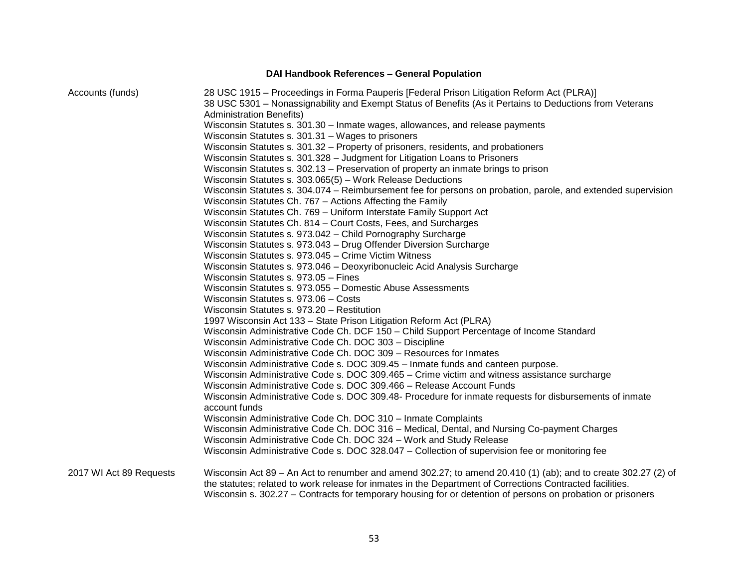**DAI Handbook References – General Population**

| | |
|---|---|
| Accounts (funds) | 28 USC 1915 – Proceedings in Forma Pauperis [Federal Prison Litigation Reform Act (PLRA)]<br>38 USC 5301 – Nonassignability and Exempt Status of Benefits (As it Pertains to Deductions from Veterans Administration Benefits)<br>Wisconsin Statutes s. 301.30 – Inmate wages, allowances, and release payments<br>Wisconsin Statutes s. 301.31 – Wages to prisoners<br>Wisconsin Statutes s. 301.32 – Property of prisoners, residents, and probationers<br>Wisconsin Statutes s. 301.328 – Judgment for Litigation Loans to Prisoners<br>Wisconsin Statutes s. 302.13 – Preservation of property an inmate brings to prison<br>Wisconsin Statutes s. 303.065(5) – Work Release Deductions<br>Wisconsin Statutes s. 304.074 – Reimbursement fee for persons on probation, parole, and extended supervision<br>Wisconsin Statutes Ch. 767 – Actions Affecting the Family<br>Wisconsin Statutes Ch. 769 – Uniform Interstate Family Support Act<br>Wisconsin Statutes Ch. 814 – Court Costs, Fees, and Surcharges<br>Wisconsin Statutes s. 973.042 – Child Pornography Surcharge<br>Wisconsin Statutes s. 973.043 – Drug Offender Diversion Surcharge<br>Wisconsin Statutes s. 973.045 – Crime Victim Witness<br>Wisconsin Statutes s. 973.046 – Deoxyribonucleic Acid Analysis Surcharge<br>Wisconsin Statutes s. 973.05 – Fines<br>Wisconsin Statutes s. 973.055 – Domestic Abuse Assessments<br>Wisconsin Statutes s. 973.06 – Costs<br>Wisconsin Statutes s. 973.20 – Restitution<br>1997 Wisconsin Act 133 – State Prison Litigation Reform Act (PLRA)<br>Wisconsin Administrative Code Ch. DCF 150 – Child Support Percentage of Income Standard<br>Wisconsin Administrative Code Ch. DOC 303 – Discipline<br>Wisconsin Administrative Code Ch. DOC 309 – Resources for Inmates<br>Wisconsin Administrative Code s. DOC 309.45 – Inmate funds and canteen purpose.<br>Wisconsin Administrative Code s. DOC 309.465 – Crime victim and witness assistance surcharge<br>Wisconsin Administrative Code s. DOC 309.466 – Release Account Funds<br>Wisconsin Administrative Code s. DOC 309.48- Procedure for inmate requests for disbursements of inmate account funds<br>Wisconsin Administrative Code Ch. DOC 310 – Inmate Complaints<br>Wisconsin Administrative Code Ch. DOC 316 – Medical, Dental, and Nursing Co-payment Charges<br>Wisconsin Administrative Code Ch. DOC 324 – Work and Study Release<br>Wisconsin Administrative Code s. DOC 328.047 – Collection of supervision fee or monitoring fee |
| 2017 WI Act 89 Requests | Wisconsin Act 89 – An Act to renumber and amend 302.27; to amend 20.410 (1) (ab); and to create 302.27 (2) of the statutes; related to work release for inmates in the Department of Corrections Contracted facilities.<br>Wisconsin s. 302.27 – Contracts for temporary housing for or detention of persons on probation or prisoners |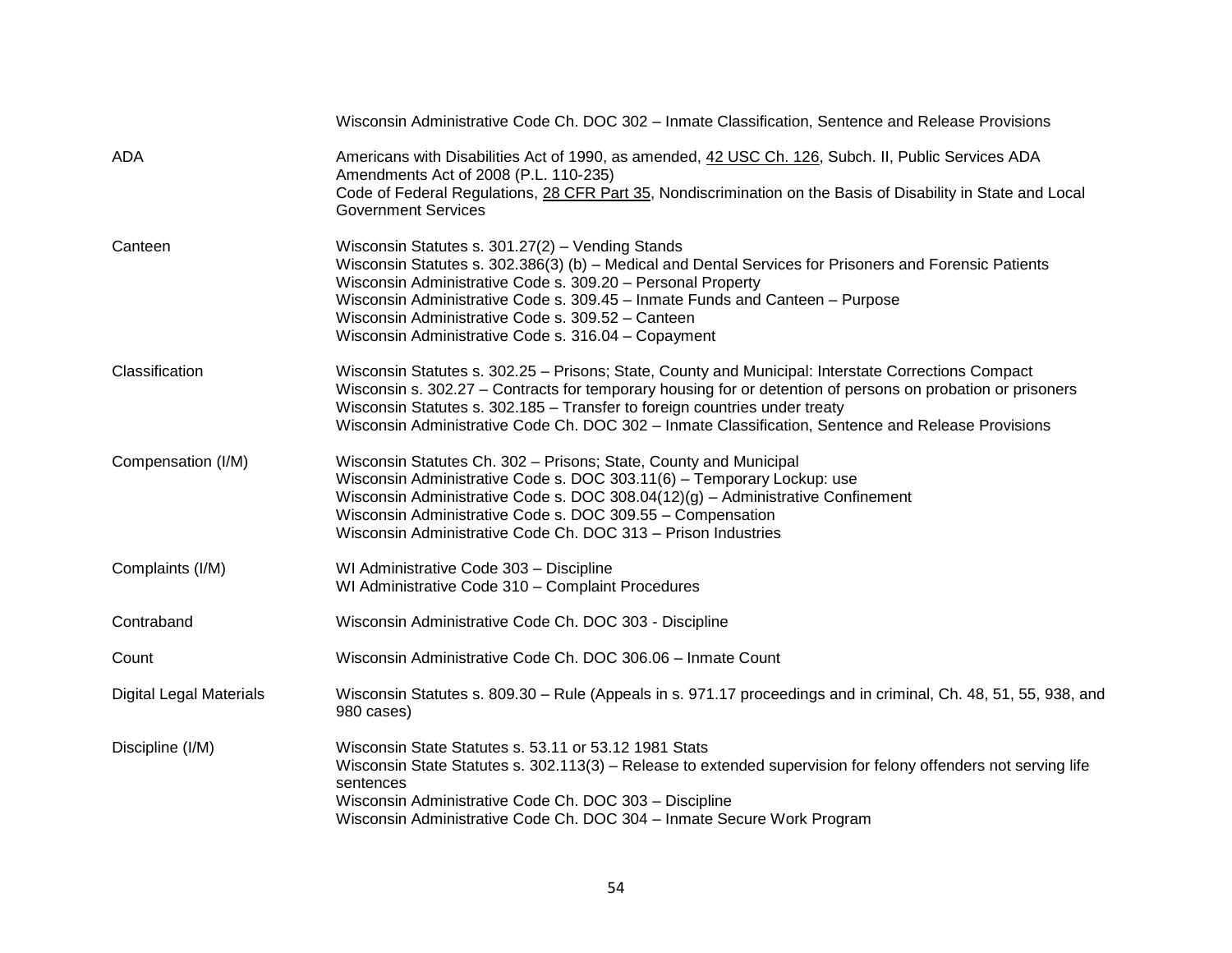| | |
|---|---|
| | Wisconsin Administrative Code Ch. DOC 302 – Inmate Classification, Sentence and Release Provisions |
| ADA | Americans with Disabilities Act of 1990, as amended, 42 USC Ch. 126, Subch. II, Public Services ADA Amendments Act of 2008 (P.L. 110-235)<br>Code of Federal Regulations, 28 CFR Part 35, Nondiscrimination on the Basis of Disability in State and Local Government Services |
| Canteen | Wisconsin Statutes s. 301.27(2) – Vending Stands<br>Wisconsin Statutes s. 302.386(3) (b) – Medical and Dental Services for Prisoners and Forensic Patients<br>Wisconsin Administrative Code s. 309.20 – Personal Property<br>Wisconsin Administrative Code s. 309.45 – Inmate Funds and Canteen – Purpose<br>Wisconsin Administrative Code s. 309.52 – Canteen<br>Wisconsin Administrative Code s. 316.04 – Copayment |
| Classification | Wisconsin Statutes s. 302.25 – Prisons; State, County and Municipal: Interstate Corrections Compact<br>Wisconsin s. 302.27 – Contracts for temporary housing for or detention of persons on probation or prisoners<br>Wisconsin Statutes s. 302.185 – Transfer to foreign countries under treaty<br>Wisconsin Administrative Code Ch. DOC 302 – Inmate Classification, Sentence and Release Provisions |
| Compensation (I/M) | Wisconsin Statutes Ch. 302 – Prisons; State, County and Municipal<br>Wisconsin Administrative Code s. DOC 303.11(6) – Temporary Lockup: use<br>Wisconsin Administrative Code s. DOC 308.04(12)(g) – Administrative Confinement<br>Wisconsin Administrative Code s. DOC 309.55 – Compensation<br>Wisconsin Administrative Code Ch. DOC 313 – Prison Industries |
| Complaints (I/M) | WI Administrative Code 303 – Discipline<br>WI Administrative Code 310 – Complaint Procedures |
| Contraband | Wisconsin Administrative Code Ch. DOC 303 - Discipline |
| Count | Wisconsin Administrative Code Ch. DOC 306.06 – Inmate Count |
| Digital Legal Materials | Wisconsin Statutes s. 809.30 – Rule (Appeals in s. 971.17 proceedings and in criminal, Ch. 48, 51, 55, 938, and 980 cases) |
| Discipline (I/M) | Wisconsin State Statutes s. 53.11 or 53.12 1981 Stats<br>Wisconsin State Statutes s. 302.113(3) – Release to extended supervision for felony offenders not serving life sentences<br>Wisconsin Administrative Code Ch. DOC 303 – Discipline<br>Wisconsin Administrative Code Ch. DOC 304 – Inmate Secure Work Program |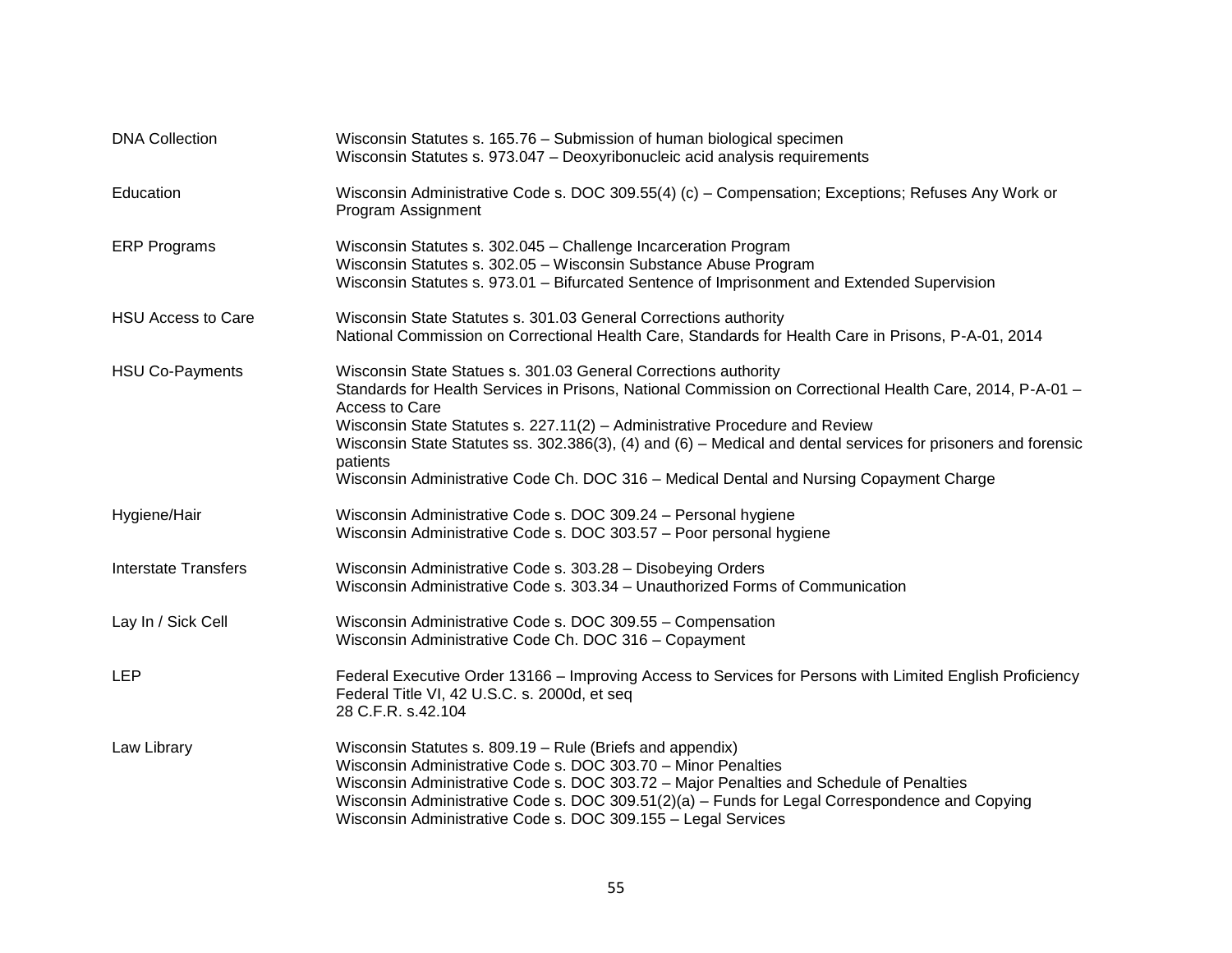| | |
|---|---|
| DNA Collection | Wisconsin Statutes s. 165.76 – Submission of human biological specimen<br>Wisconsin Statutes s. 973.047 – Deoxyribonucleic acid analysis requirements |
| Education | Wisconsin Administrative Code s. DOC 309.55(4) (c) – Compensation; Exceptions; Refuses Any Work or Program Assignment |
| ERP Programs | Wisconsin Statutes s. 302.045 – Challenge Incarceration Program<br>Wisconsin Statutes s. 302.05 – Wisconsin Substance Abuse Program<br>Wisconsin Statutes s. 973.01 – Bifurcated Sentence of Imprisonment and Extended Supervision |
| HSU Access to Care | Wisconsin State Statutes s. 301.03 General Corrections authority<br>National Commission on Correctional Health Care, Standards for Health Care in Prisons, P-A-01, 2014 |
| HSU Co-Payments | Wisconsin State Statues s. 301.03 General Corrections authority<br>Standards for Health Services in Prisons, National Commission on Correctional Health Care, 2014, P-A-01 – Access to Care<br>Wisconsin State Statutes s. 227.11(2) – Administrative Procedure and Review<br>Wisconsin State Statutes ss. 302.386(3), (4) and (6) – Medical and dental services for prisoners and forensic patients<br>Wisconsin Administrative Code Ch. DOC 316 – Medical Dental and Nursing Copayment Charge |
| Hygiene/Hair | Wisconsin Administrative Code s. DOC 309.24 – Personal hygiene<br>Wisconsin Administrative Code s. DOC 303.57 – Poor personal hygiene |
| Interstate Transfers | Wisconsin Administrative Code s. 303.28 – Disobeying Orders<br>Wisconsin Administrative Code s. 303.34 – Unauthorized Forms of Communication |
| Lay In / Sick Cell | Wisconsin Administrative Code s. DOC 309.55 – Compensation<br>Wisconsin Administrative Code Ch. DOC 316 – Copayment |
| LEP | Federal Executive Order 13166 – Improving Access to Services for Persons with Limited English Proficiency<br>Federal Title VI, 42 U.S.C. s. 2000d, et seq<br>28 C.F.R. s.42.104 |
| Law Library | Wisconsin Statutes s. 809.19 – Rule (Briefs and appendix)<br>Wisconsin Administrative Code s. DOC 303.70 – Minor Penalties<br>Wisconsin Administrative Code s. DOC 303.72 – Major Penalties and Schedule of Penalties<br>Wisconsin Administrative Code s. DOC 309.51(2)(a) – Funds for Legal Correspondence and Copying<br>Wisconsin Administrative Code s. DOC 309.155 – Legal Services |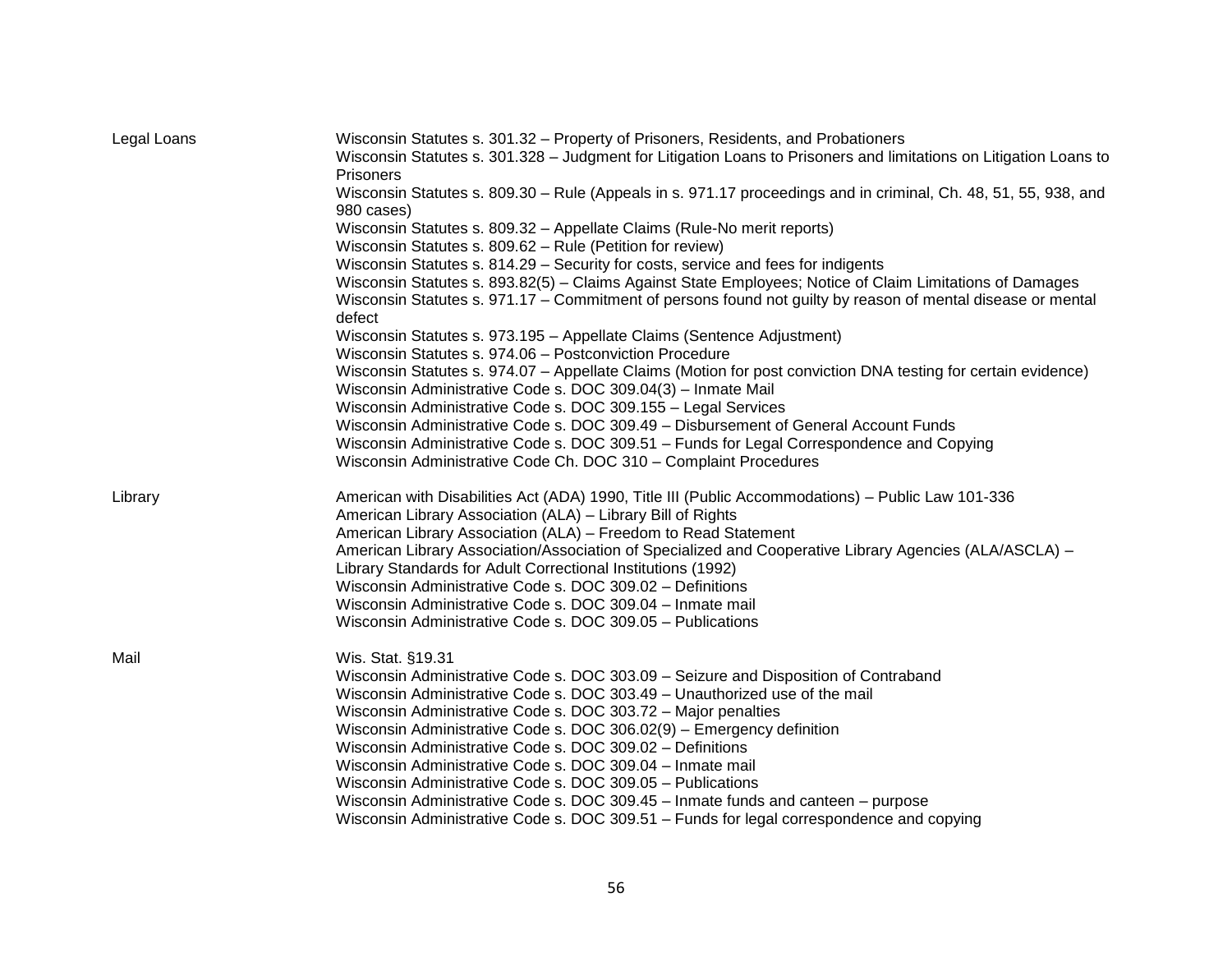| | |
|---|---|
| Legal Loans | Wisconsin Statutes s. 301.32 – Property of Prisoners, Residents, and Probationers<br>Wisconsin Statutes s. 301.328 – Judgment for Litigation Loans to Prisoners and limitations on Litigation Loans to Prisoners<br>Wisconsin Statutes s. 809.30 – Rule (Appeals in s. 971.17 proceedings and in criminal, Ch. 48, 51, 55, 938, and 980 cases)<br>Wisconsin Statutes s. 809.32 – Appellate Claims (Rule-No merit reports)<br>Wisconsin Statutes s. 809.62 – Rule (Petition for review)<br>Wisconsin Statutes s. 814.29 – Security for costs, service and fees for indigents<br>Wisconsin Statutes s. 893.82(5) – Claims Against State Employees; Notice of Claim Limitations of Damages<br>Wisconsin Statutes s. 971.17 – Commitment of persons found not guilty by reason of mental disease or mental defect<br>Wisconsin Statutes s. 973.195 – Appellate Claims (Sentence Adjustment)<br>Wisconsin Statutes s. 974.06 – Postconviction Procedure<br>Wisconsin Statutes s. 974.07 – Appellate Claims (Motion for post conviction DNA testing for certain evidence)<br>Wisconsin Administrative Code s. DOC 309.04(3) – Inmate Mail<br>Wisconsin Administrative Code s. DOC 309.155 – Legal Services<br>Wisconsin Administrative Code s. DOC 309.49 – Disbursement of General Account Funds<br>Wisconsin Administrative Code s. DOC 309.51 – Funds for Legal Correspondence and Copying<br>Wisconsin Administrative Code Ch. DOC 310 – Complaint Procedures |
| Library | American with Disabilities Act (ADA) 1990, Title III (Public Accommodations) – Public Law 101-336<br>American Library Association (ALA) – Library Bill of Rights<br>American Library Association (ALA) – Freedom to Read Statement<br>American Library Association/Association of Specialized and Cooperative Library Agencies (ALA/ASCLA) – Library Standards for Adult Correctional Institutions (1992)<br>Wisconsin Administrative Code s. DOC 309.02 – Definitions<br>Wisconsin Administrative Code s. DOC 309.04 – Inmate mail<br>Wisconsin Administrative Code s. DOC 309.05 – Publications |
| Mail | Wis. Stat. §19.31<br>Wisconsin Administrative Code s. DOC 303.09 – Seizure and Disposition of Contraband<br>Wisconsin Administrative Code s. DOC 303.49 – Unauthorized use of the mail<br>Wisconsin Administrative Code s. DOC 303.72 – Major penalties<br>Wisconsin Administrative Code s. DOC 306.02(9) – Emergency definition<br>Wisconsin Administrative Code s. DOC 309.02 – Definitions<br>Wisconsin Administrative Code s. DOC 309.04 – Inmate mail<br>Wisconsin Administrative Code s. DOC 309.05 – Publications<br>Wisconsin Administrative Code s. DOC 309.45 – Inmate funds and canteen – purpose<br>Wisconsin Administrative Code s. DOC 309.51 – Funds for legal correspondence and copying |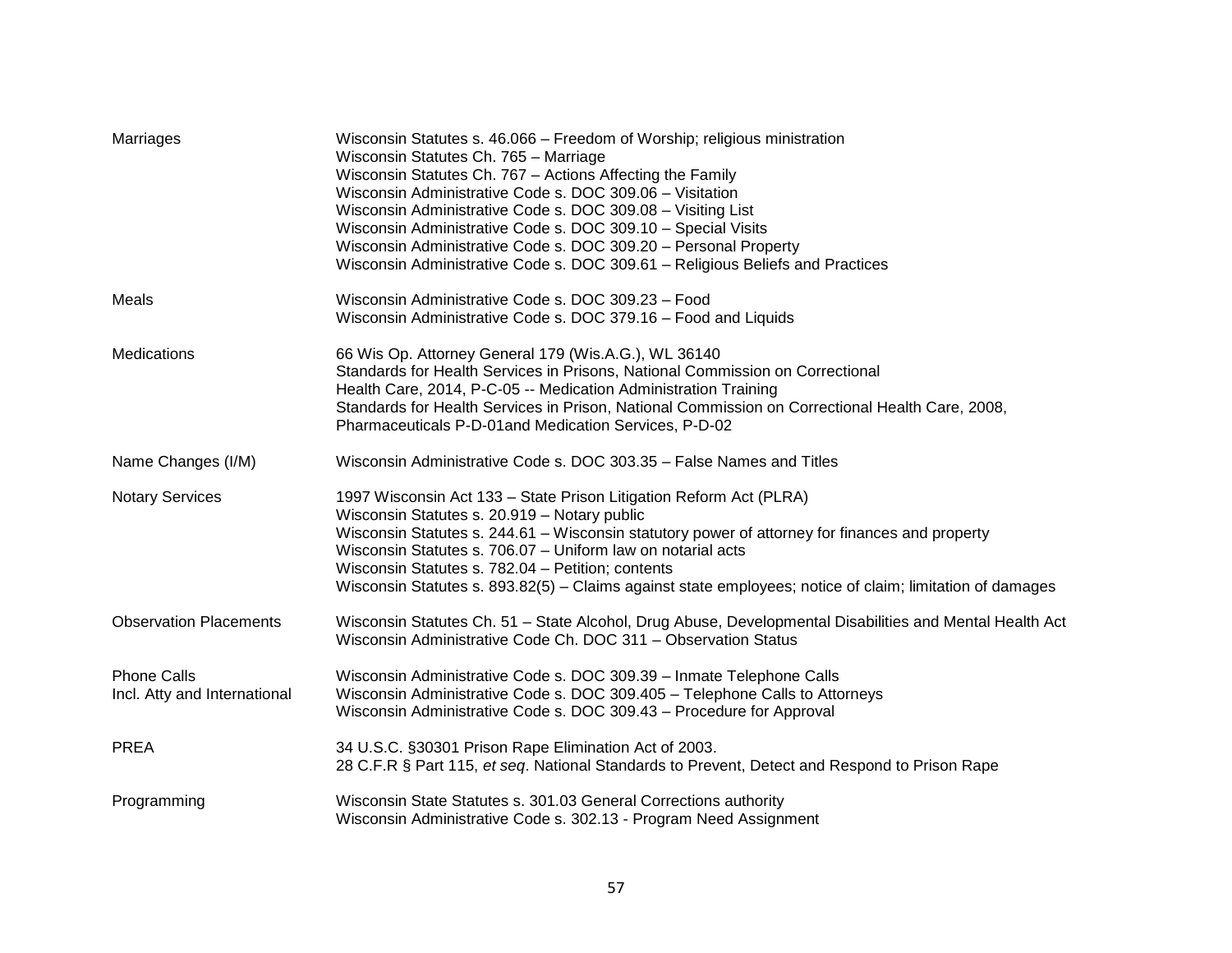| | |
|---|---|
| Marriages | Wisconsin Statutes s. 46.066 – Freedom of Worship; religious ministration<br>Wisconsin Statutes Ch. 765 – Marriage<br>Wisconsin Statutes Ch. 767 – Actions Affecting the Family<br>Wisconsin Administrative Code s. DOC 309.06 – Visitation<br>Wisconsin Administrative Code s. DOC 309.08 – Visiting List<br>Wisconsin Administrative Code s. DOC 309.10 – Special Visits<br>Wisconsin Administrative Code s. DOC 309.20 – Personal Property<br>Wisconsin Administrative Code s. DOC 309.61 – Religious Beliefs and Practices |
| Meals | Wisconsin Administrative Code s. DOC 309.23 – Food<br>Wisconsin Administrative Code s. DOC 379.16 – Food and Liquids |
| Medications | 66 Wis Op. Attorney General 179 (Wis.A.G.), WL 36140<br>Standards for Health Services in Prisons, National Commission on Correctional Health Care, 2014, P-C-05 -- Medication Administration Training<br>Standards for Health Services in Prison, National Commission on Correctional Health Care, 2008, Pharmaceuticals P-D-01and Medication Services, P-D-02 |
| Name Changes (I/M) | Wisconsin Administrative Code s. DOC 303.35 – False Names and Titles |
| Notary Services | 1997 Wisconsin Act 133 – State Prison Litigation Reform Act (PLRA)<br>Wisconsin Statutes s. 20.919 – Notary public<br>Wisconsin Statutes s. 244.61 – Wisconsin statutory power of attorney for finances and property<br>Wisconsin Statutes s. 706.07 – Uniform law on notarial acts<br>Wisconsin Statutes s. 782.04 – Petition; contents<br>Wisconsin Statutes s. 893.82(5) – Claims against state employees; notice of claim; limitation of damages |
| Observation Placements | Wisconsin Statutes Ch. 51 – State Alcohol, Drug Abuse, Developmental Disabilities and Mental Health Act<br>Wisconsin Administrative Code Ch. DOC 311 – Observation Status |
| Phone Calls<br>Incl. Atty and International | Wisconsin Administrative Code s. DOC 309.39 – Inmate Telephone Calls<br>Wisconsin Administrative Code s. DOC 309.405 – Telephone Calls to Attorneys<br>Wisconsin Administrative Code s. DOC 309.43 – Procedure for Approval |
| PREA | 34 U.S.C. §30301 Prison Rape Elimination Act of 2003.<br>28 C.F.R § Part 115, *et seq*. National Standards to Prevent, Detect and Respond to Prison Rape |
| Programming | Wisconsin State Statutes s. 301.03 General Corrections authority<br>Wisconsin Administrative Code s. 302.13 - Program Need Assignment |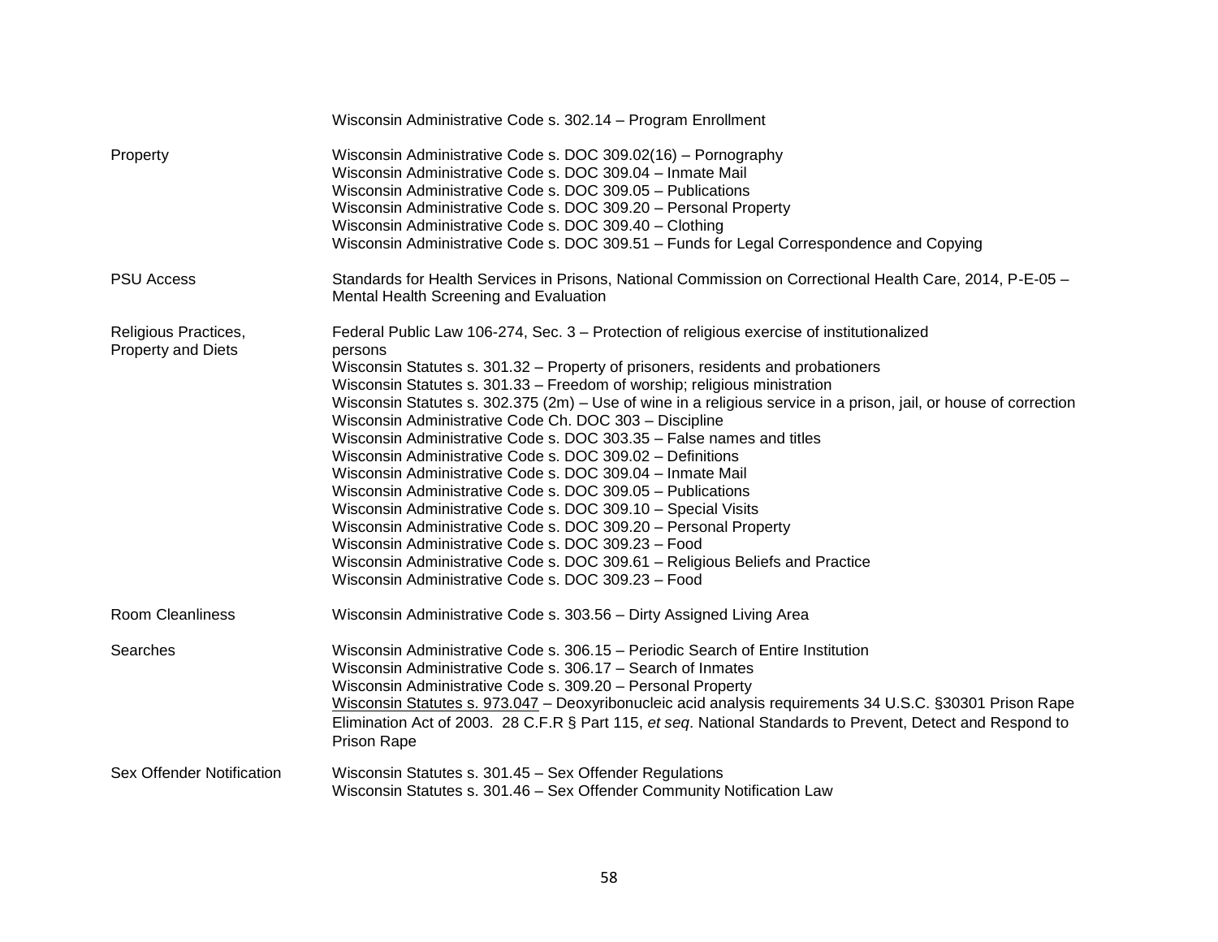| | |
|---|---|
| | Wisconsin Administrative Code s. 302.14 – Program Enrollment |
| Property | Wisconsin Administrative Code s. DOC 309.02(16) – Pornography<br>Wisconsin Administrative Code s. DOC 309.04 – Inmate Mail<br>Wisconsin Administrative Code s. DOC 309.05 – Publications<br>Wisconsin Administrative Code s. DOC 309.20 – Personal Property<br>Wisconsin Administrative Code s. DOC 309.40 – Clothing<br>Wisconsin Administrative Code s. DOC 309.51 – Funds for Legal Correspondence and Copying |
| PSU Access | Standards for Health Services in Prisons, National Commission on Correctional Health Care, 2014, P-E-05 – Mental Health Screening and Evaluation |
| Religious Practices, Property and Diets | Federal Public Law 106-274, Sec. 3 – Protection of religious exercise of institutionalized persons<br>Wisconsin Statutes s. 301.32 – Property of prisoners, residents and probationers<br>Wisconsin Statutes s. 301.33 – Freedom of worship; religious ministration<br>Wisconsin Statutes s. 302.375 (2m) – Use of wine in a religious service in a prison, jail, or house of correction<br>Wisconsin Administrative Code Ch. DOC 303 – Discipline<br>Wisconsin Administrative Code s. DOC 303.35 – False names and titles<br>Wisconsin Administrative Code s. DOC 309.02 – Definitions<br>Wisconsin Administrative Code s. DOC 309.04 – Inmate Mail<br>Wisconsin Administrative Code s. DOC 309.05 – Publications<br>Wisconsin Administrative Code s. DOC 309.10 – Special Visits<br>Wisconsin Administrative Code s. DOC 309.20 – Personal Property<br>Wisconsin Administrative Code s. DOC 309.23 – Food<br>Wisconsin Administrative Code s. DOC 309.61 – Religious Beliefs and Practice<br>Wisconsin Administrative Code s. DOC 309.23 – Food |
| Room Cleanliness | Wisconsin Administrative Code s. 303.56 – Dirty Assigned Living Area |
| Searches | Wisconsin Administrative Code s. 306.15 – Periodic Search of Entire Institution<br>Wisconsin Administrative Code s. 306.17 – Search of Inmates<br>Wisconsin Administrative Code s. 309.20 – Personal Property<br>Wisconsin Statutes s. 973.047 – Deoxyribonucleic acid analysis requirements 34 U.S.C. §30301 Prison Rape Elimination Act of 2003. 28 C.F.R § Part 115, *et seq*. National Standards to Prevent, Detect and Respond to Prison Rape |
| Sex Offender Notification | Wisconsin Statutes s. 301.45 – Sex Offender Regulations<br>Wisconsin Statutes s. 301.46 – Sex Offender Community Notification Law |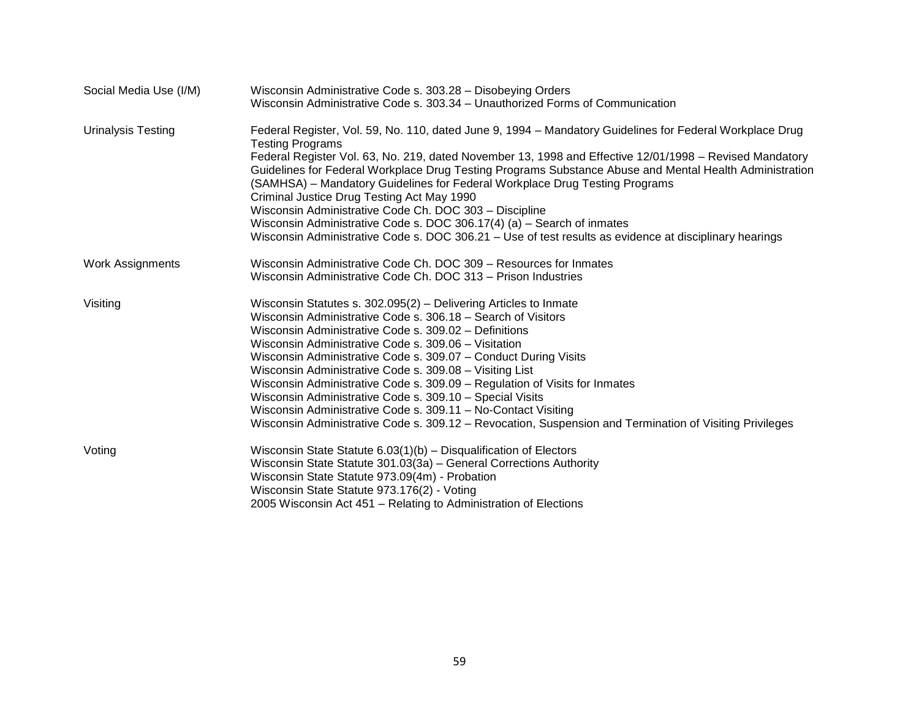| | |
|---|---|
| Social Media Use (I/M) | Wisconsin Administrative Code s. 303.28 – Disobeying Orders<br>Wisconsin Administrative Code s. 303.34 – Unauthorized Forms of Communication |
| Urinalysis Testing | Federal Register, Vol. 59, No. 110, dated June 9, 1994 – Mandatory Guidelines for Federal Workplace Drug Testing Programs<br>Federal Register Vol. 63, No. 219, dated November 13, 1998 and Effective 12/01/1998 – Revised Mandatory Guidelines for Federal Workplace Drug Testing Programs Substance Abuse and Mental Health Administration (SAMHSA) – Mandatory Guidelines for Federal Workplace Drug Testing Programs<br>Criminal Justice Drug Testing Act May 1990<br>Wisconsin Administrative Code Ch. DOC 303 – Discipline<br>Wisconsin Administrative Code s. DOC 306.17(4) (a) – Search of inmates<br>Wisconsin Administrative Code s. DOC 306.21 – Use of test results as evidence at disciplinary hearings |
| Work Assignments | Wisconsin Administrative Code Ch. DOC 309 – Resources for Inmates<br>Wisconsin Administrative Code Ch. DOC 313 – Prison Industries |
| Visiting | Wisconsin Statutes s. 302.095(2) – Delivering Articles to Inmate<br>Wisconsin Administrative Code s. 306.18 – Search of Visitors<br>Wisconsin Administrative Code s. 309.02 – Definitions<br>Wisconsin Administrative Code s. 309.06 – Visitation<br>Wisconsin Administrative Code s. 309.07 – Conduct During Visits<br>Wisconsin Administrative Code s. 309.08 – Visiting List<br>Wisconsin Administrative Code s. 309.09 – Regulation of Visits for Inmates<br>Wisconsin Administrative Code s. 309.10 – Special Visits<br>Wisconsin Administrative Code s. 309.11 – No-Contact Visiting<br>Wisconsin Administrative Code s. 309.12 – Revocation, Suspension and Termination of Visiting Privileges |
| Voting | Wisconsin State Statute 6.03(1)(b) – Disqualification of Electors<br>Wisconsin State Statute 301.03(3a) – General Corrections Authority<br>Wisconsin State Statute 973.09(4m) - Probation<br>Wisconsin State Statute 973.176(2) - Voting<br>2005 Wisconsin Act 451 – Relating to Administration of Elections |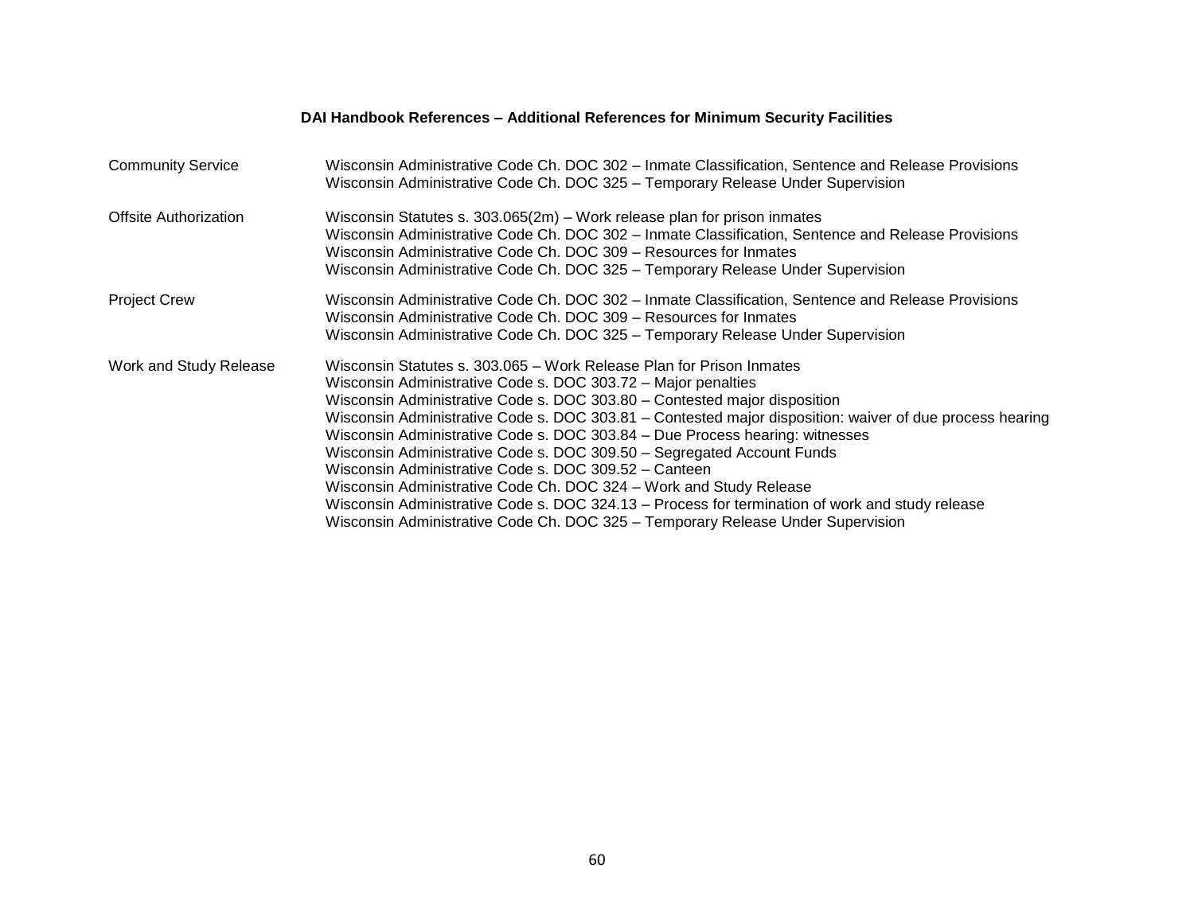**DAI Handbook References – Additional References for Minimum Security Facilities**

| | |
|---|---|
| Community Service | Wisconsin Administrative Code Ch. DOC 302 – Inmate Classification, Sentence and Release Provisions<br>Wisconsin Administrative Code Ch. DOC 325 – Temporary Release Under Supervision |
| Offsite Authorization | Wisconsin Statutes s. 303.065(2m) – Work release plan for prison inmates<br>Wisconsin Administrative Code Ch. DOC 302 – Inmate Classification, Sentence and Release Provisions<br>Wisconsin Administrative Code Ch. DOC 309 – Resources for Inmates<br>Wisconsin Administrative Code Ch. DOC 325 – Temporary Release Under Supervision |
| Project Crew | Wisconsin Administrative Code Ch. DOC 302 – Inmate Classification, Sentence and Release Provisions<br>Wisconsin Administrative Code Ch. DOC 309 – Resources for Inmates<br>Wisconsin Administrative Code Ch. DOC 325 – Temporary Release Under Supervision |
| Work and Study Release | Wisconsin Statutes s. 303.065 – Work Release Plan for Prison Inmates<br>Wisconsin Administrative Code s. DOC 303.72 – Major penalties<br>Wisconsin Administrative Code s. DOC 303.80 – Contested major disposition<br>Wisconsin Administrative Code s. DOC 303.81 – Contested major disposition: waiver of due process hearing<br>Wisconsin Administrative Code s. DOC 303.84 – Due Process hearing: witnesses<br>Wisconsin Administrative Code s. DOC 309.50 – Segregated Account Funds<br>Wisconsin Administrative Code s. DOC 309.52 – Canteen<br>Wisconsin Administrative Code Ch. DOC 324 – Work and Study Release<br>Wisconsin Administrative Code s. DOC 324.13 – Process for termination of work and study release<br>Wisconsin Administrative Code Ch. DOC 325 – Temporary Release Under Supervision |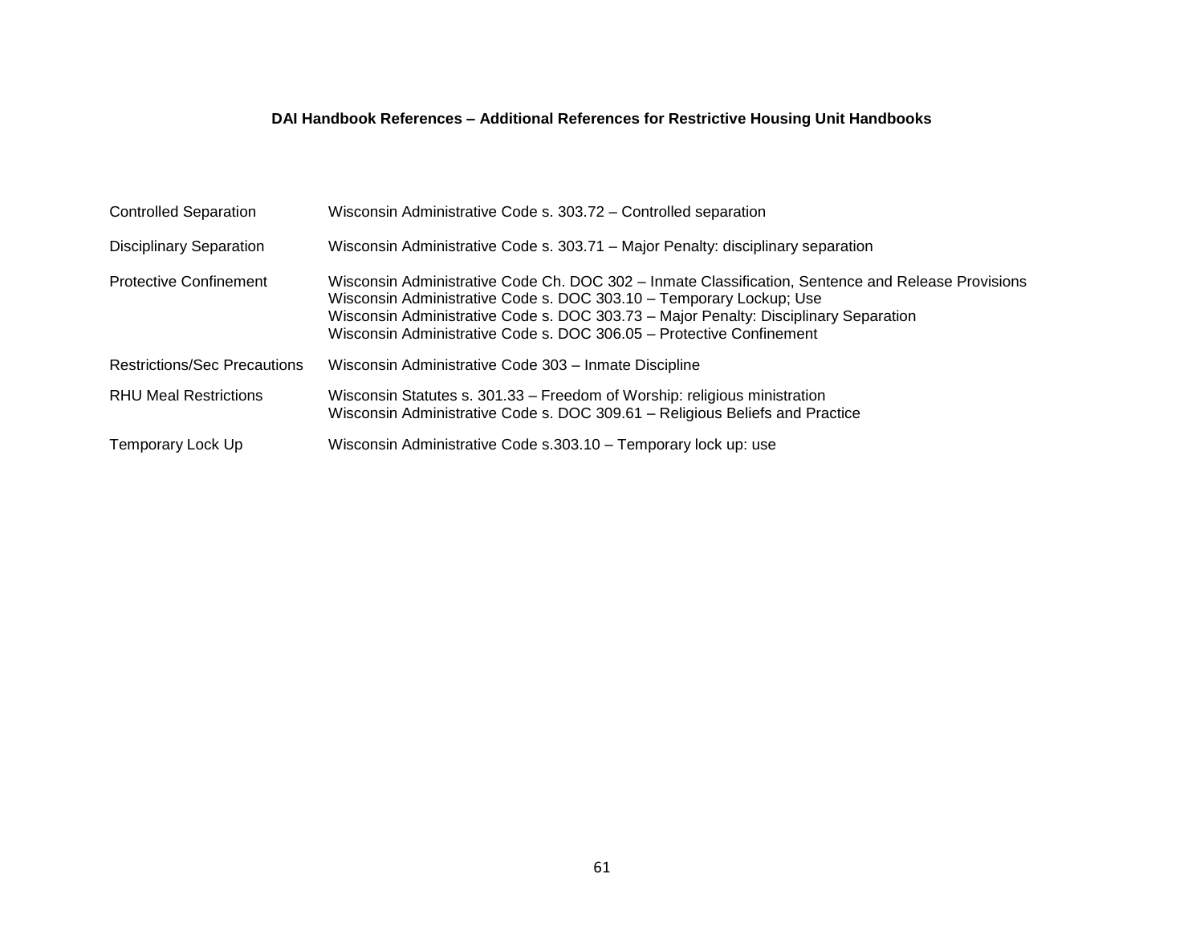**DAI Handbook References – Additional References for Restrictive Housing Unit Handbooks**

| | |
|---|---|
| Controlled Separation | Wisconsin Administrative Code s. 303.72 – Controlled separation |
| Disciplinary Separation | Wisconsin Administrative Code s. 303.71 – Major Penalty: disciplinary separation |
| Protective Confinement | Wisconsin Administrative Code Ch. DOC 302 – Inmate Classification, Sentence and Release Provisions<br>Wisconsin Administrative Code s. DOC 303.10 – Temporary Lockup; Use<br>Wisconsin Administrative Code s. DOC 303.73 – Major Penalty: Disciplinary Separation<br>Wisconsin Administrative Code s. DOC 306.05 – Protective Confinement |
| Restrictions/Sec Precautions | Wisconsin Administrative Code 303 – Inmate Discipline |
| RHU Meal Restrictions | Wisconsin Statutes s. 301.33 – Freedom of Worship: religious ministration<br>Wisconsin Administrative Code s. DOC 309.61 – Religious Beliefs and Practice |
| Temporary Lock Up | Wisconsin Administrative Code s.303.10 – Temporary lock up: use |